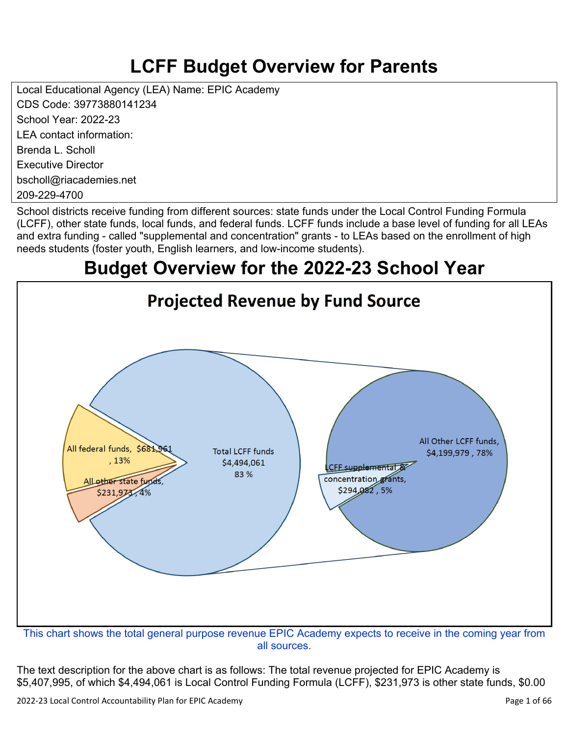# LCFF Budget Overview for Parents

Local Educational Agency (LEA) Name: EPIC Academy

CDS Code: 39773880141234

School Year: 2022-23

LEA contact information:

Brenda L. Scholl

Executive Director

bscholl@riacademies.net

209-229-4700

School districts receive funding from different sources: state funds under the Local Control Funding Formula (LCFF), other state funds, local funds, and federal funds. LCFF funds include a base level of funding for all LEAs and extra funding - called "supplemental and concentration" grants - to LEAs based on the enrollment of high needs students (foster youth, English learners, and low-income students).

# Budget Overview for the 2022-23 School Year

## Projected Revenue by Fund Source

All federal funds, $681,961, 13%

All other state funds, $231,973, 4%

Total LCFF funds $4,494,061 83 %

LCFF supplemental & concentration grants, $294,082, 5%

All Other LCFF funds, $4,199,979, 78%

This chart shows the total general purpose revenue EPIC Academy expects to receive in the coming year from all sources.

The text description for the above chart is as follows: The total revenue projected for EPIC Academy is $5,407,995, of which $4,494,061 is Local Control Funding Formula (LCFF), $231,973 is other state funds, $0.00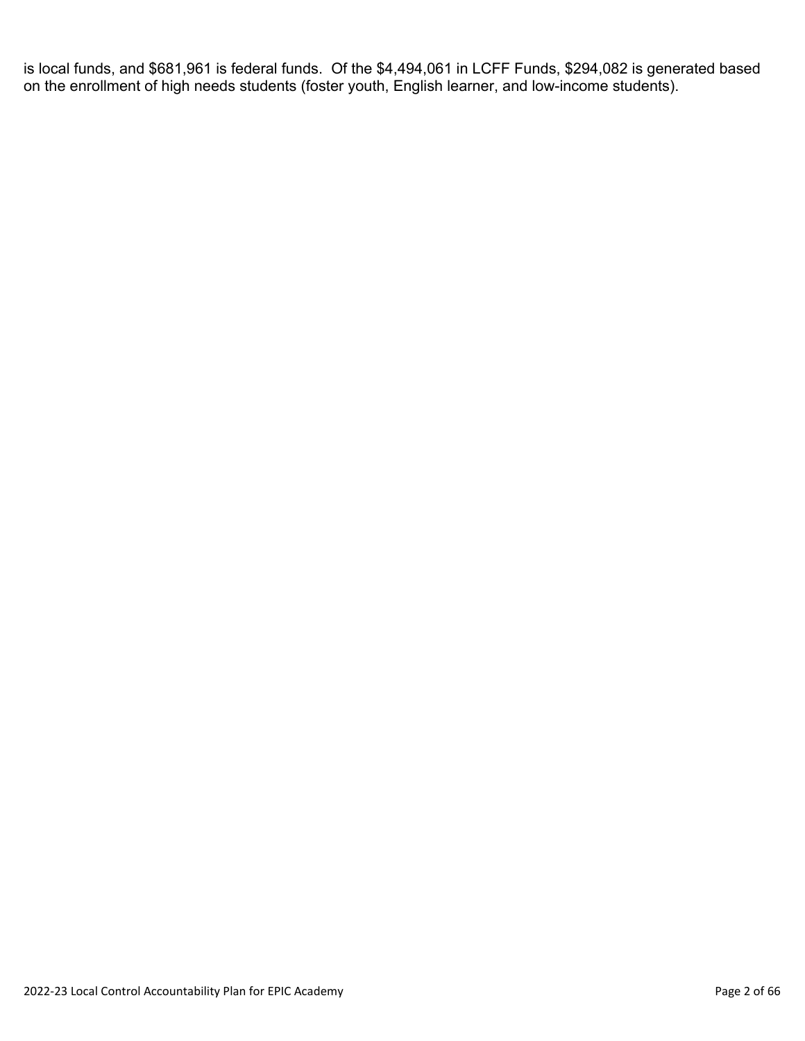is local funds, and $681,961 is federal funds.  Of the $4,494,061 in LCFF Funds, $294,082 is generated based on the enrollment of high needs students (foster youth, English learner, and low-income students).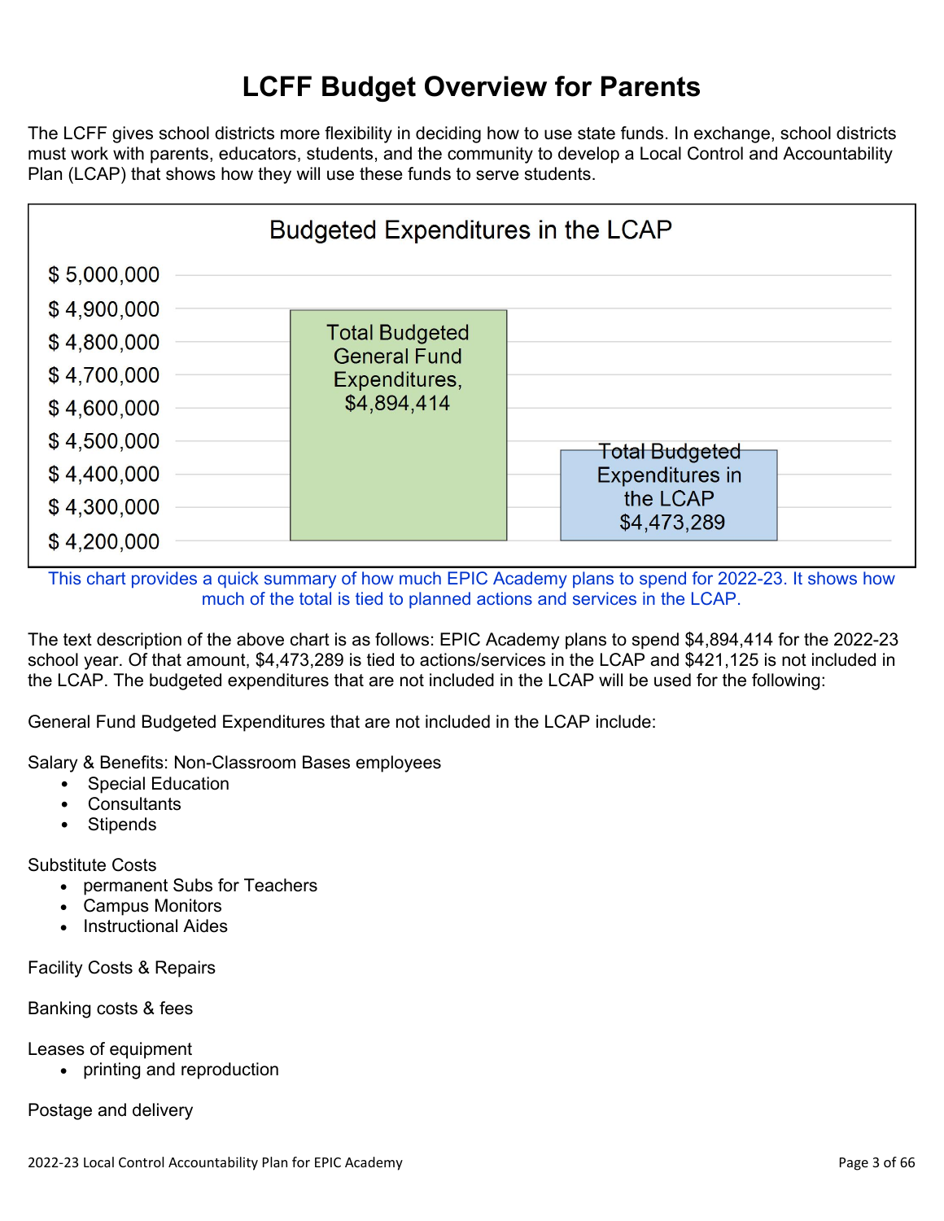# LCFF Budget Overview for Parents

The LCFF gives school districts more flexibility in deciding how to use state funds. In exchange, school districts must work with parents, educators, students, and the community to develop a Local Control and Accountability Plan (LCAP) that shows how they will use these funds to serve students.

**Budgeted Expenditures in the LCAP**

| Category | Amount |
|---|---|
| Total Budgeted General Fund Expenditures | $4,894,414 |
| Total Budgeted Expenditures in the LCAP | $4,473,289 |

This chart provides a quick summary of how much EPIC Academy plans to spend for 2022-23. It shows how much of the total is tied to planned actions and services in the LCAP.

The text description of the above chart is as follows: EPIC Academy plans to spend $4,894,414 for the 2022-23 school year. Of that amount, $4,473,289 is tied to actions/services in the LCAP and $421,125 is not included in the LCAP. The budgeted expenditures that are not included in the LCAP will be used for the following:

General Fund Budgeted Expenditures that are not included in the LCAP include:

Salary & Benefits: Non-Classroom Bases employees

- Special Education
- Consultants
- Stipends

Substitute Costs

- permanent Subs for Teachers
- Campus Monitors
- Instructional Aides

Facility Costs & Repairs

Banking costs & fees

Leases of equipment

- printing and reproduction

Postage and delivery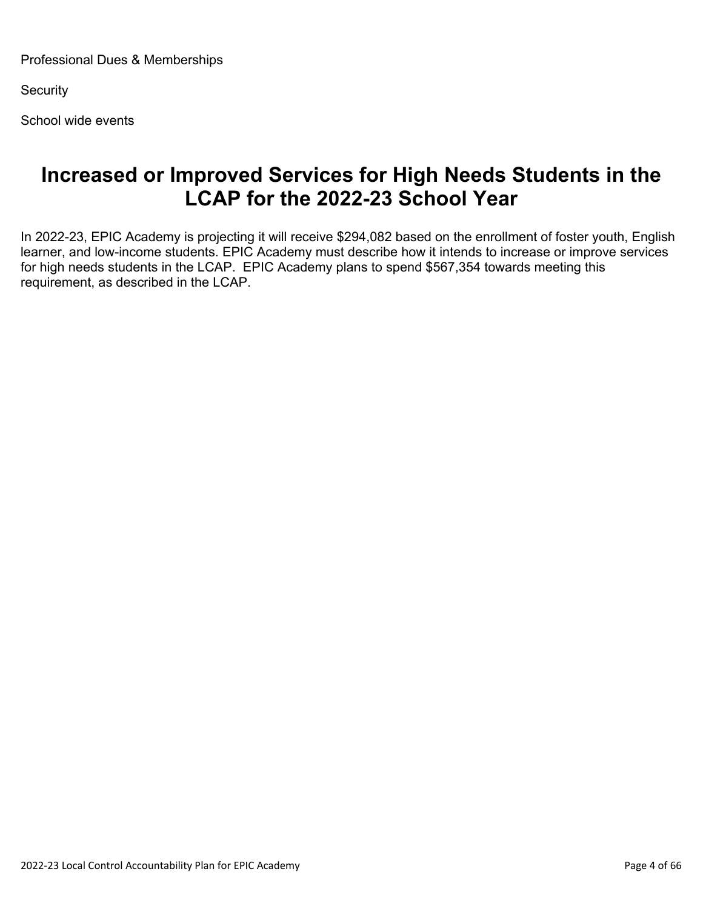Professional Dues & Memberships

Security

School wide events

# Increased or Improved Services for High Needs Students in the LCAP for the 2022-23 School Year

In 2022-23, EPIC Academy is projecting it will receive $294,082 based on the enrollment of foster youth, English learner, and low-income students. EPIC Academy must describe how it intends to increase or improve services for high needs students in the LCAP. EPIC Academy plans to spend $567,354 towards meeting this requirement, as described in the LCAP.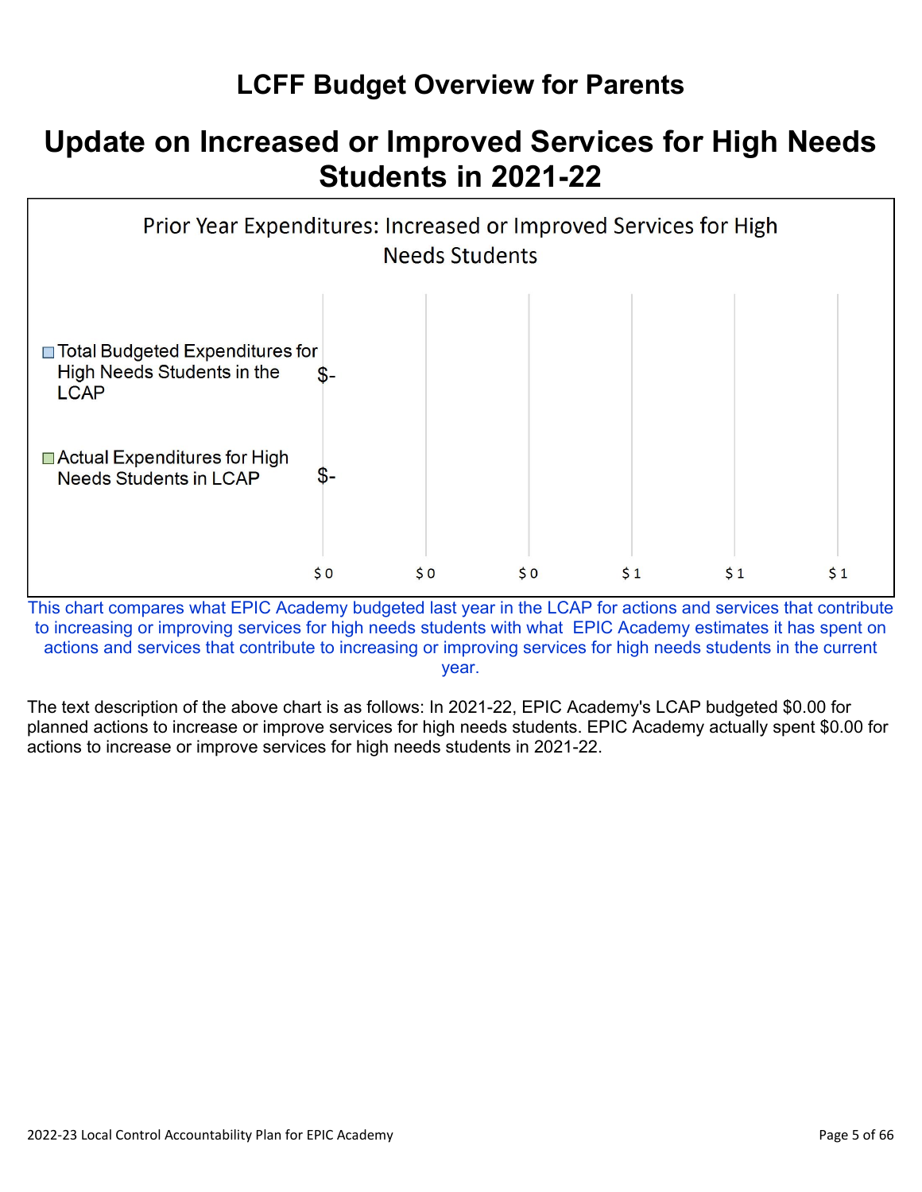# LCFF Budget Overview for Parents

## Update on Increased or Improved Services for High Needs Students in 2021-22

Prior Year Expenditures: Increased or Improved Services for High Needs Students

| | |
|---|---|
| Total Budgeted Expenditures for High Needs Students in the LCAP | $- |
| Actual Expenditures for High Needs Students in LCAP | $- |

$ 0 $ 0 $ 0 $ 1 $ 1 $ 1

This chart compares what EPIC Academy budgeted last year in the LCAP for actions and services that contribute to increasing or improving services for high needs students with what EPIC Academy estimates it has spent on actions and services that contribute to increasing or improving services for high needs students in the current year.

The text description of the above chart is as follows: In 2021-22, EPIC Academy's LCAP budgeted $0.00 for planned actions to increase or improve services for high needs students. EPIC Academy actually spent $0.00 for actions to increase or improve services for high needs students in 2021-22.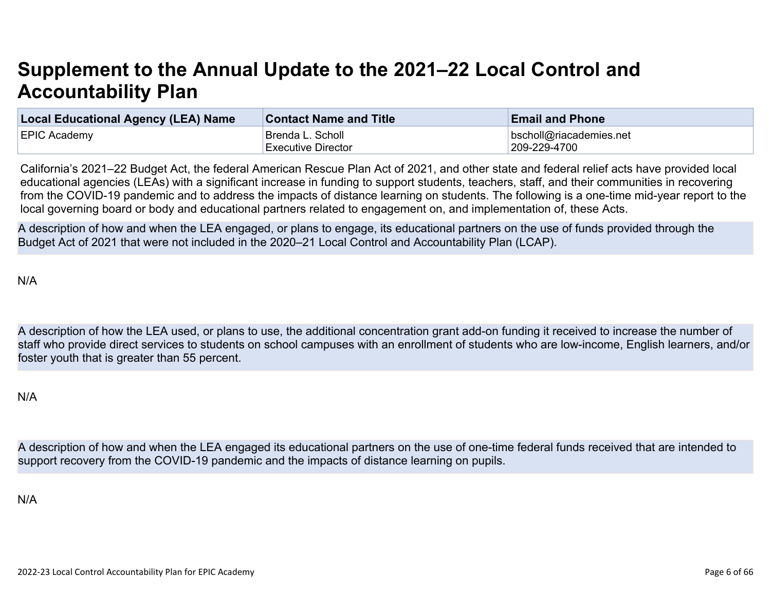# Supplement to the Annual Update to the 2021–22 Local Control and Accountability Plan

| Local Educational Agency (LEA) Name | Contact Name and Title | Email and Phone |
| --- | --- | --- |
| EPIC Academy | Brenda L. Scholl<br>Executive Director | bscholl@riacademies.net<br>209-229-4700 |

California's 2021–22 Budget Act, the federal American Rescue Plan Act of 2021, and other state and federal relief acts have provided local educational agencies (LEAs) with a significant increase in funding to support students, teachers, staff, and their communities in recovering from the COVID-19 pandemic and to address the impacts of distance learning on students. The following is a one-time mid-year report to the local governing board or body and educational partners related to engagement on, and implementation of, these Acts.

A description of how and when the LEA engaged, or plans to engage, its educational partners on the use of funds provided through the Budget Act of 2021 that were not included in the 2020–21 Local Control and Accountability Plan (LCAP).

N/A

A description of how the LEA used, or plans to use, the additional concentration grant add-on funding it received to increase the number of staff who provide direct services to students on school campuses with an enrollment of students who are low-income, English learners, and/or foster youth that is greater than 55 percent.

N/A

A description of how and when the LEA engaged its educational partners on the use of one-time federal funds received that are intended to support recovery from the COVID-19 pandemic and the impacts of distance learning on pupils.

N/A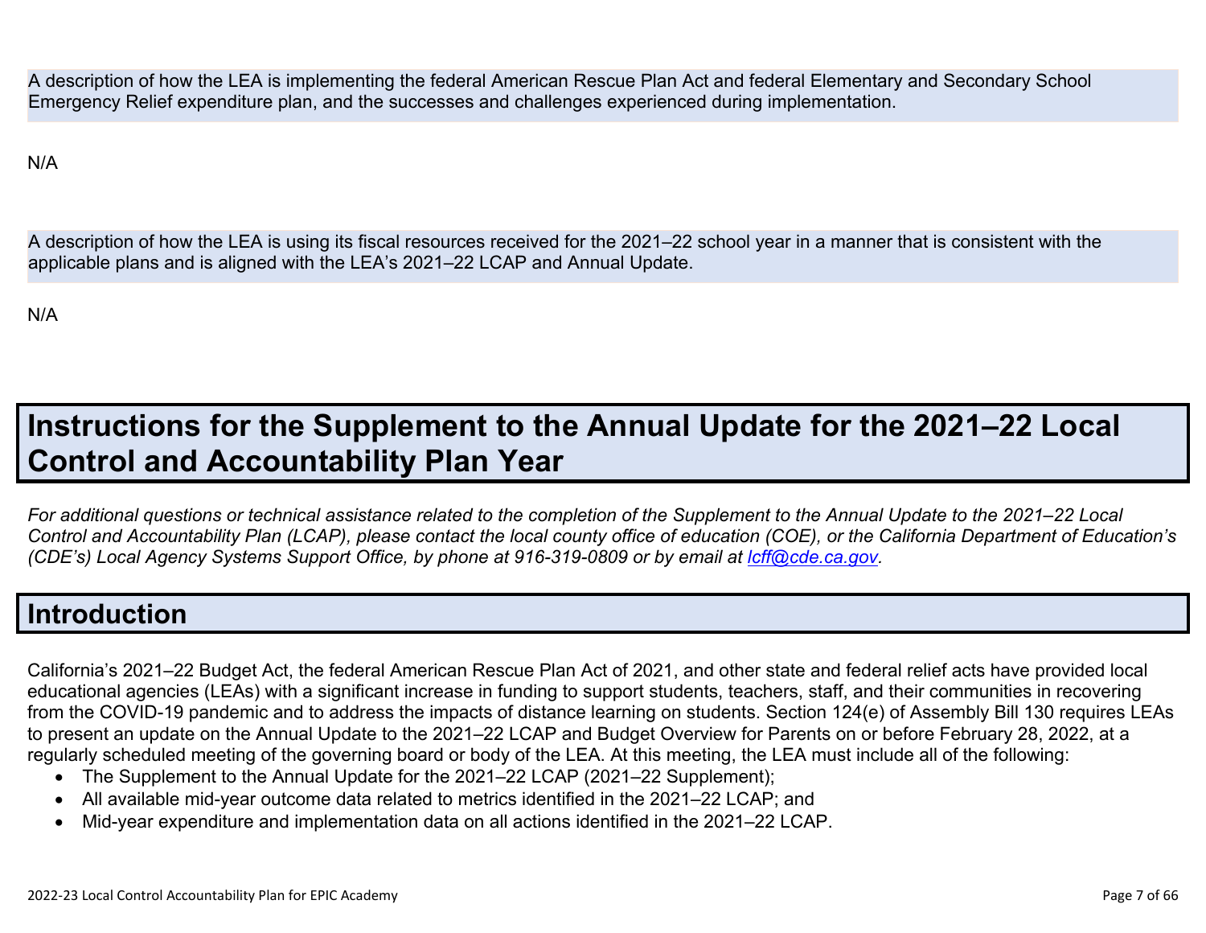A description of how the LEA is implementing the federal American Rescue Plan Act and federal Elementary and Secondary School Emergency Relief expenditure plan, and the successes and challenges experienced during implementation.

N/A

A description of how the LEA is using its fiscal resources received for the 2021–22 school year in a manner that is consistent with the applicable plans and is aligned with the LEA's 2021–22 LCAP and Annual Update.

N/A

# Instructions for the Supplement to the Annual Update for the 2021–22 Local Control and Accountability Plan Year

*For additional questions or technical assistance related to the completion of the Supplement to the Annual Update to the 2021–22 Local Control and Accountability Plan (LCAP), please contact the local county office of education (COE), or the California Department of Education's (CDE's) Local Agency Systems Support Office, by phone at 916-319-0809 or by email at [lcff@cde.ca.gov](mailto:lcff@cde.ca.gov).*

## Introduction

California's 2021–22 Budget Act, the federal American Rescue Plan Act of 2021, and other state and federal relief acts have provided local educational agencies (LEAs) with a significant increase in funding to support students, teachers, staff, and their communities in recovering from the COVID-19 pandemic and to address the impacts of distance learning on students. Section 124(e) of Assembly Bill 130 requires LEAs to present an update on the Annual Update to the 2021–22 LCAP and Budget Overview for Parents on or before February 28, 2022, at a regularly scheduled meeting of the governing board or body of the LEA. At this meeting, the LEA must include all of the following:

- The Supplement to the Annual Update for the 2021–22 LCAP (2021–22 Supplement);
- All available mid-year outcome data related to metrics identified in the 2021–22 LCAP; and
- Mid-year expenditure and implementation data on all actions identified in the 2021–22 LCAP.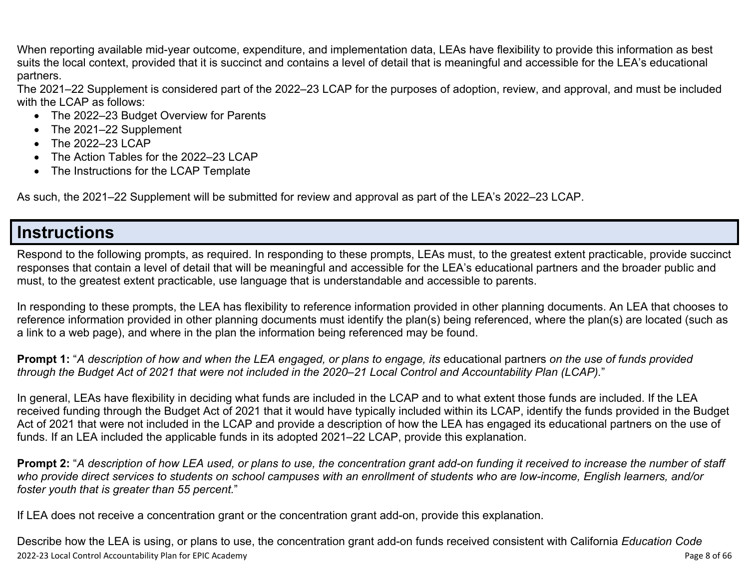When reporting available mid-year outcome, expenditure, and implementation data, LEAs have flexibility to provide this information as best suits the local context, provided that it is succinct and contains a level of detail that is meaningful and accessible for the LEA's educational partners.

The 2021–22 Supplement is considered part of the 2022–23 LCAP for the purposes of adoption, review, and approval, and must be included with the LCAP as follows:

- The 2022–23 Budget Overview for Parents
- The 2021–22 Supplement
- The 2022–23 LCAP
- The Action Tables for the 2022–23 LCAP
- The Instructions for the LCAP Template

As such, the 2021–22 Supplement will be submitted for review and approval as part of the LEA's 2022–23 LCAP.

# Instructions

Respond to the following prompts, as required. In responding to these prompts, LEAs must, to the greatest extent practicable, provide succinct responses that contain a level of detail that will be meaningful and accessible for the LEA's educational partners and the broader public and must, to the greatest extent practicable, use language that is understandable and accessible to parents.

In responding to these prompts, the LEA has flexibility to reference information provided in other planning documents. An LEA that chooses to reference information provided in other planning documents must identify the plan(s) being referenced, where the plan(s) are located (such as a link to a web page), and where in the plan the information being referenced may be found.

**Prompt 1:** "*A description of how and when the LEA engaged, or plans to engage, its* educational partners *on the use of funds provided through the Budget Act of 2021 that were not included in the 2020–21 Local Control and Accountability Plan (LCAP).*"

In general, LEAs have flexibility in deciding what funds are included in the LCAP and to what extent those funds are included. If the LEA received funding through the Budget Act of 2021 that it would have typically included within its LCAP, identify the funds provided in the Budget Act of 2021 that were not included in the LCAP and provide a description of how the LEA has engaged its educational partners on the use of funds. If an LEA included the applicable funds in its adopted 2021–22 LCAP, provide this explanation.

**Prompt 2:** "*A description of how LEA used, or plans to use, the concentration grant add-on funding it received to increase the number of staff who provide direct services to students on school campuses with an enrollment of students who are low-income, English learners, and/or foster youth that is greater than 55 percent.*"

If LEA does not receive a concentration grant or the concentration grant add-on, provide this explanation.

Describe how the LEA is using, or plans to use, the concentration grant add-on funds received consistent with California *Education Code*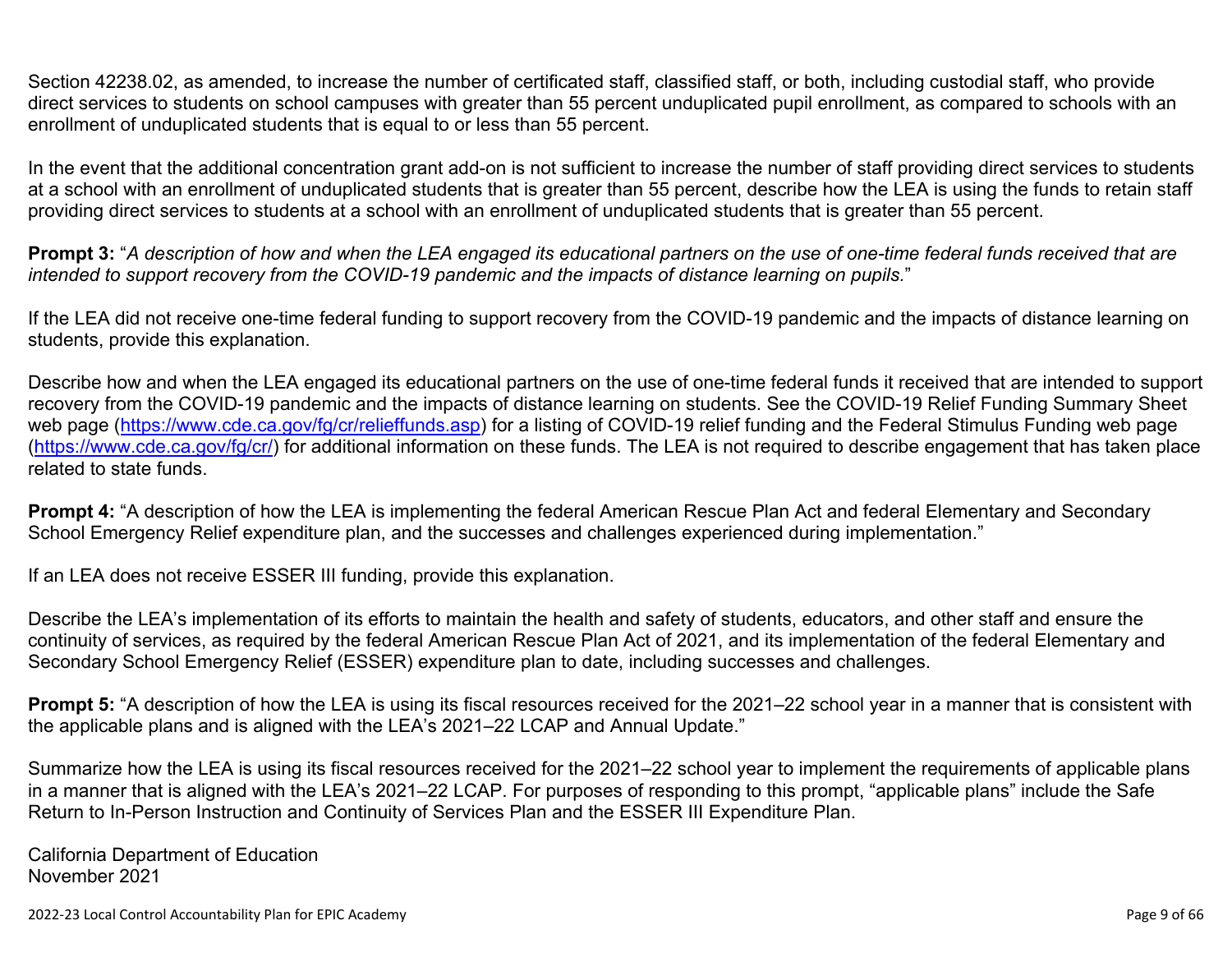Section 42238.02, as amended, to increase the number of certificated staff, classified staff, or both, including custodial staff, who provide direct services to students on school campuses with greater than 55 percent unduplicated pupil enrollment, as compared to schools with an enrollment of unduplicated students that is equal to or less than 55 percent.

In the event that the additional concentration grant add-on is not sufficient to increase the number of staff providing direct services to students at a school with an enrollment of unduplicated students that is greater than 55 percent, describe how the LEA is using the funds to retain staff providing direct services to students at a school with an enrollment of unduplicated students that is greater than 55 percent.

**Prompt 3:** "*A description of how and when the LEA engaged its educational partners on the use of one-time federal funds received that are intended to support recovery from the COVID-19 pandemic and the impacts of distance learning on pupils.*"

If the LEA did not receive one-time federal funding to support recovery from the COVID-19 pandemic and the impacts of distance learning on students, provide this explanation.

Describe how and when the LEA engaged its educational partners on the use of one-time federal funds it received that are intended to support recovery from the COVID-19 pandemic and the impacts of distance learning on students. See the COVID-19 Relief Funding Summary Sheet web page (https://www.cde.ca.gov/fg/cr/relieffunds.asp) for a listing of COVID-19 relief funding and the Federal Stimulus Funding web page (https://www.cde.ca.gov/fg/cr/) for additional information on these funds. The LEA is not required to describe engagement that has taken place related to state funds.

**Prompt 4:** "A description of how the LEA is implementing the federal American Rescue Plan Act and federal Elementary and Secondary School Emergency Relief expenditure plan, and the successes and challenges experienced during implementation."

If an LEA does not receive ESSER III funding, provide this explanation.

Describe the LEA's implementation of its efforts to maintain the health and safety of students, educators, and other staff and ensure the continuity of services, as required by the federal American Rescue Plan Act of 2021, and its implementation of the federal Elementary and Secondary School Emergency Relief (ESSER) expenditure plan to date, including successes and challenges.

**Prompt 5:** "A description of how the LEA is using its fiscal resources received for the 2021–22 school year in a manner that is consistent with the applicable plans and is aligned with the LEA's 2021–22 LCAP and Annual Update."

Summarize how the LEA is using its fiscal resources received for the 2021–22 school year to implement the requirements of applicable plans in a manner that is aligned with the LEA's 2021–22 LCAP. For purposes of responding to this prompt, "applicable plans" include the Safe Return to In-Person Instruction and Continuity of Services Plan and the ESSER III Expenditure Plan.

California Department of Education
November 2021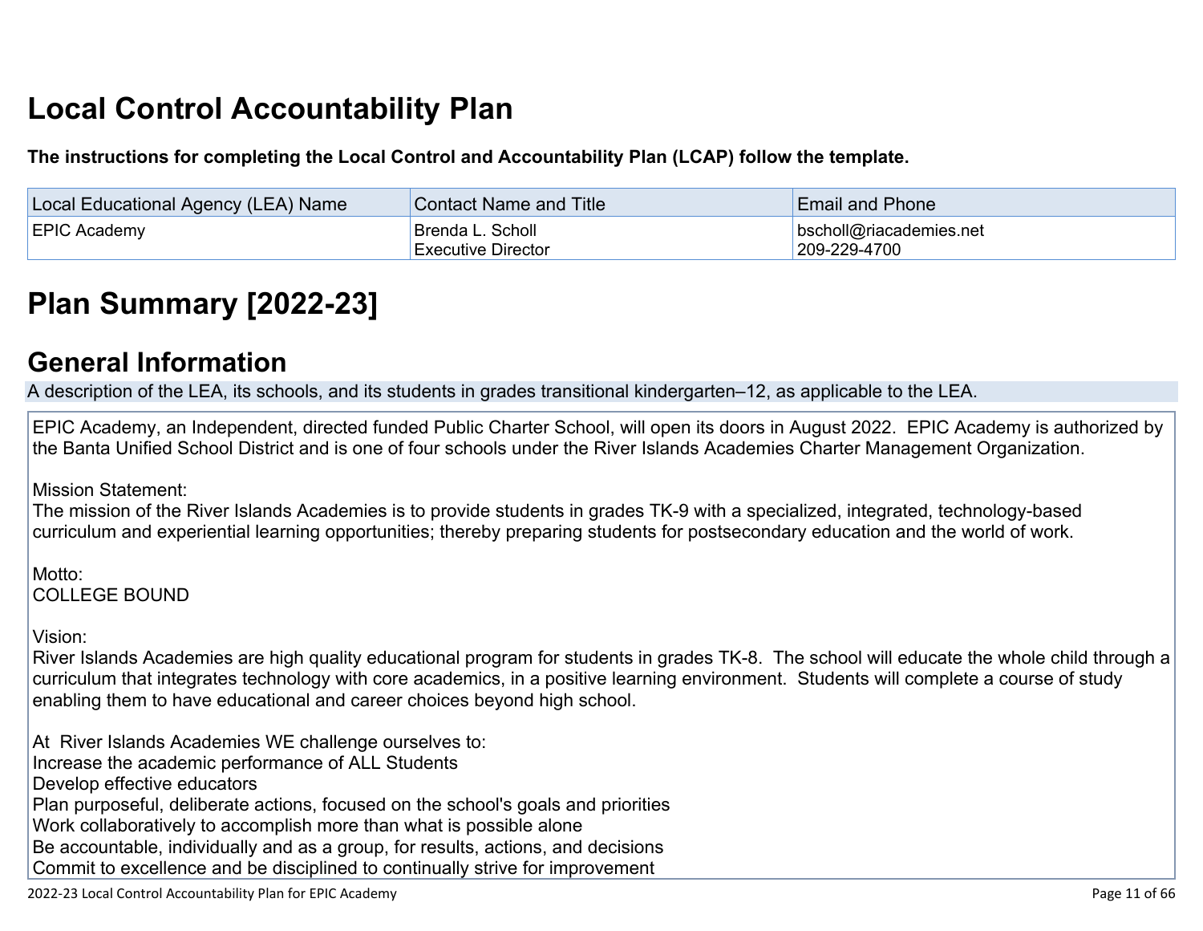# Local Control Accountability Plan

**The instructions for completing the Local Control and Accountability Plan (LCAP) follow the template.**

| Local Educational Agency (LEA) Name | Contact Name and Title | Email and Phone |
|---|---|---|
| EPIC Academy | Brenda L. Scholl<br>Executive Director | bscholl@riacademies.net<br>209-229-4700 |

# Plan Summary [2022-23]

## General Information

A description of the LEA, its schools, and its students in grades transitional kindergarten–12, as applicable to the LEA.

EPIC Academy, an Independent, directed funded Public Charter School, will open its doors in August 2022. EPIC Academy is authorized by the Banta Unified School District and is one of four schools under the River Islands Academies Charter Management Organization.

Mission Statement:
The mission of the River Islands Academies is to provide students in grades TK-9 with a specialized, integrated, technology-based curriculum and experiential learning opportunities; thereby preparing students for postsecondary education and the world of work.

Motto:
COLLEGE BOUND

Vision:
River Islands Academies are high quality educational program for students in grades TK-8. The school will educate the whole child through a curriculum that integrates technology with core academics, in a positive learning environment. Students will complete a course of study enabling them to have educational and career choices beyond high school.

At River Islands Academies WE challenge ourselves to:
Increase the academic performance of ALL Students
Develop effective educators
Plan purposeful, deliberate actions, focused on the school's goals and priorities
Work collaboratively to accomplish more than what is possible alone
Be accountable, individually and as a group, for results, actions, and decisions
Commit to excellence and be disciplined to continually strive for improvement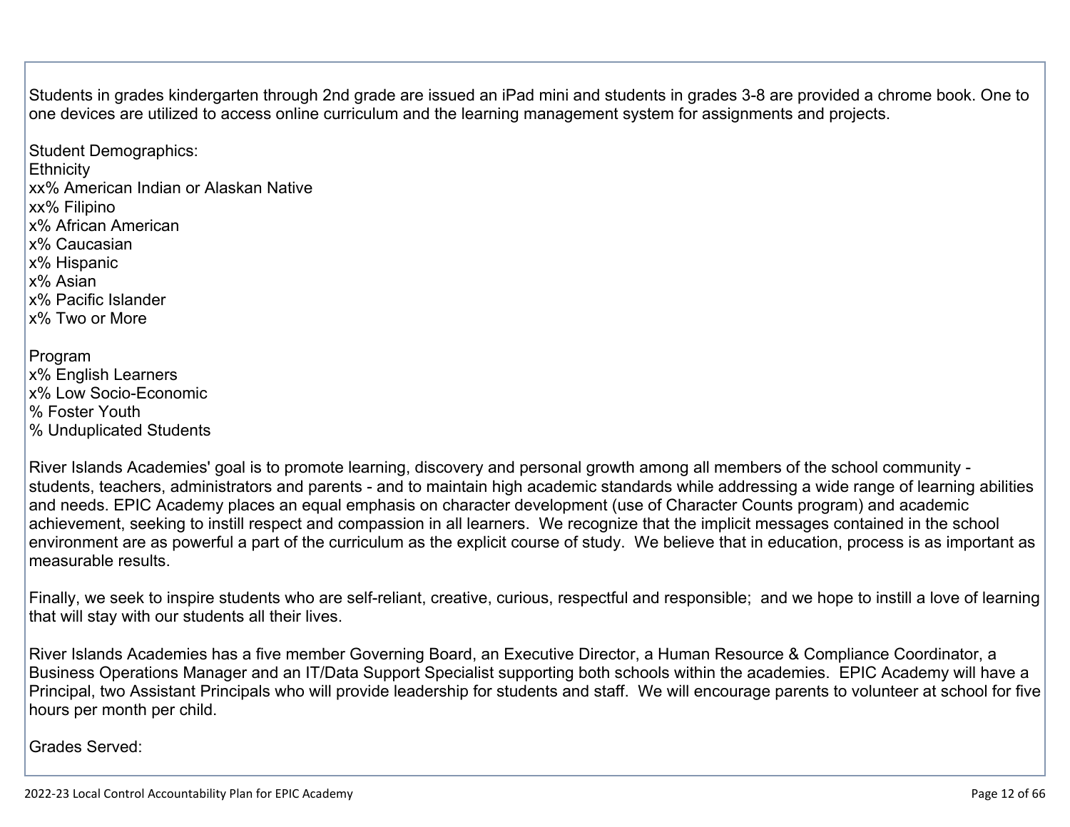Students in grades kindergarten through 2nd grade are issued an iPad mini and students in grades 3-8 are provided a chrome book. One to one devices are utilized to access online curriculum and the learning management system for assignments and projects.

Student Demographics:
Ethnicity
xx% American Indian or Alaskan Native
xx% Filipino
x% African American
x% Caucasian
x% Hispanic
x% Asian
x% Pacific Islander
x% Two or More

Program
x% English Learners
x% Low Socio-Economic
% Foster Youth
% Unduplicated Students

River Islands Academies' goal is to promote learning, discovery and personal growth among all members of the school community - students, teachers, administrators and parents - and to maintain high academic standards while addressing a wide range of learning abilities and needs. EPIC Academy places an equal emphasis on character development (use of Character Counts program) and academic achievement, seeking to instill respect and compassion in all learners. We recognize that the implicit messages contained in the school environment are as powerful a part of the curriculum as the explicit course of study. We believe that in education, process is as important as measurable results.

Finally, we seek to inspire students who are self-reliant, creative, curious, respectful and responsible; and we hope to instill a love of learning that will stay with our students all their lives.

River Islands Academies has a five member Governing Board, an Executive Director, a Human Resource & Compliance Coordinator, a Business Operations Manager and an IT/Data Support Specialist supporting both schools within the academies. EPIC Academy will have a Principal, two Assistant Principals who will provide leadership for students and staff. We will encourage parents to volunteer at school for five hours per month per child.

Grades Served: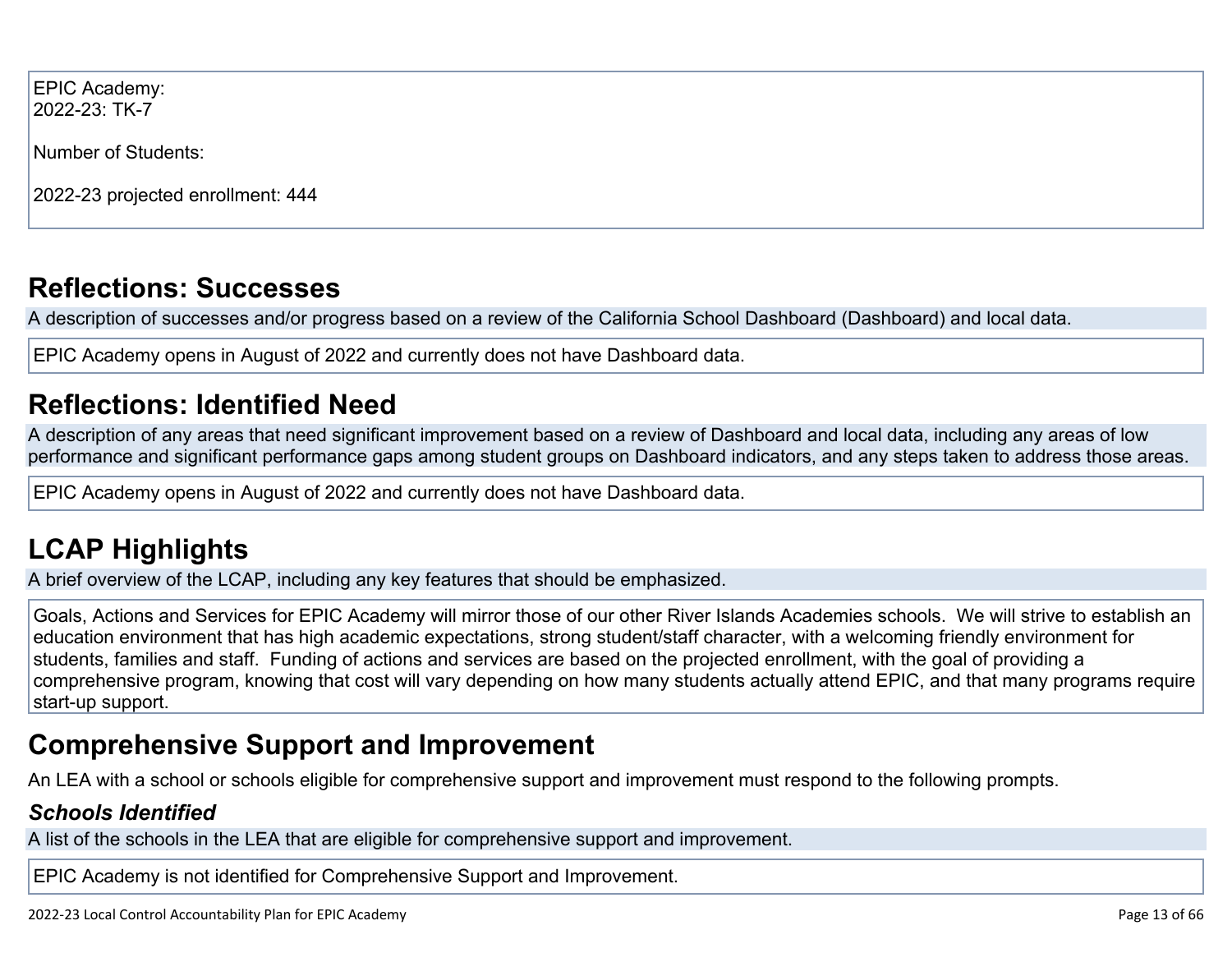EPIC Academy:
2022-23: TK-7

Number of Students:

2022-23 projected enrollment: 444

## Reflections: Successes

A description of successes and/or progress based on a review of the California School Dashboard (Dashboard) and local data.

EPIC Academy opens in August of 2022 and currently does not have Dashboard data.

## Reflections: Identified Need

A description of any areas that need significant improvement based on a review of Dashboard and local data, including any areas of low performance and significant performance gaps among student groups on Dashboard indicators, and any steps taken to address those areas.

EPIC Academy opens in August of 2022 and currently does not have Dashboard data.

## LCAP Highlights

A brief overview of the LCAP, including any key features that should be emphasized.

Goals, Actions and Services for EPIC Academy will mirror those of our other River Islands Academies schools. We will strive to establish an education environment that has high academic expectations, strong student/staff character, with a welcoming friendly environment for students, families and staff. Funding of actions and services are based on the projected enrollment, with the goal of providing a comprehensive program, knowing that cost will vary depending on how many students actually attend EPIC, and that many programs require start-up support.

## Comprehensive Support and Improvement

An LEA with a school or schools eligible for comprehensive support and improvement must respond to the following prompts.

### *Schools Identified*

A list of the schools in the LEA that are eligible for comprehensive support and improvement.

EPIC Academy is not identified for Comprehensive Support and Improvement.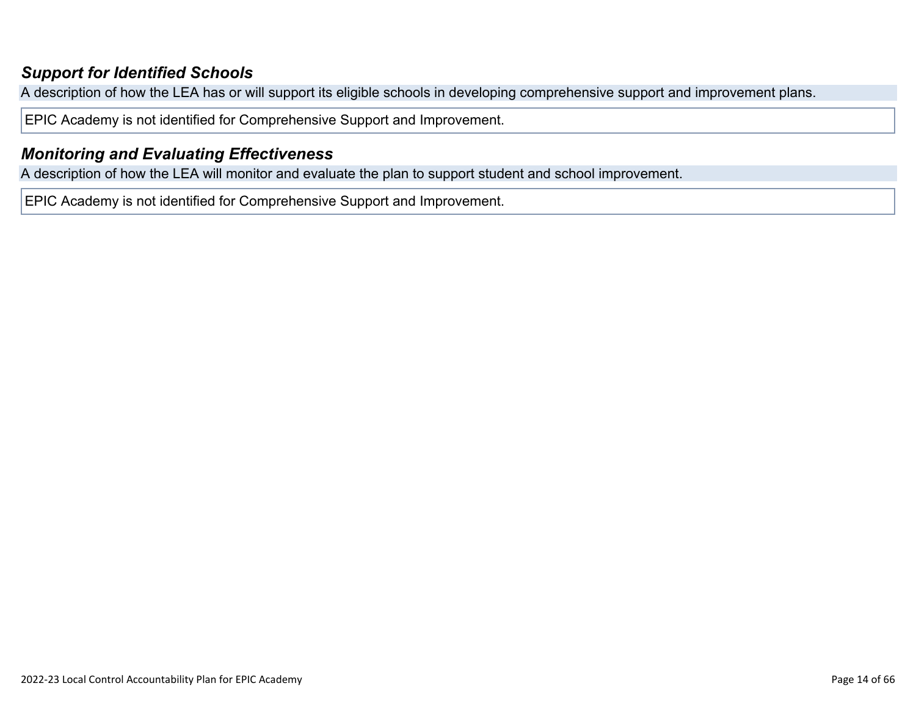### *Support for Identified Schools*

A description of how the LEA has or will support its eligible schools in developing comprehensive support and improvement plans.

EPIC Academy is not identified for Comprehensive Support and Improvement.

### *Monitoring and Evaluating Effectiveness*

A description of how the LEA will monitor and evaluate the plan to support student and school improvement.

EPIC Academy is not identified for Comprehensive Support and Improvement.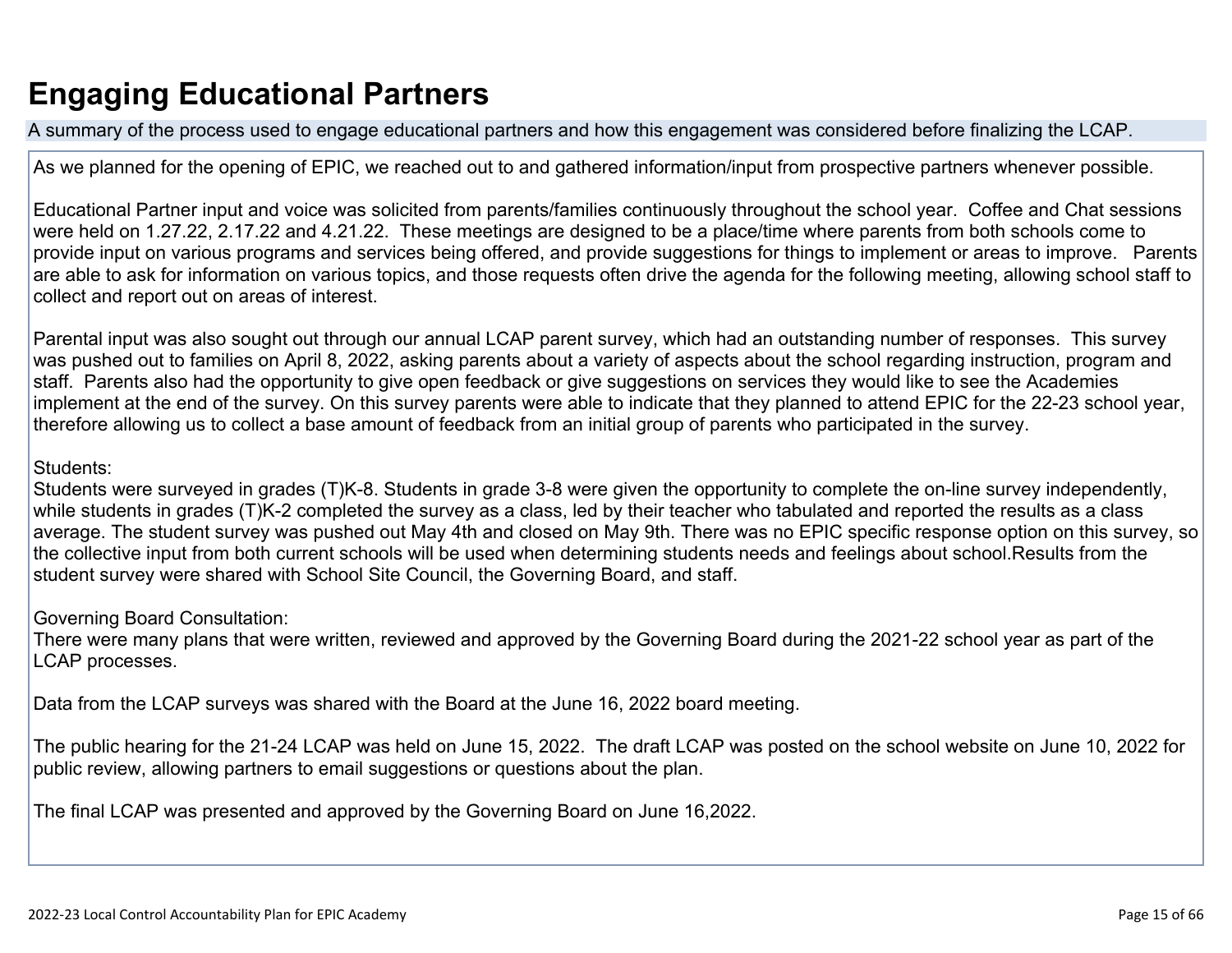# Engaging Educational Partners

A summary of the process used to engage educational partners and how this engagement was considered before finalizing the LCAP.

As we planned for the opening of EPIC, we reached out to and gathered information/input from prospective partners whenever possible.

Educational Partner input and voice was solicited from parents/families continuously throughout the school year. Coffee and Chat sessions were held on 1.27.22, 2.17.22 and 4.21.22. These meetings are designed to be a place/time where parents from both schools come to provide input on various programs and services being offered, and provide suggestions for things to implement or areas to improve. Parents are able to ask for information on various topics, and those requests often drive the agenda for the following meeting, allowing school staff to collect and report out on areas of interest.

Parental input was also sought out through our annual LCAP parent survey, which had an outstanding number of responses. This survey was pushed out to families on April 8, 2022, asking parents about a variety of aspects about the school regarding instruction, program and staff. Parents also had the opportunity to give open feedback or give suggestions on services they would like to see the Academies implement at the end of the survey. On this survey parents were able to indicate that they planned to attend EPIC for the 22-23 school year, therefore allowing us to collect a base amount of feedback from an initial group of parents who participated in the survey.

Students:
Students were surveyed in grades (T)K-8. Students in grade 3-8 were given the opportunity to complete the on-line survey independently, while students in grades (T)K-2 completed the survey as a class, led by their teacher who tabulated and reported the results as a class average. The student survey was pushed out May 4th and closed on May 9th. There was no EPIC specific response option on this survey, so the collective input from both current schools will be used when determining students needs and feelings about school.Results from the student survey were shared with School Site Council, the Governing Board, and staff.

Governing Board Consultation:
There were many plans that were written, reviewed and approved by the Governing Board during the 2021-22 school year as part of the LCAP processes.

Data from the LCAP surveys was shared with the Board at the June 16, 2022 board meeting.

The public hearing for the 21-24 LCAP was held on June 15, 2022. The draft LCAP was posted on the school website on June 10, 2022 for public review, allowing partners to email suggestions or questions about the plan.

The final LCAP was presented and approved by the Governing Board on June 16,2022.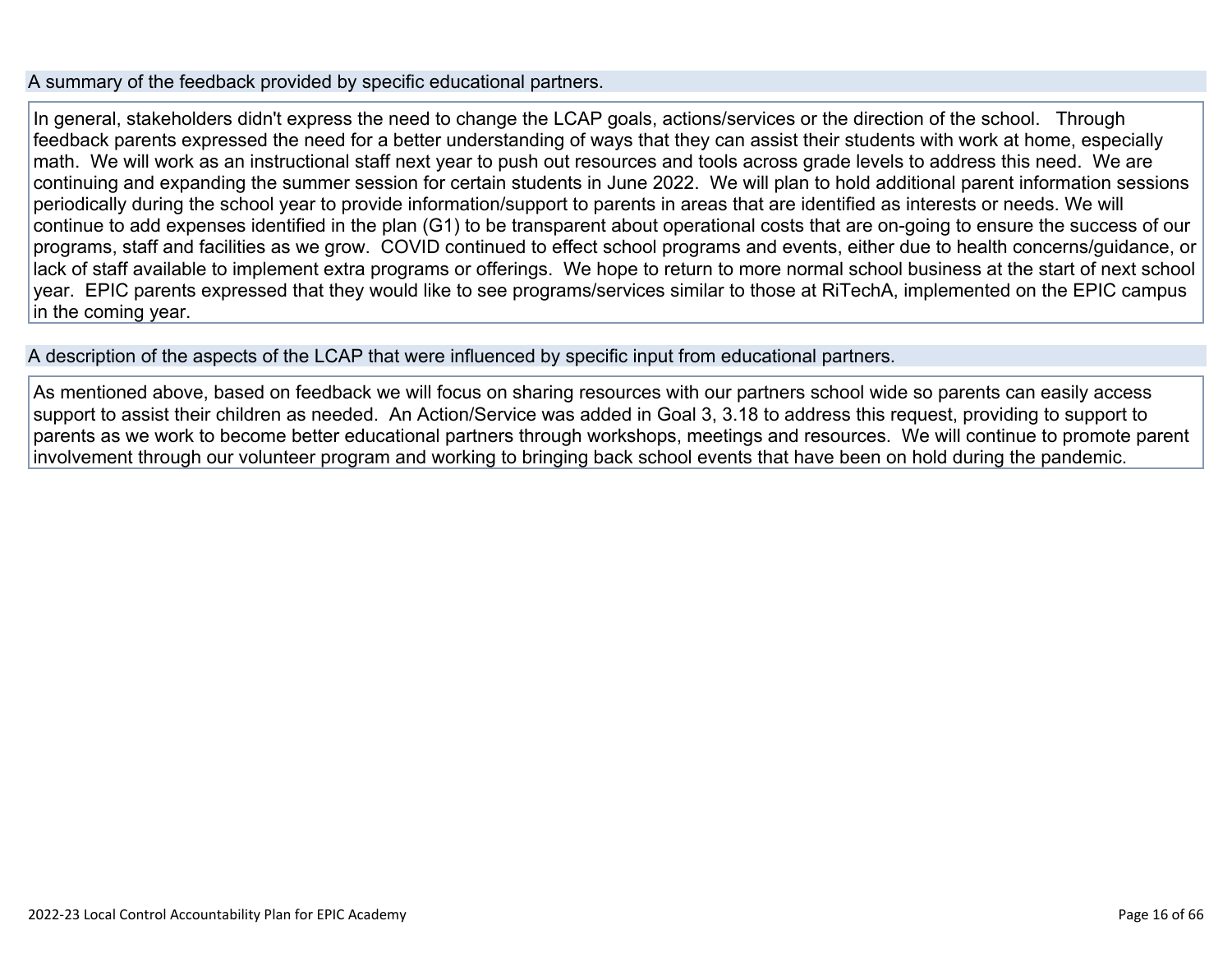## A summary of the feedback provided by specific educational partners.

In general, stakeholders didn't express the need to change the LCAP goals, actions/services or the direction of the school. Through feedback parents expressed the need for a better understanding of ways that they can assist their students with work at home, especially math. We will work as an instructional staff next year to push out resources and tools across grade levels to address this need. We are continuing and expanding the summer session for certain students in June 2022. We will plan to hold additional parent information sessions periodically during the school year to provide information/support to parents in areas that are identified as interests or needs. We will continue to add expenses identified in the plan (G1) to be transparent about operational costs that are on-going to ensure the success of our programs, staff and facilities as we grow. COVID continued to effect school programs and events, either due to health concerns/guidance, or lack of staff available to implement extra programs or offerings. We hope to return to more normal school business at the start of next school year. EPIC parents expressed that they would like to see programs/services similar to those at RiTechA, implemented on the EPIC campus in the coming year.

## A description of the aspects of the LCAP that were influenced by specific input from educational partners.

As mentioned above, based on feedback we will focus on sharing resources with our partners school wide so parents can easily access support to assist their children as needed. An Action/Service was added in Goal 3, 3.18 to address this request, providing to support to parents as we work to become better educational partners through workshops, meetings and resources. We will continue to promote parent involvement through our volunteer program and working to bringing back school events that have been on hold during the pandemic.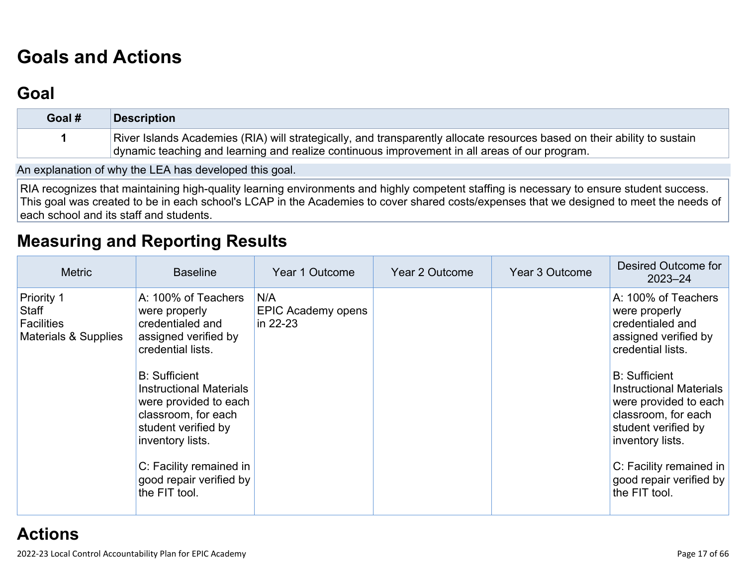# Goals and Actions

## Goal

| Goal # | Description |
|---|---|
| 1 | River Islands Academies (RIA) will strategically, and transparently allocate resources based on their ability to sustain dynamic teaching and learning and realize continuous improvement in all areas of our program. |

An explanation of why the LEA has developed this goal.

RIA recognizes that maintaining high-quality learning environments and highly competent staffing is necessary to ensure student success. This goal was created to be in each school's LCAP in the Academies to cover shared costs/expenses that we designed to meet the needs of each school and its staff and students.

## Measuring and Reporting Results

| Metric | Baseline | Year 1 Outcome | Year 2 Outcome | Year 3 Outcome | Desired Outcome for 2023–24 |
|---|---|---|---|---|---|
| Priority 1<br>Staff<br>Facilities<br>Materials & Supplies | A: 100% of Teachers were properly credentialed and assigned verified by credential lists.<br><br>B: Sufficient Instructional Materials were provided to each classroom, for each student verified by inventory lists.<br><br>C: Facility remained in good repair verified by the FIT tool. | N/A<br>EPIC Academy opens in 22-23 | | | A: 100% of Teachers were properly credentialed and assigned verified by credential lists.<br><br>B: Sufficient Instructional Materials were provided to each classroom, for each student verified by inventory lists.<br><br>C: Facility remained in good repair verified by the FIT tool. |

## Actions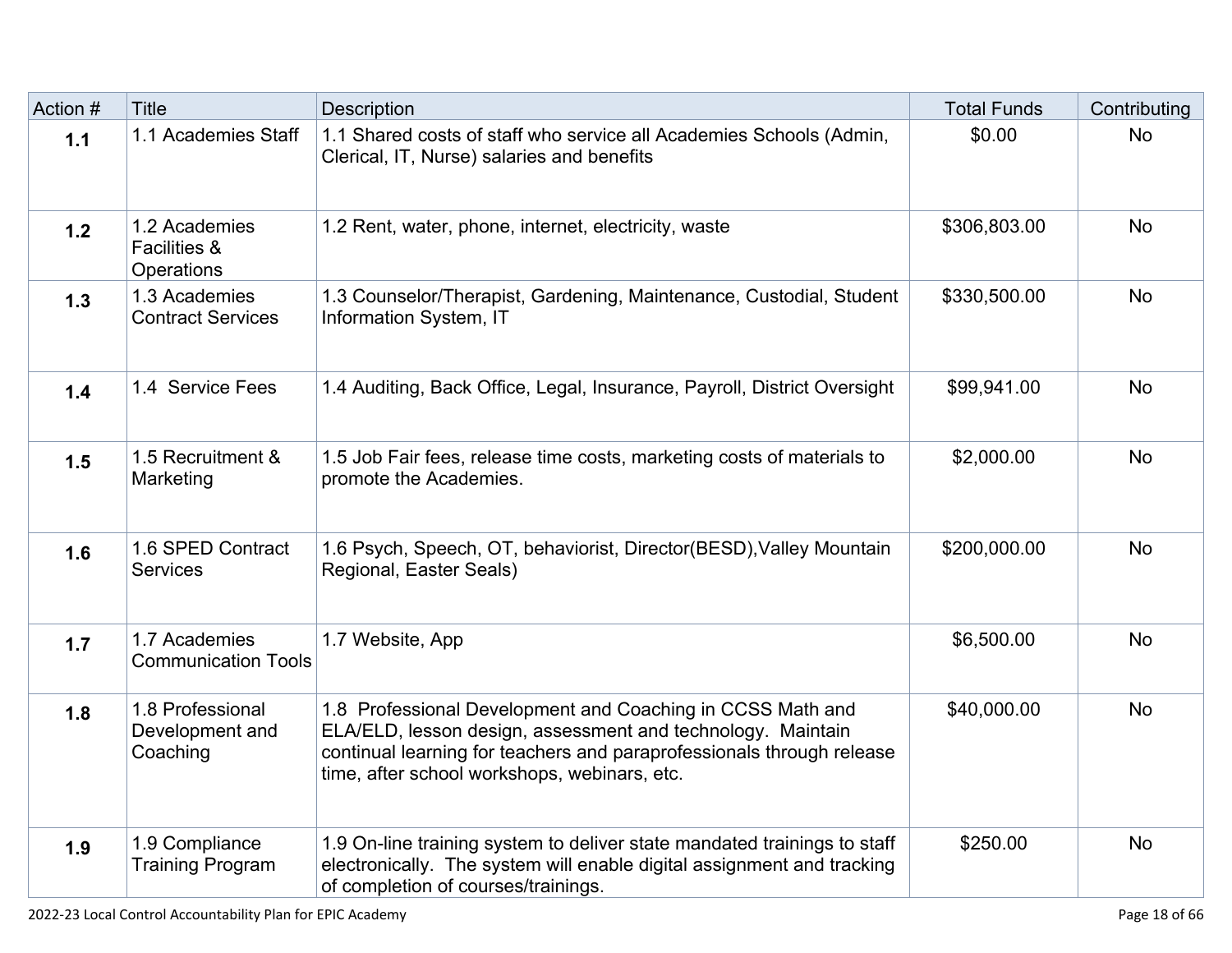| Action # | Title | Description | Total Funds | Contributing |
|---|---|---|---|---|
| **1.1** | 1.1 Academies Staff | 1.1 Shared costs of staff who service all Academies Schools (Admin, Clerical, IT, Nurse) salaries and benefits | $0.00 | No |
| **1.2** | 1.2 Academies Facilities & Operations | 1.2 Rent, water, phone, internet, electricity, waste | $306,803.00 | No |
| **1.3** | 1.3 Academies Contract Services | 1.3 Counselor/Therapist, Gardening, Maintenance, Custodial, Student Information System, IT | $330,500.00 | No |
| **1.4** | 1.4 Service Fees | 1.4 Auditing, Back Office, Legal, Insurance, Payroll, District Oversight | $99,941.00 | No |
| **1.5** | 1.5 Recruitment & Marketing | 1.5 Job Fair fees, release time costs, marketing costs of materials to promote the Academies. | $2,000.00 | No |
| **1.6** | 1.6 SPED Contract Services | 1.6 Psych, Speech, OT, behaviorist, Director(BESD),Valley Mountain Regional, Easter Seals) | $200,000.00 | No |
| **1.7** | 1.7 Academies Communication Tools | 1.7 Website, App | $6,500.00 | No |
| **1.8** | 1.8 Professional Development and Coaching | 1.8 Professional Development and Coaching in CCSS Math and ELA/ELD, lesson design, assessment and technology. Maintain continual learning for teachers and paraprofessionals through release time, after school workshops, webinars, etc. | $40,000.00 | No |
| **1.9** | 1.9 Compliance Training Program | 1.9 On-line training system to deliver state mandated trainings to staff electronically. The system will enable digital assignment and tracking of completion of courses/trainings. | $250.00 | No |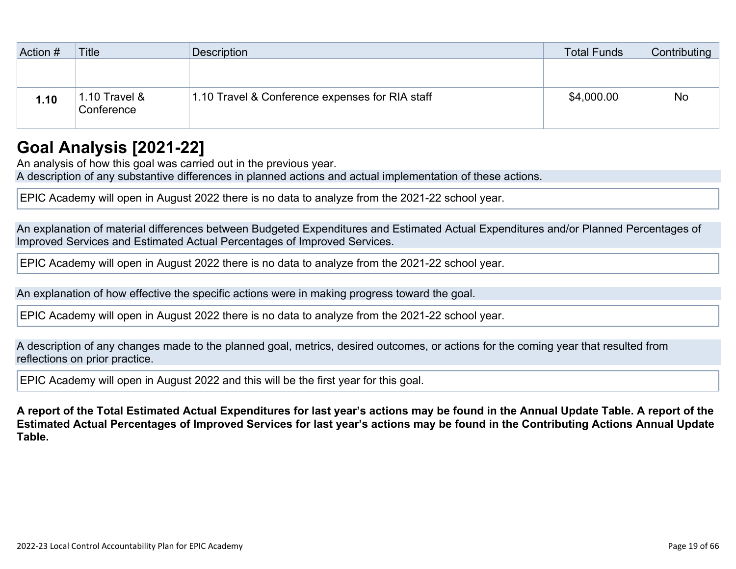| Action # | Title | Description | Total Funds | Contributing |
|---|---|---|---|---|
| | | | | |
| **1.10** | 1.10 Travel & Conference | 1.10 Travel & Conference expenses for RIA staff | $4,000.00 | No |

## Goal Analysis [2021-22]

An analysis of how this goal was carried out in the previous year.

A description of any substantive differences in planned actions and actual implementation of these actions.

EPIC Academy will open in August 2022 there is no data to analyze from the 2021-22 school year.

An explanation of material differences between Budgeted Expenditures and Estimated Actual Expenditures and/or Planned Percentages of Improved Services and Estimated Actual Percentages of Improved Services.

EPIC Academy will open in August 2022 there is no data to analyze from the 2021-22 school year.

An explanation of how effective the specific actions were in making progress toward the goal.

EPIC Academy will open in August 2022 there is no data to analyze from the 2021-22 school year.

A description of any changes made to the planned goal, metrics, desired outcomes, or actions for the coming year that resulted from reflections on prior practice.

EPIC Academy will open in August 2022 and this will be the first year for this goal.

**A report of the Total Estimated Actual Expenditures for last year's actions may be found in the Annual Update Table. A report of the Estimated Actual Percentages of Improved Services for last year's actions may be found in the Contributing Actions Annual Update Table.**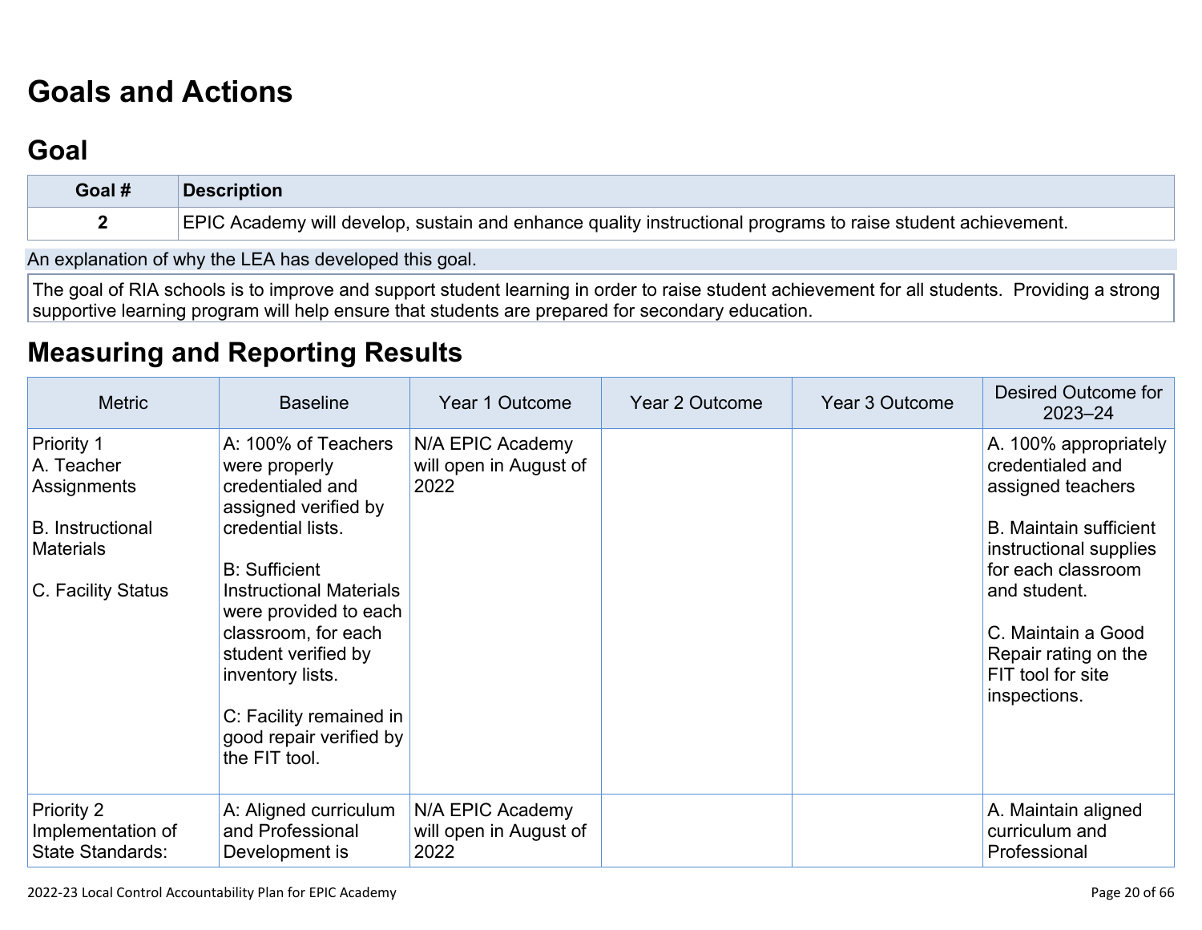# Goals and Actions

## Goal

| Goal # | Description |
|---|---|
| 2 | EPIC Academy will develop, sustain and enhance quality instructional programs to raise student achievement. |

An explanation of why the LEA has developed this goal.

The goal of RIA schools is to improve and support student learning in order to raise student achievement for all students. Providing a strong supportive learning program will help ensure that students are prepared for secondary education.

# Measuring and Reporting Results

| Metric | Baseline | Year 1 Outcome | Year 2 Outcome | Year 3 Outcome | Desired Outcome for 2023–24 |
|---|---|---|---|---|---|
| Priority 1<br>A. Teacher Assignments<br><br>B. Instructional Materials<br><br>C. Facility Status | A: 100% of Teachers were properly credentialed and assigned verified by credential lists.<br><br>B: Sufficient Instructional Materials were provided to each classroom, for each student verified by inventory lists.<br><br>C: Facility remained in good repair verified by the FIT tool. | N/A EPIC Academy will open in August of 2022 | | | A. 100% appropriately credentialed and assigned teachers<br><br>B. Maintain sufficient instructional supplies for each classroom and student.<br><br>C. Maintain a Good Repair rating on the FIT tool for site inspections. |
| Priority 2<br>Implementation of State Standards: | A: Aligned curriculum and Professional Development is | N/A EPIC Academy will open in August of 2022 | | | A. Maintain aligned curriculum and Professional |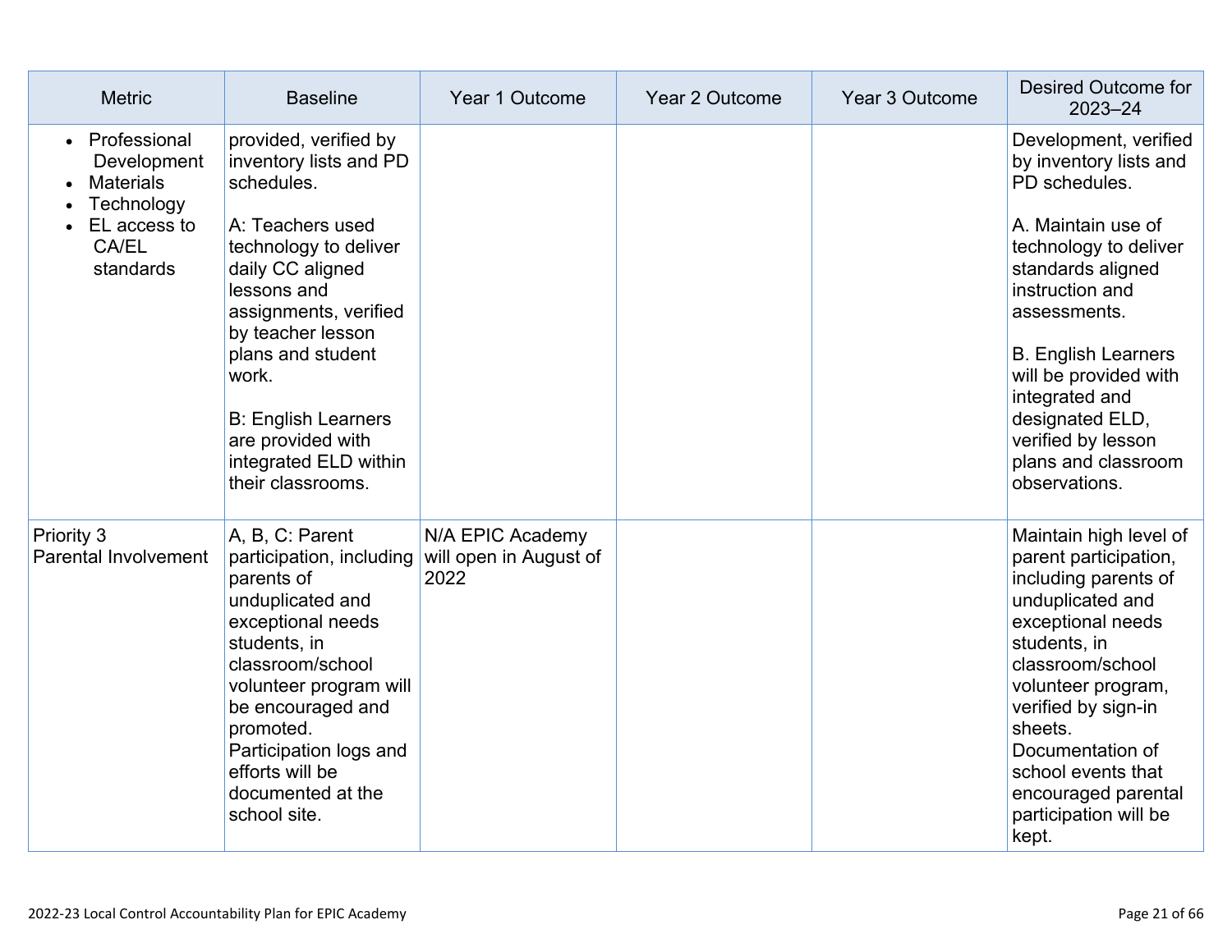| Metric | Baseline | Year 1 Outcome | Year 2 Outcome | Year 3 Outcome | Desired Outcome for 2023–24 |
|---|---|---|---|---|---|
| • Professional Development<br>• Materials<br>• Technology<br>• EL access to CA/EL standards | provided, verified by inventory lists and PD schedules.<br><br>A: Teachers used technology to deliver daily CC aligned lessons and assignments, verified by teacher lesson plans and student work.<br><br>B: English Learners are provided with integrated ELD within their classrooms. | | | | Development, verified by inventory lists and PD schedules.<br><br>A. Maintain use of technology to deliver standards aligned instruction and assessments.<br><br>B. English Learners will be provided with integrated and designated ELD, verified by lesson plans and classroom observations. |
| Priority 3<br>Parental Involvement | A, B, C: Parent participation, including parents of unduplicated and exceptional needs students, in classroom/school volunteer program will be encouraged and promoted. Participation logs and efforts will be documented at the school site. | N/A EPIC Academy will open in August of 2022 | | | Maintain high level of parent participation, including parents of unduplicated and exceptional needs students, in classroom/school volunteer program, verified by sign-in sheets. Documentation of school events that encouraged parental participation will be kept. |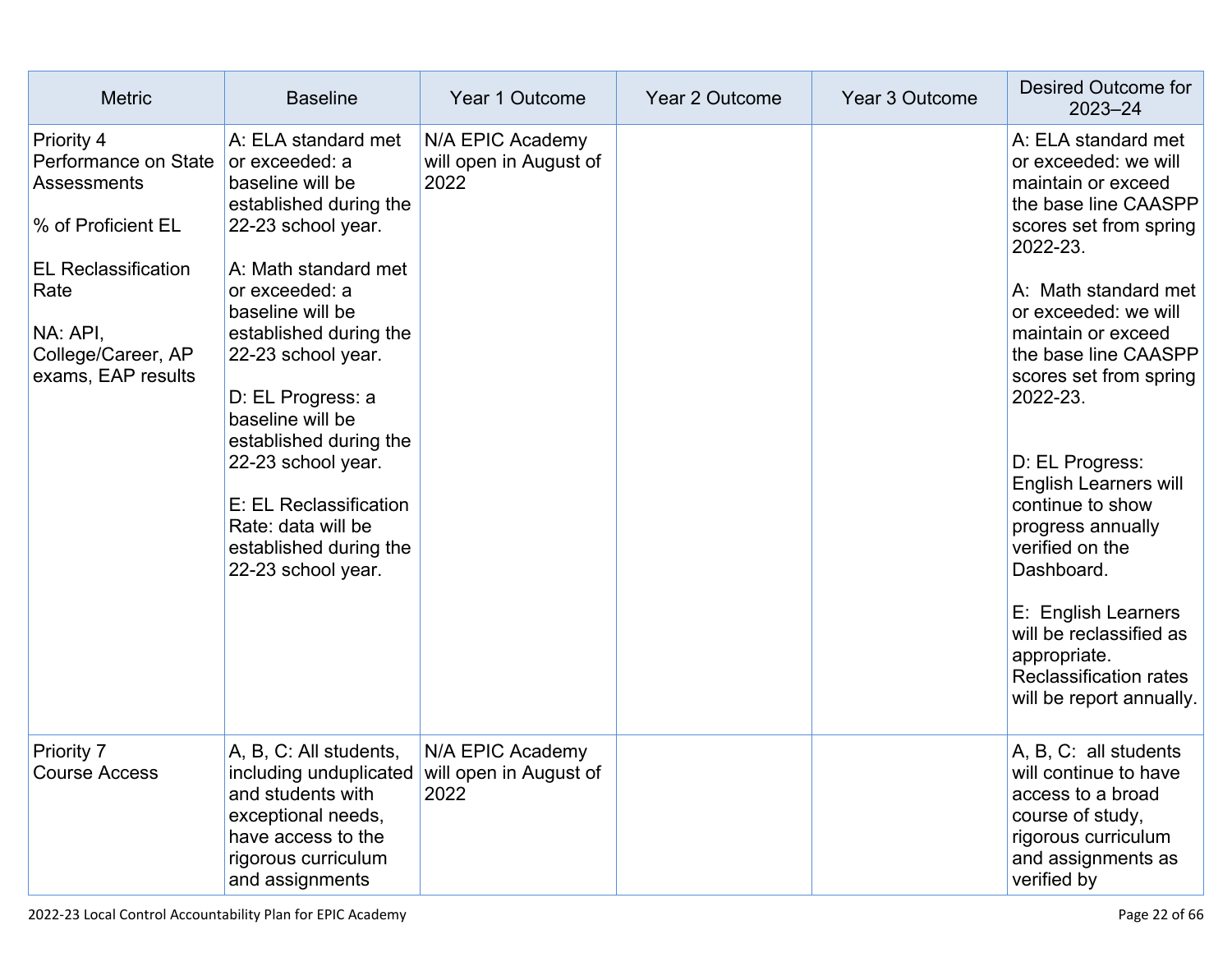| Metric | Baseline | Year 1 Outcome | Year 2 Outcome | Year 3 Outcome | Desired Outcome for 2023–24 |
|---|---|---|---|---|---|
| Priority 4 Performance on State Assessments<br><br>% of Proficient EL<br><br>EL Reclassification Rate<br><br>NA: API, College/Career, AP exams, EAP results | A: ELA standard met or exceeded: a baseline will be established during the 22-23 school year.<br><br>A: Math standard met or exceeded: a baseline will be established during the 22-23 school year.<br><br>D: EL Progress: a baseline will be established during the 22-23 school year.<br><br>E: EL Reclassification Rate: data will be established during the 22-23 school year. | N/A EPIC Academy will open in August of 2022 | | | A: ELA standard met or exceeded: we will maintain or exceed the base line CAASPP scores set from spring 2022-23.<br><br>A: Math standard met or exceeded: we will maintain or exceed the base line CAASPP scores set from spring 2022-23.<br><br>D: EL Progress: English Learners will continue to show progress annually verified on the Dashboard.<br><br>E: English Learners will be reclassified as appropriate. Reclassification rates will be report annually. |
| Priority 7 Course Access | A, B, C: All students, including unduplicated and students with exceptional needs, have access to the rigorous curriculum and assignments | N/A EPIC Academy will open in August of 2022 | | | A, B, C: all students will continue to have access to a broad course of study, rigorous curriculum and assignments as verified by |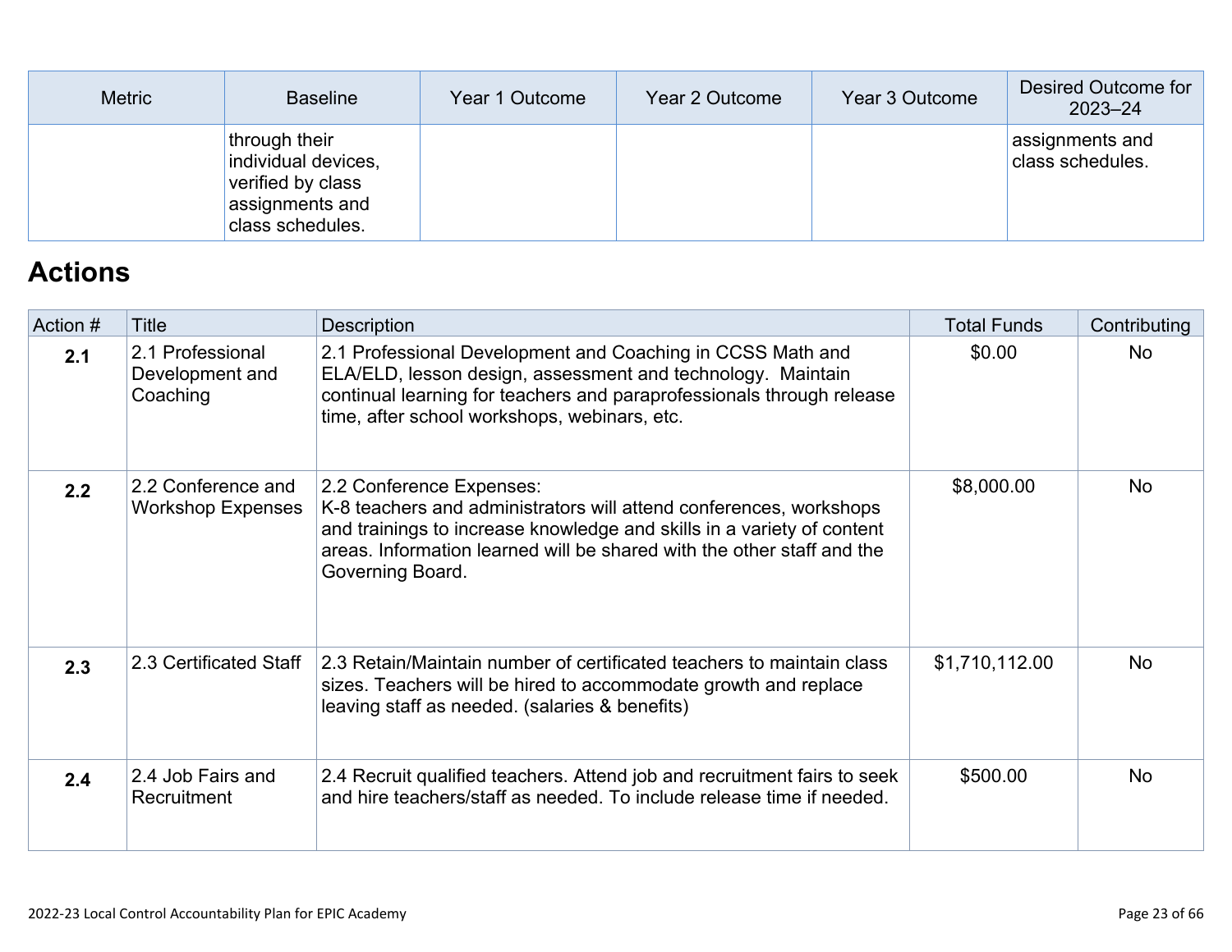| Metric | Baseline | Year 1 Outcome | Year 2 Outcome | Year 3 Outcome | Desired Outcome for 2023–24 |
|---|---|---|---|---|---|
| | through their individual devices, verified by class assignments and class schedules. | | | | assignments and class schedules. |

## Actions

| Action # | Title | Description | Total Funds | Contributing |
|---|---|---|---|---|
| **2.1** | 2.1 Professional Development and Coaching | 2.1 Professional Development and Coaching in CCSS Math and ELA/ELD, lesson design, assessment and technology. Maintain continual learning for teachers and paraprofessionals through release time, after school workshops, webinars, etc. | $0.00 | No |
| **2.2** | 2.2 Conference and Workshop Expenses | 2.2 Conference Expenses: K-8 teachers and administrators will attend conferences, workshops and trainings to increase knowledge and skills in a variety of content areas. Information learned will be shared with the other staff and the Governing Board. | $8,000.00 | No |
| **2.3** | 2.3 Certificated Staff | 2.3 Retain/Maintain number of certificated teachers to maintain class sizes. Teachers will be hired to accommodate growth and replace leaving staff as needed. (salaries & benefits) | $1,710,112.00 | No |
| **2.4** | 2.4 Job Fairs and Recruitment | 2.4 Recruit qualified teachers. Attend job and recruitment fairs to seek and hire teachers/staff as needed. To include release time if needed. | $500.00 | No |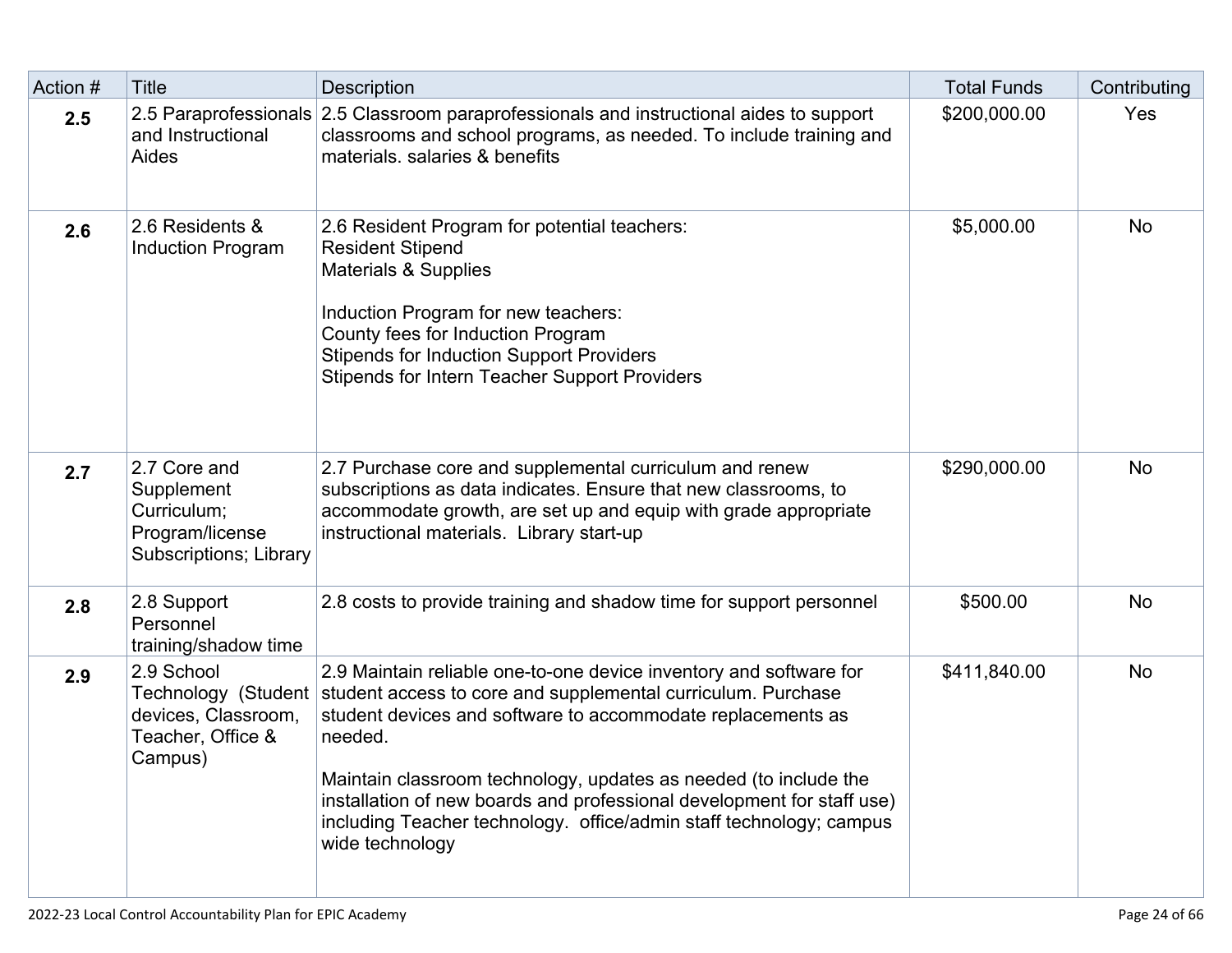| Action # | Title | Description | Total Funds | Contributing |
|---|---|---|---|---|
| **2.5** | 2.5 Paraprofessionals and Instructional Aides | 2.5 Classroom paraprofessionals and instructional aides to support classrooms and school programs, as needed. To include training and materials. salaries & benefits | $200,000.00 | Yes |
| **2.6** | 2.6 Residents & Induction Program | 2.6 Resident Program for potential teachers:<br>Resident Stipend<br>Materials & Supplies<br><br>Induction Program for new teachers:<br>County fees for Induction Program<br>Stipends for Induction Support Providers<br>Stipends for Intern Teacher Support Providers | $5,000.00 | No |
| **2.7** | 2.7 Core and Supplement Curriculum; Program/license Subscriptions; Library | 2.7 Purchase core and supplemental curriculum and renew subscriptions as data indicates. Ensure that new classrooms, to accommodate growth, are set up and equip with grade appropriate instructional materials. Library start-up | $290,000.00 | No |
| **2.8** | 2.8 Support Personnel training/shadow time | 2.8 costs to provide training and shadow time for support personnel | $500.00 | No |
| **2.9** | 2.9 School Technology (Student devices, Classroom, Teacher, Office & Campus) | 2.9 Maintain reliable one-to-one device inventory and software for student access to core and supplemental curriculum. Purchase student devices and software to accommodate replacements as needed.<br><br>Maintain classroom technology, updates as needed (to include the installation of new boards and professional development for staff use) including Teacher technology. office/admin staff technology; campus wide technology | $411,840.00 | No |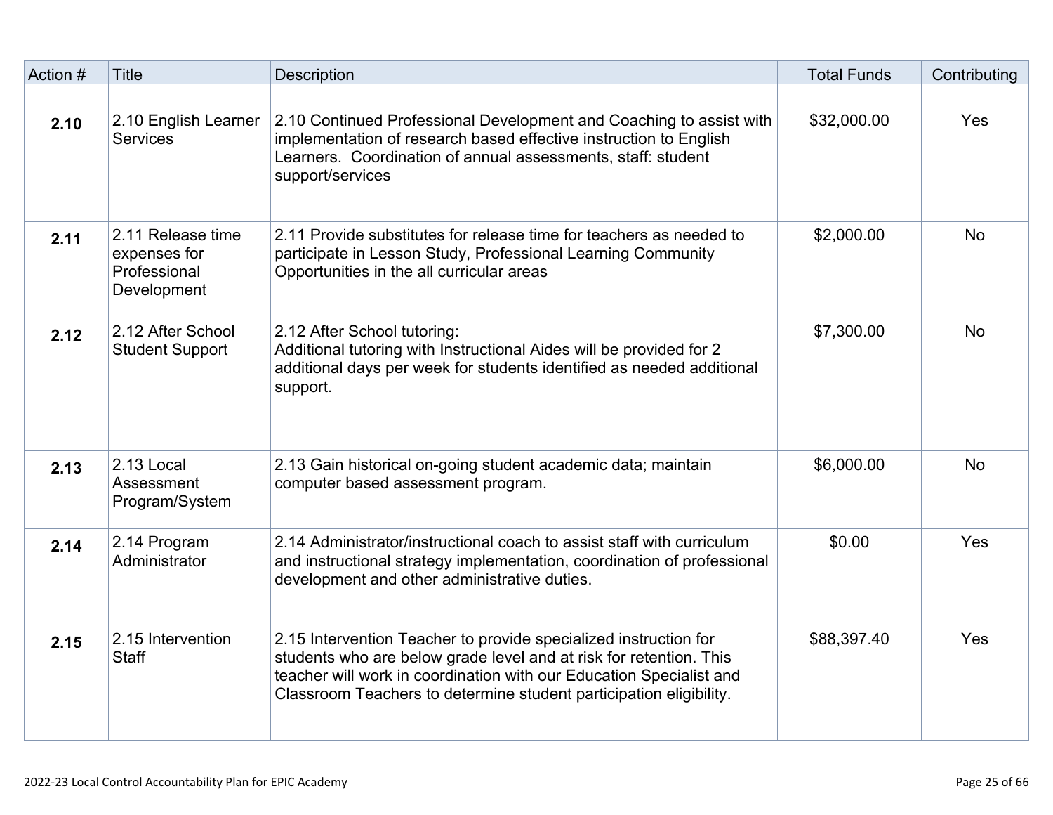| Action # | Title | Description | Total Funds | Contributing |
|---|---|---|---|---|
| | | | | |
| **2.10** | 2.10 English Learner Services | 2.10 Continued Professional Development and Coaching to assist with implementation of research based effective instruction to English Learners. Coordination of annual assessments, staff: student support/services | $32,000.00 | Yes |
| **2.11** | 2.11 Release time expenses for Professional Development | 2.11 Provide substitutes for release time for teachers as needed to participate in Lesson Study, Professional Learning Community Opportunities in the all curricular areas | $2,000.00 | No |
| **2.12** | 2.12 After School Student Support | 2.12 After School tutoring: Additional tutoring with Instructional Aides will be provided for 2 additional days per week for students identified as needed additional support. | $7,300.00 | No |
| **2.13** | 2.13 Local Assessment Program/System | 2.13 Gain historical on-going student academic data; maintain computer based assessment program. | $6,000.00 | No |
| **2.14** | 2.14 Program Administrator | 2.14 Administrator/instructional coach to assist staff with curriculum and instructional strategy implementation, coordination of professional development and other administrative duties. | $0.00 | Yes |
| **2.15** | 2.15 Intervention Staff | 2.15 Intervention Teacher to provide specialized instruction for students who are below grade level and at risk for retention. This teacher will work in coordination with our Education Specialist and Classroom Teachers to determine student participation eligibility. | $88,397.40 | Yes |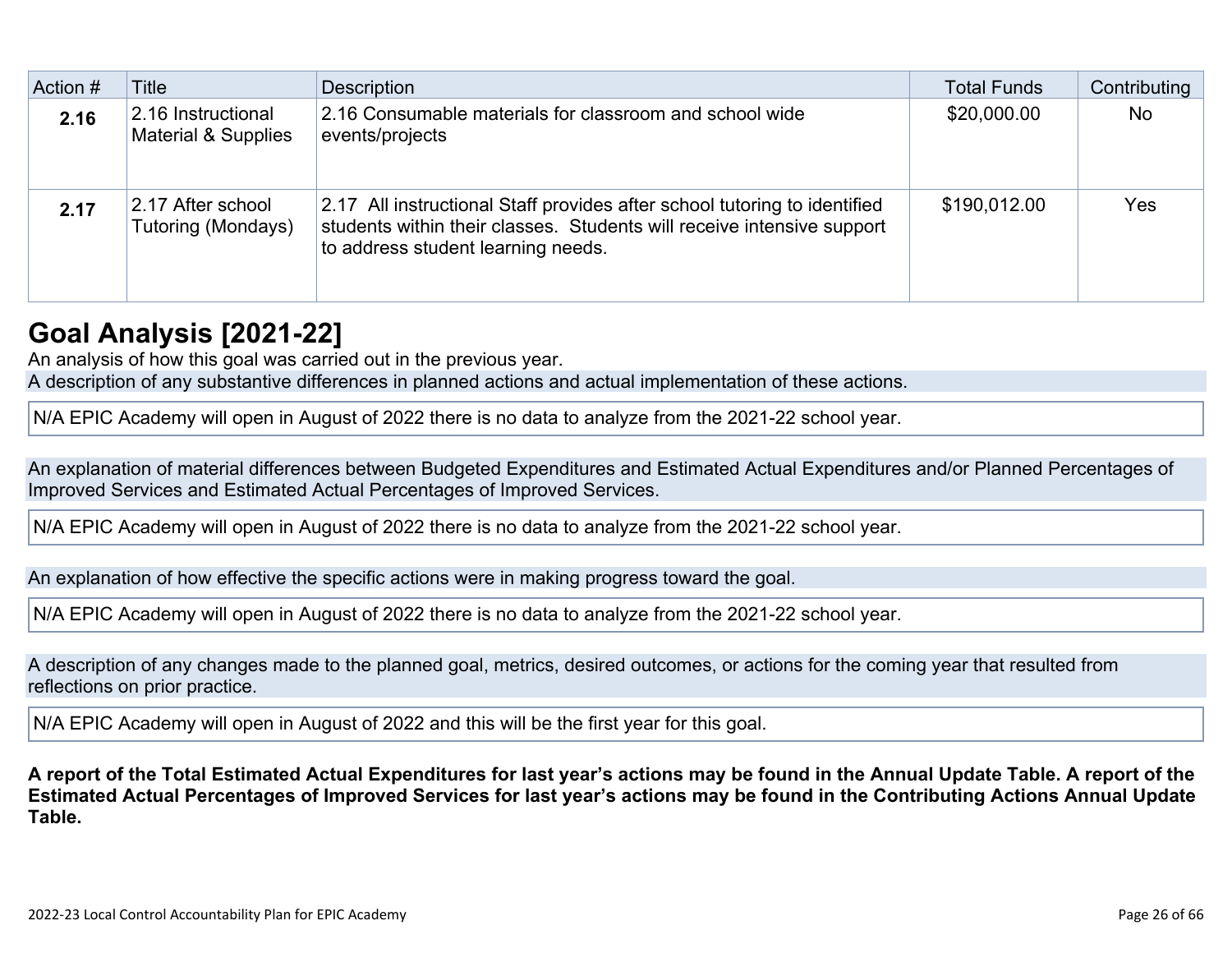| Action # | Title | Description | Total Funds | Contributing |
|---|---|---|---|---|
| **2.16** | 2.16 Instructional Material & Supplies | 2.16 Consumable materials for classroom and school wide events/projects | $20,000.00 | No |
| **2.17** | 2.17 After school Tutoring (Mondays) | 2.17 All instructional Staff provides after school tutoring to identified students within their classes. Students will receive intensive support to address student learning needs. | $190,012.00 | Yes |

## Goal Analysis [2021-22]

An analysis of how this goal was carried out in the previous year.

A description of any substantive differences in planned actions and actual implementation of these actions.

N/A EPIC Academy will open in August of 2022 there is no data to analyze from the 2021-22 school year.

An explanation of material differences between Budgeted Expenditures and Estimated Actual Expenditures and/or Planned Percentages of Improved Services and Estimated Actual Percentages of Improved Services.

N/A EPIC Academy will open in August of 2022 there is no data to analyze from the 2021-22 school year.

An explanation of how effective the specific actions were in making progress toward the goal.

N/A EPIC Academy will open in August of 2022 there is no data to analyze from the 2021-22 school year.

A description of any changes made to the planned goal, metrics, desired outcomes, or actions for the coming year that resulted from reflections on prior practice.

N/A EPIC Academy will open in August of 2022 and this will be the first year for this goal.

**A report of the Total Estimated Actual Expenditures for last year's actions may be found in the Annual Update Table. A report of the Estimated Actual Percentages of Improved Services for last year's actions may be found in the Contributing Actions Annual Update Table.**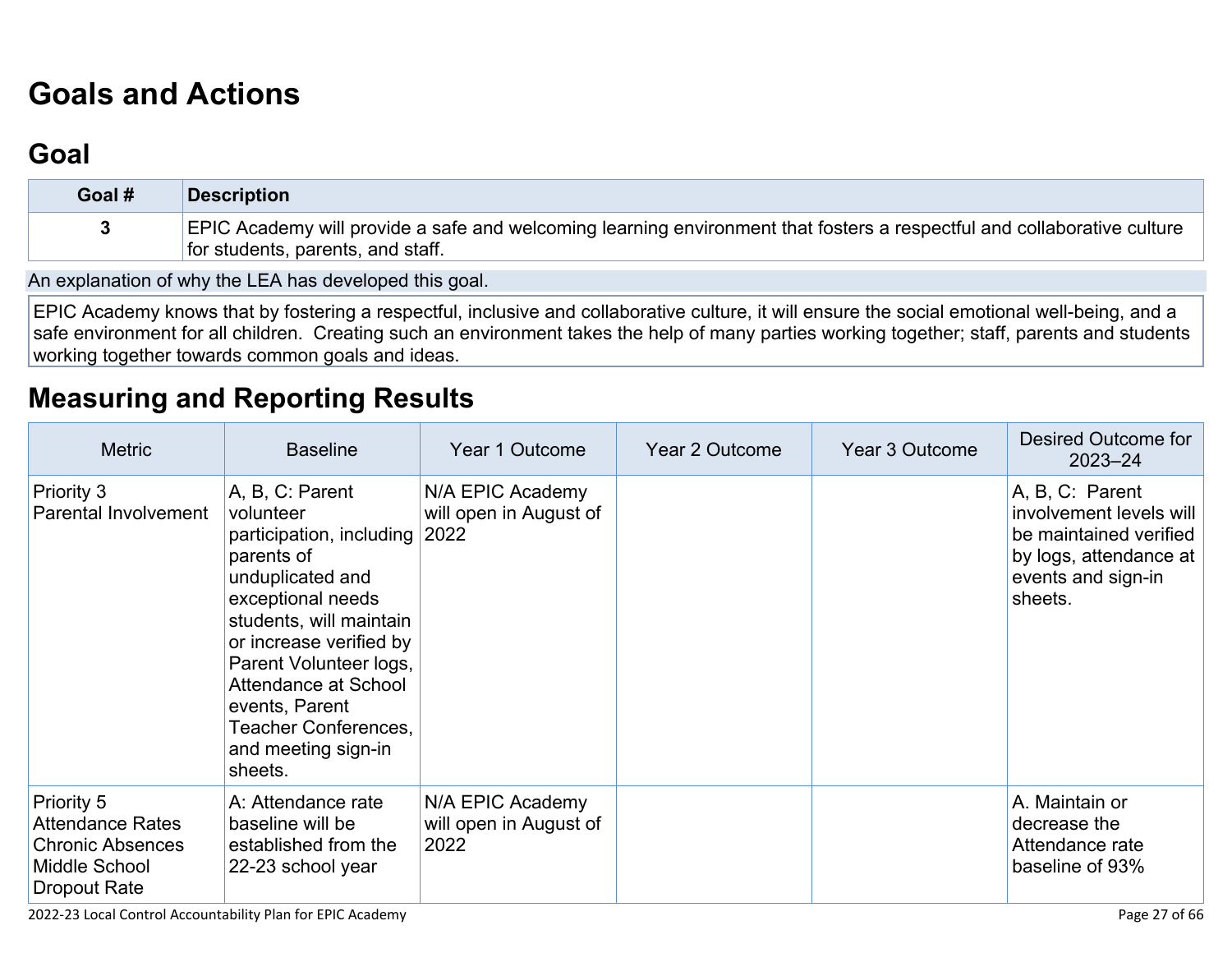# Goals and Actions

## Goal

| Goal # | Description |
|---|---|
| 3 | EPIC Academy will provide a safe and welcoming learning environment that fosters a respectful and collaborative culture for students, parents, and staff. |

An explanation of why the LEA has developed this goal.

EPIC Academy knows that by fostering a respectful, inclusive and collaborative culture, it will ensure the social emotional well-being, and a safe environment for all children. Creating such an environment takes the help of many parties working together; staff, parents and students working together towards common goals and ideas.

## Measuring and Reporting Results

| Metric | Baseline | Year 1 Outcome | Year 2 Outcome | Year 3 Outcome | Desired Outcome for 2023–24 |
|---|---|---|---|---|---|
| Priority 3<br>Parental Involvement | A, B, C: Parent volunteer participation, including parents of unduplicated and exceptional needs students, will maintain or increase verified by Parent Volunteer logs, Attendance at School events, Parent Teacher Conferences, and meeting sign-in sheets. | N/A EPIC Academy will open in August of 2022 | | | A, B, C: Parent involvement levels will be maintained verified by logs, attendance at events and sign-in sheets. |
| Priority 5<br>Attendance Rates<br>Chronic Absences<br>Middle School Dropout Rate | A: Attendance rate baseline will be established from the 22-23 school year | N/A EPIC Academy will open in August of 2022 | | | A. Maintain or decrease the Attendance rate baseline of 93% |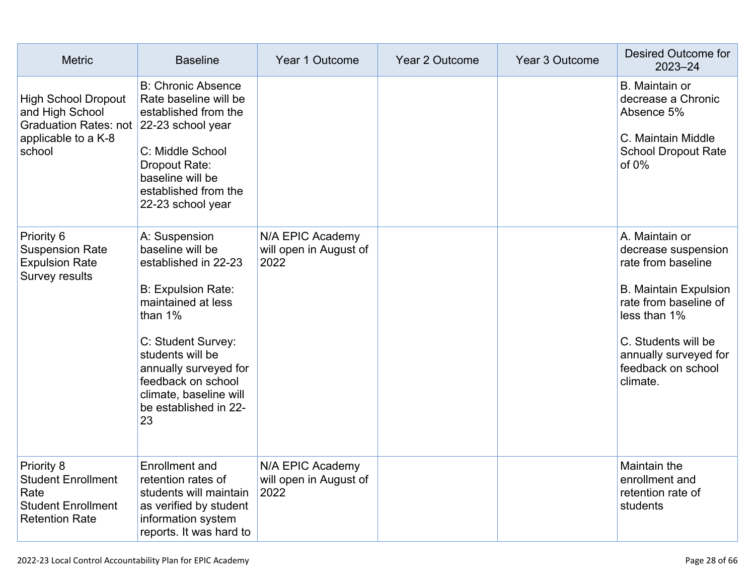| Metric | Baseline | Year 1 Outcome | Year 2 Outcome | Year 3 Outcome | Desired Outcome for 2023–24 |
| --- | --- | --- | --- | --- | --- |
| High School Dropout and High School Graduation Rates: not applicable to a K-8 school | B: Chronic Absence Rate baseline will be established from the 22-23 school year<br><br>C: Middle School Dropout Rate: baseline will be established from the 22-23 school year | | | | B. Maintain or decrease a Chronic Absence 5%<br><br>C. Maintain Middle School Dropout Rate of 0% |
| Priority 6<br>Suspension Rate<br>Expulsion Rate<br>Survey results | A: Suspension baseline will be established in 22-23<br><br>B: Expulsion Rate: maintained at less than 1%<br><br>C: Student Survey: students will be annually surveyed for feedback on school climate, baseline will be established in 22-23 | N/A EPIC Academy will open in August of 2022 | | | A. Maintain or decrease suspension rate from baseline<br><br>B. Maintain Expulsion rate from baseline of less than 1%<br><br>C. Students will be annually surveyed for feedback on school climate. |
| Priority 8<br>Student Enrollment Rate<br>Student Enrollment Retention Rate | Enrollment and retention rates of students will maintain as verified by student information system reports. It was hard to | N/A EPIC Academy will open in August of 2022 | | | Maintain the enrollment and retention rate of students |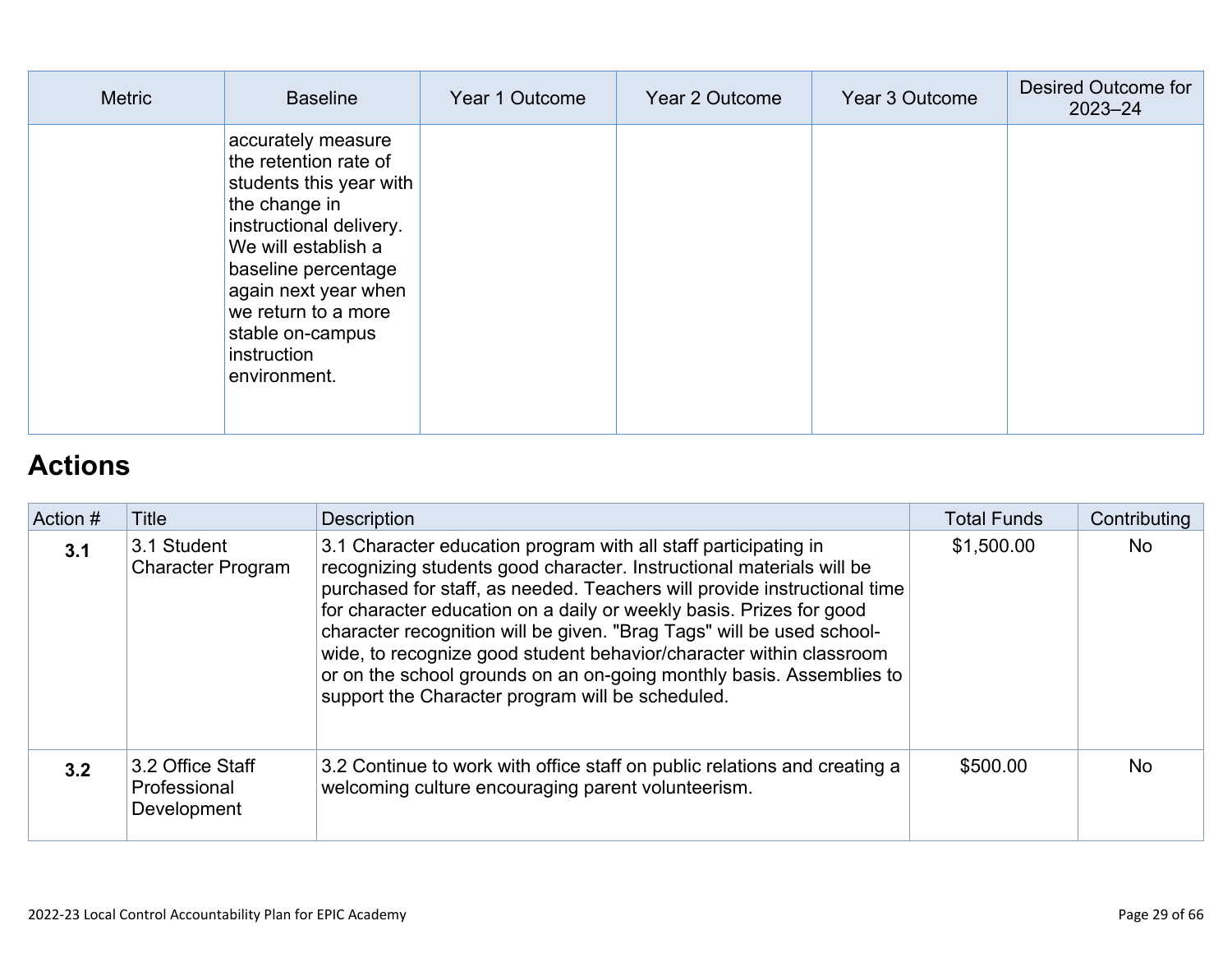| Metric | Baseline | Year 1 Outcome | Year 2 Outcome | Year 3 Outcome | Desired Outcome for 2023–24 |
| --- | --- | --- | --- | --- | --- |
| | accurately measure the retention rate of students this year with the change in instructional delivery. We will establish a baseline percentage again next year when we return to a more stable on-campus instruction environment. | | | | |

# Actions

| Action # | Title | Description | Total Funds | Contributing |
| --- | --- | --- | --- | --- |
| **3.1** | 3.1 Student Character Program | 3.1 Character education program with all staff participating in recognizing students good character. Instructional materials will be purchased for staff, as needed. Teachers will provide instructional time for character education on a daily or weekly basis. Prizes for good character recognition will be given. "Brag Tags" will be used school-wide, to recognize good student behavior/character within classroom or on the school grounds on an on-going monthly basis. Assemblies to support the Character program will be scheduled. | $1,500.00 | No |
| **3.2** | 3.2 Office Staff Professional Development | 3.2 Continue to work with office staff on public relations and creating a welcoming culture encouraging parent volunteerism. | $500.00 | No |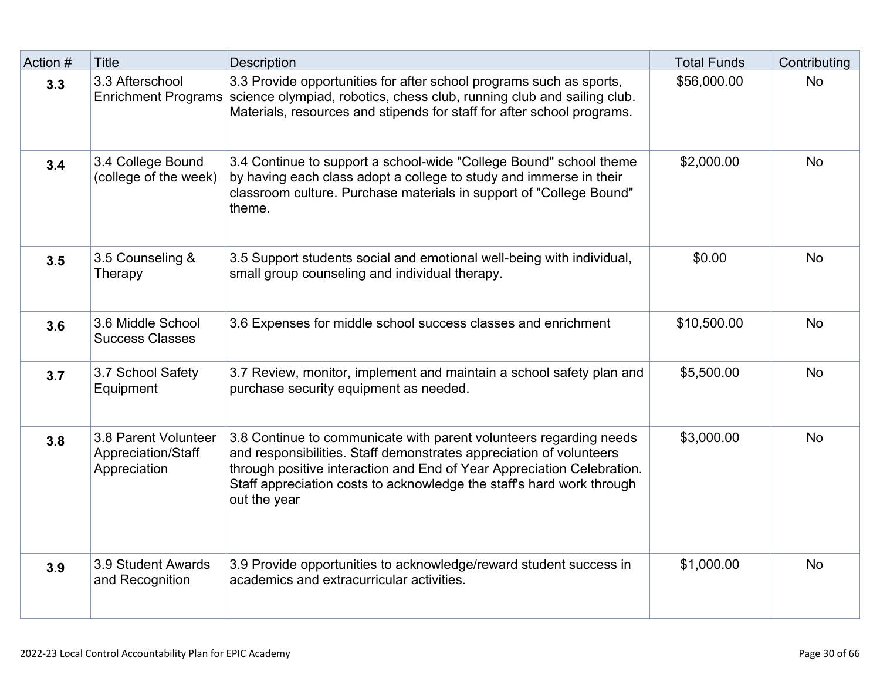| Action # | Title | Description | Total Funds | Contributing |
|---|---|---|---|---|
| **3.3** | 3.3 Afterschool Enrichment Programs | 3.3 Provide opportunities for after school programs such as sports, science olympiad, robotics, chess club, running club and sailing club. Materials, resources and stipends for staff for after school programs. | $56,000.00 | No |
| **3.4** | 3.4 College Bound (college of the week) | 3.4 Continue to support a school-wide "College Bound" school theme by having each class adopt a college to study and immerse in their classroom culture. Purchase materials in support of "College Bound" theme. | $2,000.00 | No |
| **3.5** | 3.5 Counseling & Therapy | 3.5 Support students social and emotional well-being with individual, small group counseling and individual therapy. | $0.00 | No |
| **3.6** | 3.6 Middle School Success Classes | 3.6 Expenses for middle school success classes and enrichment | $10,500.00 | No |
| **3.7** | 3.7 School Safety Equipment | 3.7 Review, monitor, implement and maintain a school safety plan and purchase security equipment as needed. | $5,500.00 | No |
| **3.8** | 3.8 Parent Volunteer Appreciation/Staff Appreciation | 3.8 Continue to communicate with parent volunteers regarding needs and responsibilities. Staff demonstrates appreciation of volunteers through positive interaction and End of Year Appreciation Celebration. Staff appreciation costs to acknowledge the staff's hard work through out the year | $3,000.00 | No |
| **3.9** | 3.9 Student Awards and Recognition | 3.9 Provide opportunities to acknowledge/reward student success in academics and extracurricular activities. | $1,000.00 | No |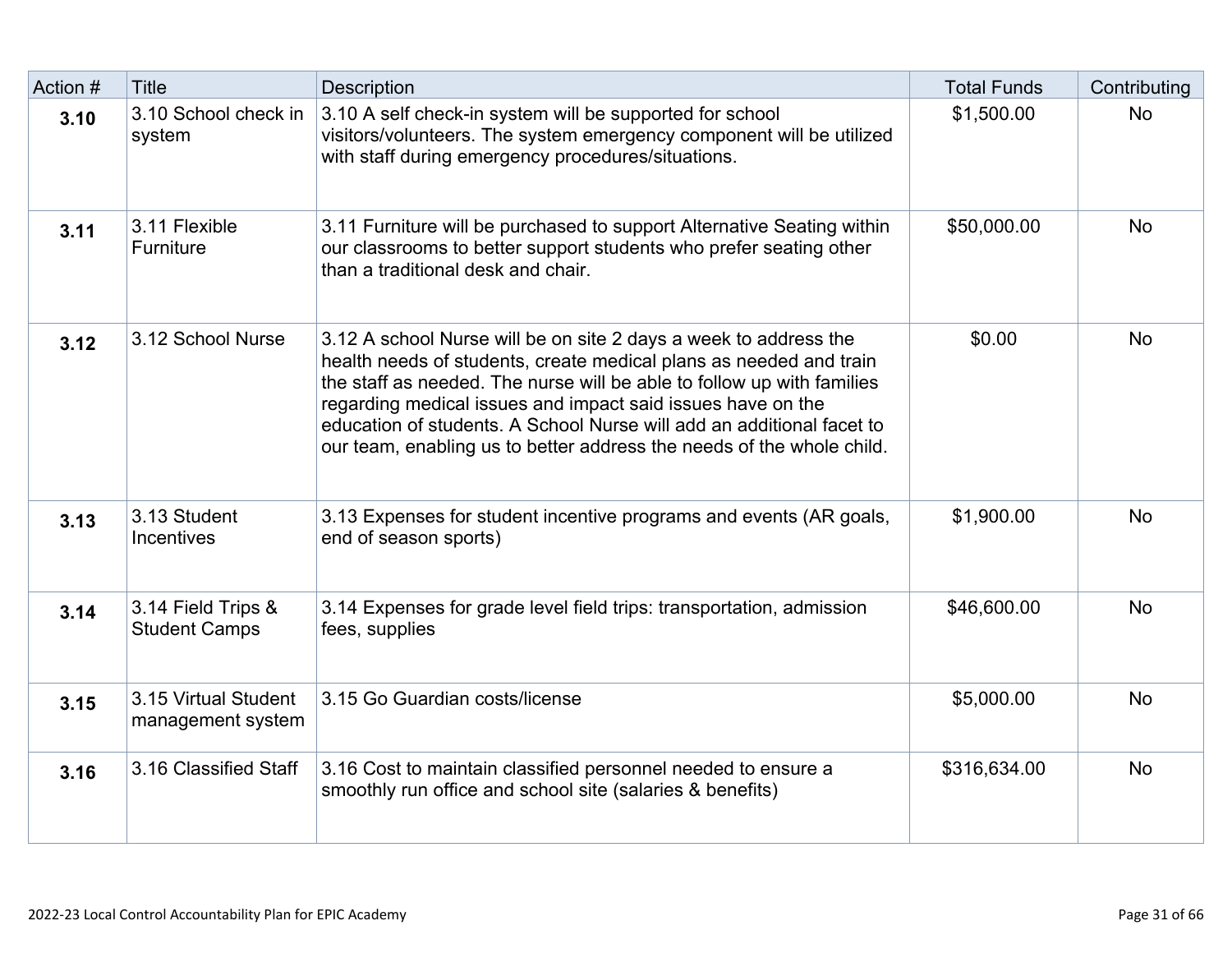| Action # | Title | Description | Total Funds | Contributing |
|---|---|---|---|---|
| **3.10** | 3.10 School check in system | 3.10 A self check-in system will be supported for school visitors/volunteers. The system emergency component will be utilized with staff during emergency procedures/situations. | $1,500.00 | No |
| **3.11** | 3.11 Flexible Furniture | 3.11 Furniture will be purchased to support Alternative Seating within our classrooms to better support students who prefer seating other than a traditional desk and chair. | $50,000.00 | No |
| **3.12** | 3.12 School Nurse | 3.12 A school Nurse will be on site 2 days a week to address the health needs of students, create medical plans as needed and train the staff as needed. The nurse will be able to follow up with families regarding medical issues and impact said issues have on the education of students. A School Nurse will add an additional facet to our team, enabling us to better address the needs of the whole child. | $0.00 | No |
| **3.13** | 3.13 Student Incentives | 3.13 Expenses for student incentive programs and events (AR goals, end of season sports) | $1,900.00 | No |
| **3.14** | 3.14 Field Trips & Student Camps | 3.14 Expenses for grade level field trips: transportation, admission fees, supplies | $46,600.00 | No |
| **3.15** | 3.15 Virtual Student management system | 3.15 Go Guardian costs/license | $5,000.00 | No |
| **3.16** | 3.16 Classified Staff | 3.16 Cost to maintain classified personnel needed to ensure a smoothly run office and school site (salaries & benefits) | $316,634.00 | No |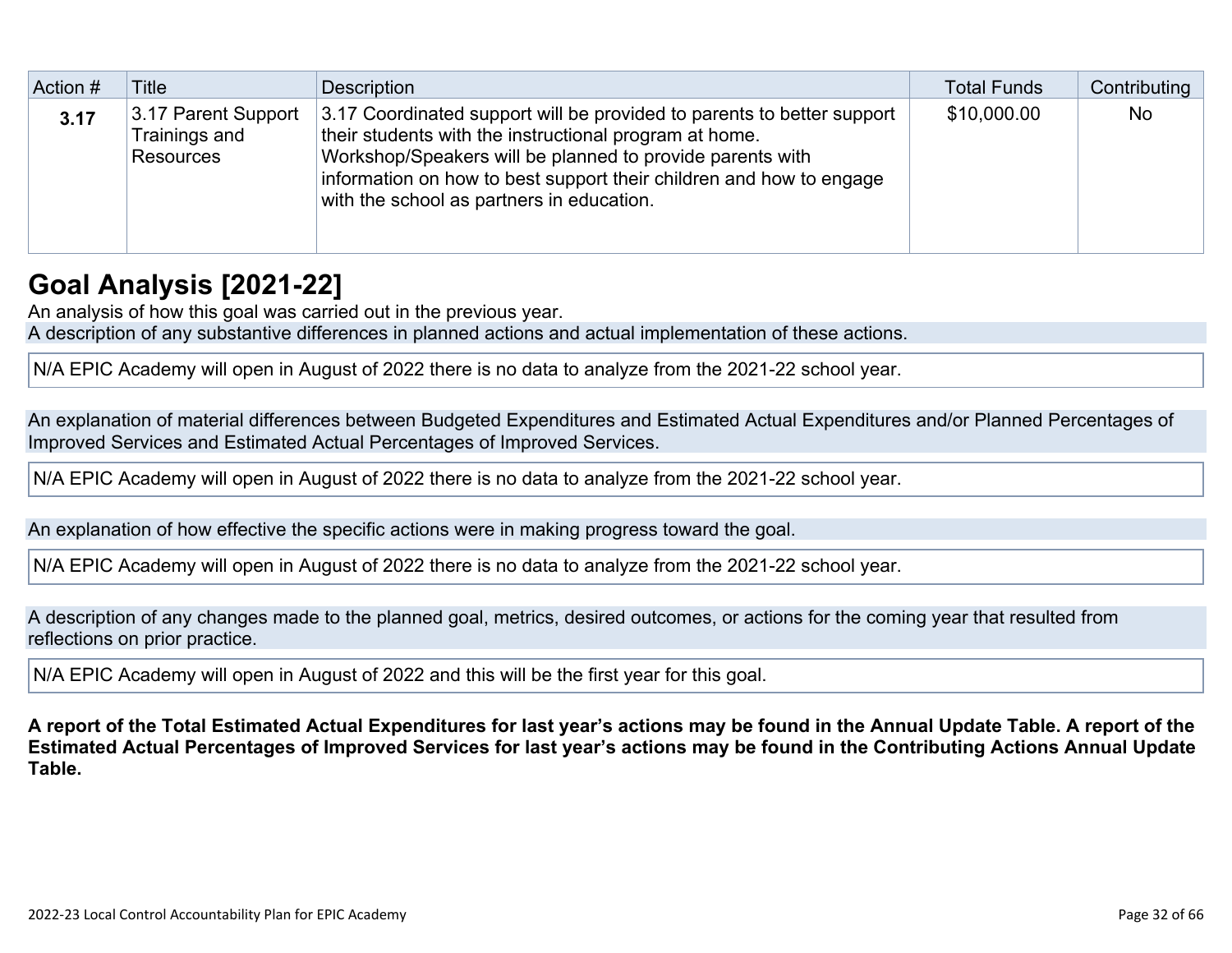| Action # | Title | Description | Total Funds | Contributing |
| --- | --- | --- | --- | --- |
| **3.17** | 3.17 Parent Support Trainings and Resources | 3.17 Coordinated support will be provided to parents to better support their students with the instructional program at home. Workshop/Speakers will be planned to provide parents with information on how to best support their children and how to engage with the school as partners in education. | $10,000.00 | No |

# Goal Analysis [2021-22]

An analysis of how this goal was carried out in the previous year.

A description of any substantive differences in planned actions and actual implementation of these actions.

N/A EPIC Academy will open in August of 2022 there is no data to analyze from the 2021-22 school year.

An explanation of material differences between Budgeted Expenditures and Estimated Actual Expenditures and/or Planned Percentages of Improved Services and Estimated Actual Percentages of Improved Services.

N/A EPIC Academy will open in August of 2022 there is no data to analyze from the 2021-22 school year.

An explanation of how effective the specific actions were in making progress toward the goal.

N/A EPIC Academy will open in August of 2022 there is no data to analyze from the 2021-22 school year.

A description of any changes made to the planned goal, metrics, desired outcomes, or actions for the coming year that resulted from reflections on prior practice.

N/A EPIC Academy will open in August of 2022 and this will be the first year for this goal.

**A report of the Total Estimated Actual Expenditures for last year's actions may be found in the Annual Update Table. A report of the Estimated Actual Percentages of Improved Services for last year's actions may be found in the Contributing Actions Annual Update Table.**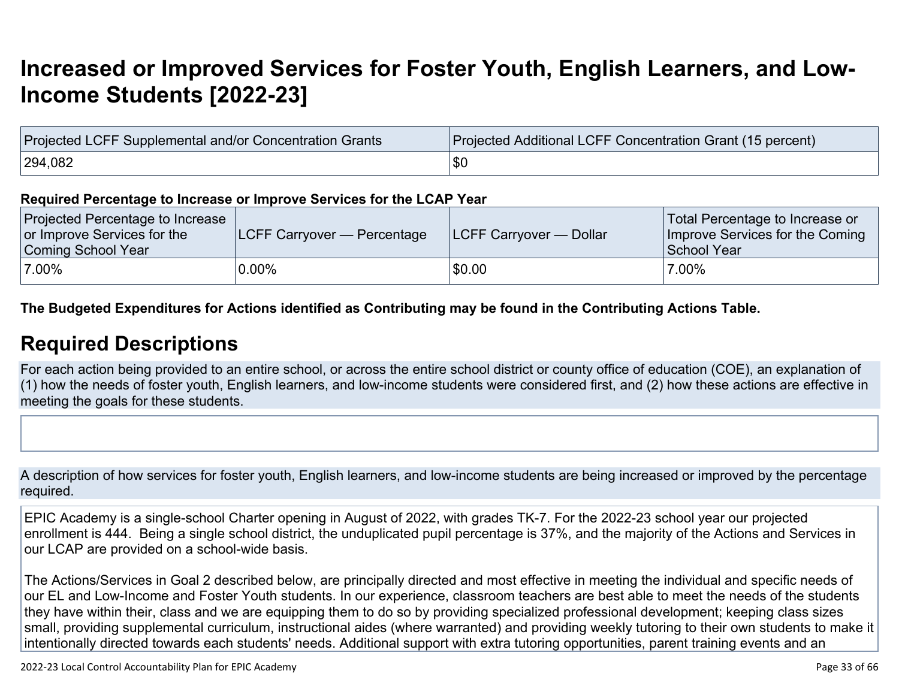# Increased or Improved Services for Foster Youth, English Learners, and Low-Income Students [2022-23]

| Projected LCFF Supplemental and/or Concentration Grants | Projected Additional LCFF Concentration Grant (15 percent) |
| --- | --- |
| 294,082 | $0 |

**Required Percentage to Increase or Improve Services for the LCAP Year**

| Projected Percentage to Increase or Improve Services for the Coming School Year | LCFF Carryover — Percentage | LCFF Carryover — Dollar | Total Percentage to Increase or Improve Services for the Coming School Year |
| --- | --- | --- | --- |
| 7.00% | 0.00% | $0.00 | 7.00% |

**The Budgeted Expenditures for Actions identified as Contributing may be found in the Contributing Actions Table.**

## Required Descriptions

For each action being provided to an entire school, or across the entire school district or county office of education (COE), an explanation of (1) how the needs of foster youth, English learners, and low-income students were considered first, and (2) how these actions are effective in meeting the goals for these students.

A description of how services for foster youth, English learners, and low-income students are being increased or improved by the percentage required.

EPIC Academy is a single-school Charter opening in August of 2022, with grades TK-7. For the 2022-23 school year our projected enrollment is 444. Being a single school district, the unduplicated pupil percentage is 37%, and the majority of the Actions and Services in our LCAP are provided on a school-wide basis.

The Actions/Services in Goal 2 described below, are principally directed and most effective in meeting the individual and specific needs of our EL and Low-Income and Foster Youth students. In our experience, classroom teachers are best able to meet the needs of the students they have within their, class and we are equipping them to do so by providing specialized professional development; keeping class sizes small, providing supplemental curriculum, instructional aides (where warranted) and providing weekly tutoring to their own students to make it intentionally directed towards each students' needs. Additional support with extra tutoring opportunities, parent training events and an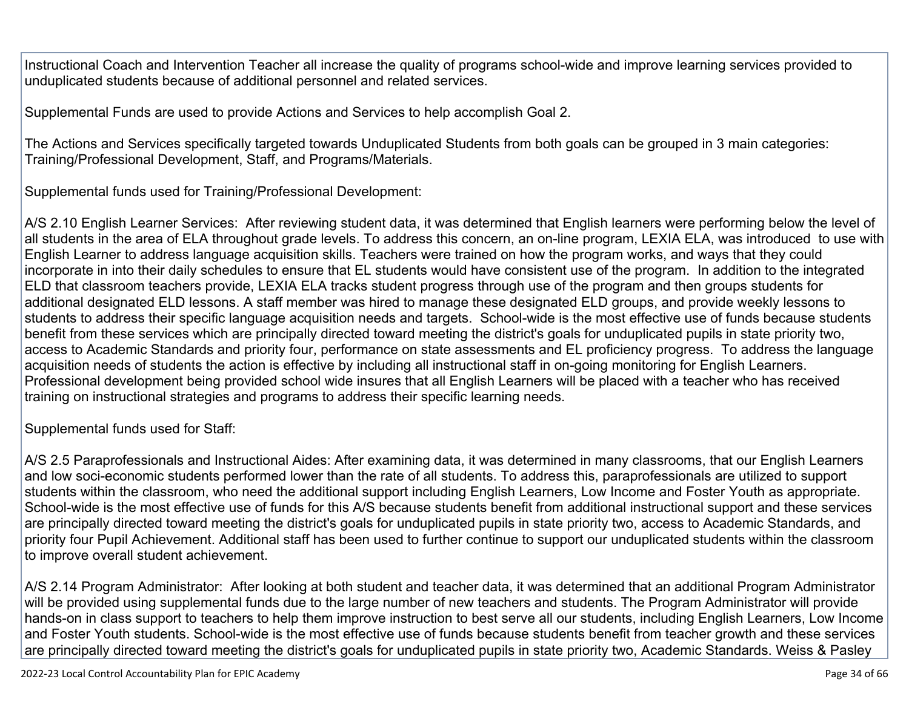Instructional Coach and Intervention Teacher all increase the quality of programs school-wide and improve learning services provided to unduplicated students because of additional personnel and related services.

Supplemental Funds are used to provide Actions and Services to help accomplish Goal 2.

The Actions and Services specifically targeted towards Unduplicated Students from both goals can be grouped in 3 main categories: Training/Professional Development, Staff, and Programs/Materials.

Supplemental funds used for Training/Professional Development:

A/S 2.10 English Learner Services: After reviewing student data, it was determined that English learners were performing below the level of all students in the area of ELA throughout grade levels. To address this concern, an on-line program, LEXIA ELA, was introduced to use with English Learner to address language acquisition skills. Teachers were trained on how the program works, and ways that they could incorporate in into their daily schedules to ensure that EL students would have consistent use of the program. In addition to the integrated ELD that classroom teachers provide, LEXIA ELA tracks student progress through use of the program and then groups students for additional designated ELD lessons. A staff member was hired to manage these designated ELD groups, and provide weekly lessons to students to address their specific language acquisition needs and targets. School-wide is the most effective use of funds because students benefit from these services which are principally directed toward meeting the district's goals for unduplicated pupils in state priority two, access to Academic Standards and priority four, performance on state assessments and EL proficiency progress. To address the language acquisition needs of students the action is effective by including all instructional staff in on-going monitoring for English Learners. Professional development being provided school wide insures that all English Learners will be placed with a teacher who has received training on instructional strategies and programs to address their specific learning needs.

Supplemental funds used for Staff:

A/S 2.5 Paraprofessionals and Instructional Aides: After examining data, it was determined in many classrooms, that our English Learners and low soci-economic students performed lower than the rate of all students. To address this, paraprofessionals are utilized to support students within the classroom, who need the additional support including English Learners, Low Income and Foster Youth as appropriate. School-wide is the most effective use of funds for this A/S because students benefit from additional instructional support and these services are principally directed toward meeting the district's goals for unduplicated pupils in state priority two, access to Academic Standards, and priority four Pupil Achievement. Additional staff has been used to further continue to support our unduplicated students within the classroom to improve overall student achievement.

A/S 2.14 Program Administrator: After looking at both student and teacher data, it was determined that an additional Program Administrator will be provided using supplemental funds due to the large number of new teachers and students. The Program Administrator will provide hands-on in class support to teachers to help them improve instruction to best serve all our students, including English Learners, Low Income and Foster Youth students. School-wide is the most effective use of funds because students benefit from teacher growth and these services are principally directed toward meeting the district's goals for unduplicated pupils in state priority two, Academic Standards. Weiss & Pasley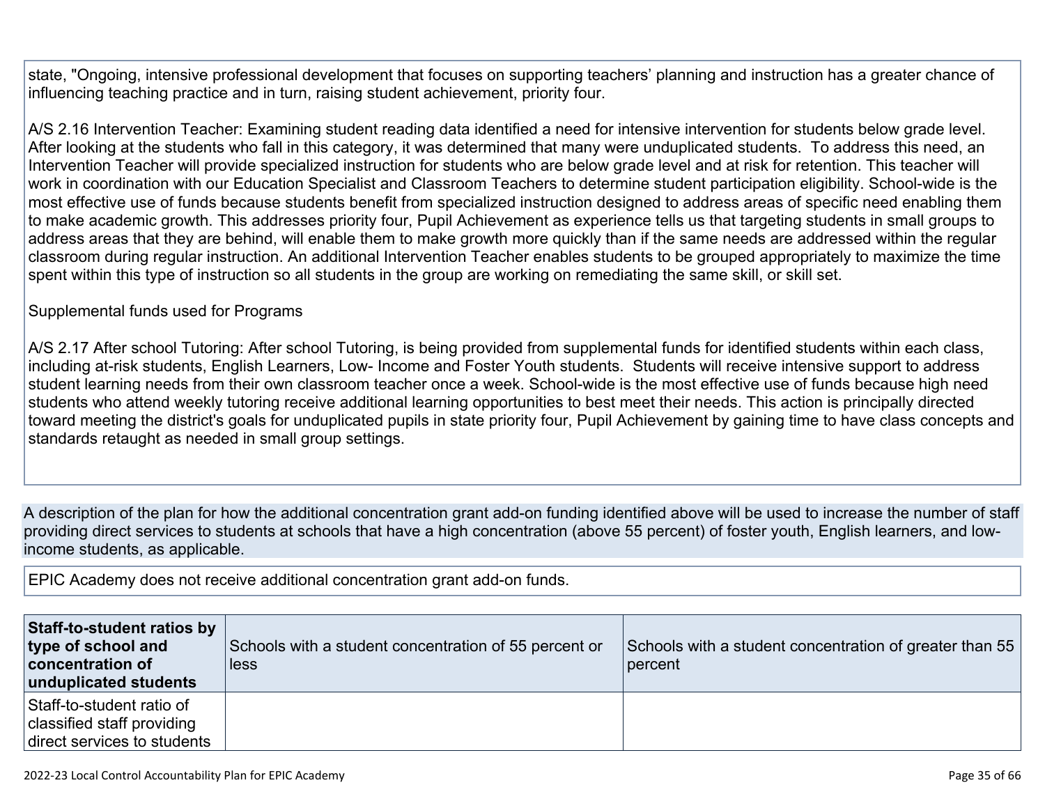state, "Ongoing, intensive professional development that focuses on supporting teachers' planning and instruction has a greater chance of influencing teaching practice and in turn, raising student achievement, priority four.

A/S 2.16 Intervention Teacher: Examining student reading data identified a need for intensive intervention for students below grade level. After looking at the students who fall in this category, it was determined that many were unduplicated students. To address this need, an Intervention Teacher will provide specialized instruction for students who are below grade level and at risk for retention. This teacher will work in coordination with our Education Specialist and Classroom Teachers to determine student participation eligibility. School-wide is the most effective use of funds because students benefit from specialized instruction designed to address areas of specific need enabling them to make academic growth. This addresses priority four, Pupil Achievement as experience tells us that targeting students in small groups to address areas that they are behind, will enable them to make growth more quickly than if the same needs are addressed within the regular classroom during regular instruction. An additional Intervention Teacher enables students to be grouped appropriately to maximize the time spent within this type of instruction so all students in the group are working on remediating the same skill, or skill set.

Supplemental funds used for Programs

A/S 2.17 After school Tutoring: After school Tutoring, is being provided from supplemental funds for identified students within each class, including at-risk students, English Learners, Low- Income and Foster Youth students. Students will receive intensive support to address student learning needs from their own classroom teacher once a week. School-wide is the most effective use of funds because high need students who attend weekly tutoring receive additional learning opportunities to best meet their needs. This action is principally directed toward meeting the district's goals for unduplicated pupils in state priority four, Pupil Achievement by gaining time to have class concepts and standards retaught as needed in small group settings.

A description of the plan for how the additional concentration grant add-on funding identified above will be used to increase the number of staff providing direct services to students at schools that have a high concentration (above 55 percent) of foster youth, English learners, and low-income students, as applicable.

EPIC Academy does not receive additional concentration grant add-on funds.

| **Staff-to-student ratios by type of school and concentration of unduplicated students** | Schools with a student concentration of 55 percent or less | Schools with a student concentration of greater than 55 percent |
|---|---|---|
| Staff-to-student ratio of classified staff providing direct services to students | | |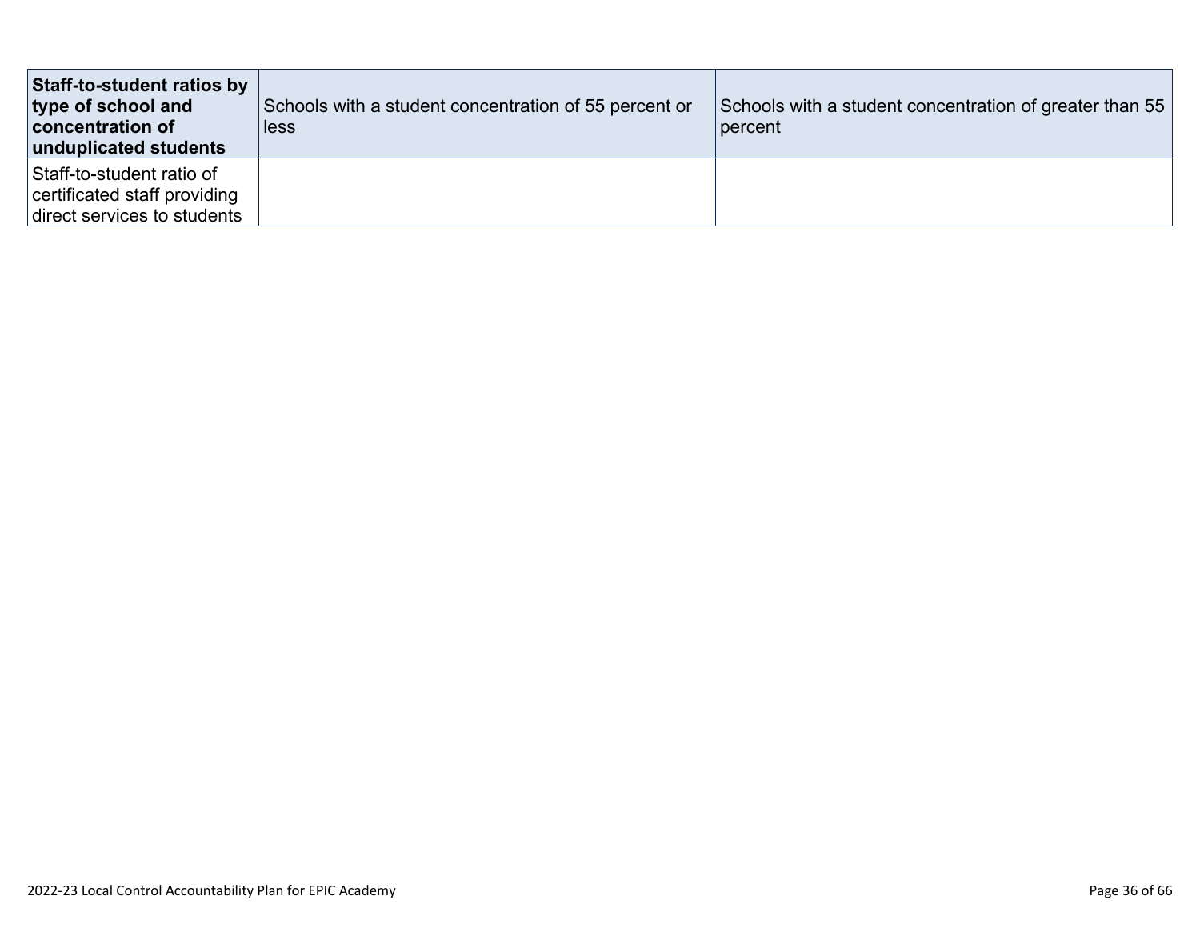| **Staff-to-student ratios by type of school and concentration of unduplicated students** | Schools with a student concentration of 55 percent or less | Schools with a student concentration of greater than 55 percent |
|---|---|---|
| Staff-to-student ratio of classified staff providing direct services to students | | |
| Staff-to-student ratio of certificated staff providing direct services to students | | |

| **Staff-to-student ratios by type of school and concentration of unduplicated students** | Schools with a student concentration of 55 percent or less | Schools with a student concentration of greater than 55 percent |
|---|---|---|
| Staff-to-student ratio of certificated staff providing direct services to students | | |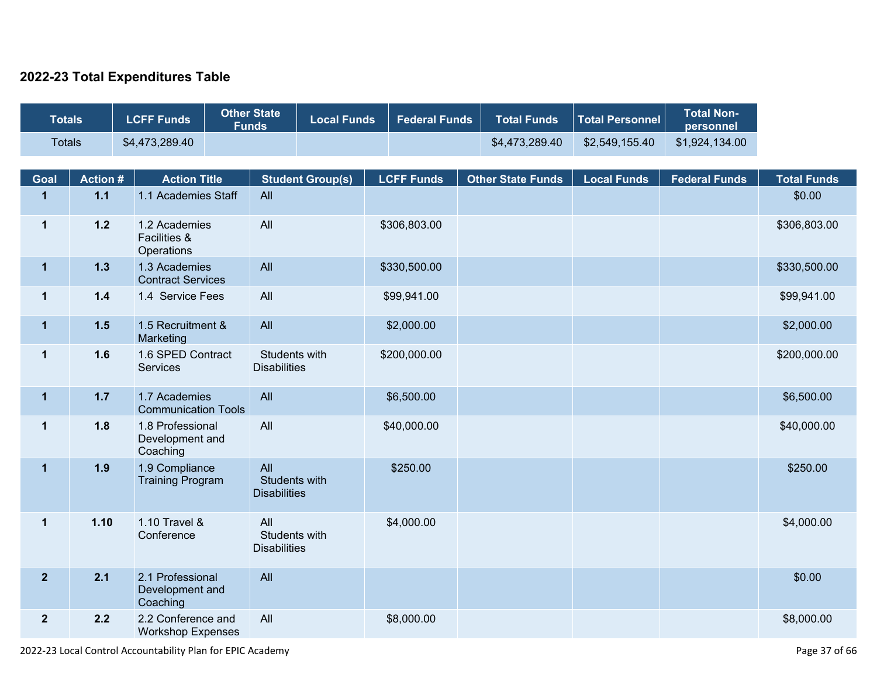## 2022-23 Total Expenditures Table

| Totals | LCFF Funds | Other State Funds | Local Funds | Federal Funds | Total Funds | Total Personnel | Total Non-personnel |
|---|---|---|---|---|---|---|---|
| Totals | $4,473,289.40 | | | | $4,473,289.40 | $2,549,155.40 | $1,924,134.00 |

| Goal | Action # | Action Title | Student Group(s) | LCFF Funds | Other State Funds | Local Funds | Federal Funds | Total Funds |
|---|---|---|---|---|---|---|---|---|
| 1 | 1.1 | 1.1 Academies Staff | All | | | | | $0.00 |
| 1 | 1.2 | 1.2 Academies Facilities & Operations | All | $306,803.00 | | | | $306,803.00 |
| 1 | 1.3 | 1.3 Academies Contract Services | All | $330,500.00 | | | | $330,500.00 |
| 1 | 1.4 | 1.4 Service Fees | All | $99,941.00 | | | | $99,941.00 |
| 1 | 1.5 | 1.5 Recruitment & Marketing | All | $2,000.00 | | | | $2,000.00 |
| 1 | 1.6 | 1.6 SPED Contract Services | Students with Disabilities | $200,000.00 | | | | $200,000.00 |
| 1 | 1.7 | 1.7 Academies Communication Tools | All | $6,500.00 | | | | $6,500.00 |
| 1 | 1.8 | 1.8 Professional Development and Coaching | All | $40,000.00 | | | | $40,000.00 |
| 1 | 1.9 | 1.9 Compliance Training Program | All<br>Students with Disabilities | $250.00 | | | | $250.00 |
| 1 | 1.10 | 1.10 Travel & Conference | All<br>Students with Disabilities | $4,000.00 | | | | $4,000.00 |
| 2 | 2.1 | 2.1 Professional Development and Coaching | All | | | | | $0.00 |
| 2 | 2.2 | 2.2 Conference and Workshop Expenses | All | $8,000.00 | | | | $8,000.00 |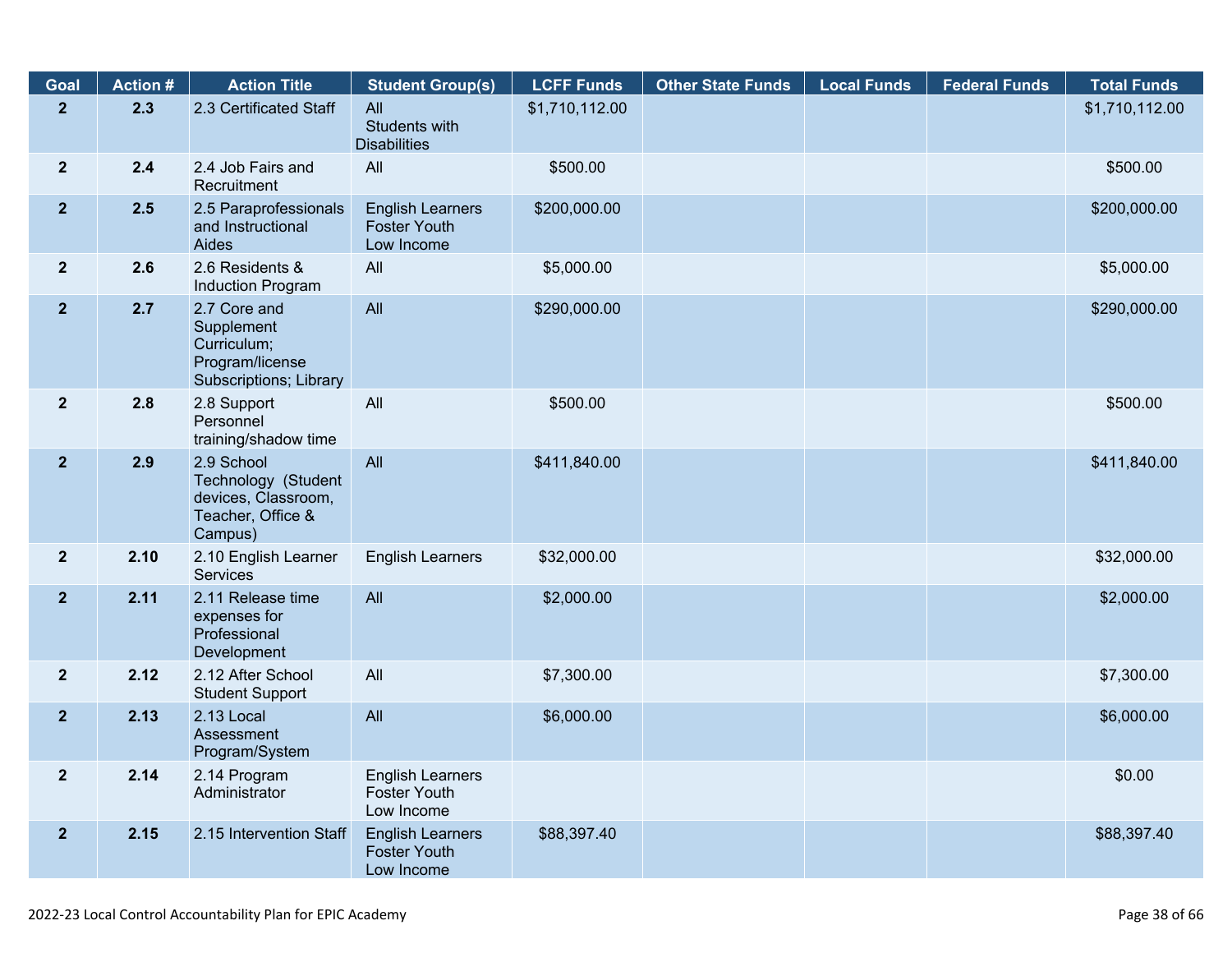| Goal | Action # | Action Title | Student Group(s) | LCFF Funds | Other State Funds | Local Funds | Federal Funds | Total Funds |
|---|---|---|---|---|---|---|---|---|
| 2 | 2.3 | 2.3 Certificated Staff | All<br>Students with Disabilities | $1,710,112.00 | | | | $1,710,112.00 |
| 2 | 2.4 | 2.4 Job Fairs and Recruitment | All | $500.00 | | | | $500.00 |
| 2 | 2.5 | 2.5 Paraprofessionals and Instructional Aides | English Learners<br>Foster Youth<br>Low Income | $200,000.00 | | | | $200,000.00 |
| 2 | 2.6 | 2.6 Residents & Induction Program | All | $5,000.00 | | | | $5,000.00 |
| 2 | 2.7 | 2.7 Core and Supplement Curriculum; Program/license Subscriptions; Library | All | $290,000.00 | | | | $290,000.00 |
| 2 | 2.8 | 2.8 Support Personnel training/shadow time | All | $500.00 | | | | $500.00 |
| 2 | 2.9 | 2.9 School Technology (Student devices, Classroom, Teacher, Office & Campus) | All | $411,840.00 | | | | $411,840.00 |
| 2 | 2.10 | 2.10 English Learner Services | English Learners | $32,000.00 | | | | $32,000.00 |
| 2 | 2.11 | 2.11 Release time expenses for Professional Development | All | $2,000.00 | | | | $2,000.00 |
| 2 | 2.12 | 2.12 After School Student Support | All | $7,300.00 | | | | $7,300.00 |
| 2 | 2.13 | 2.13 Local Assessment Program/System | All | $6,000.00 | | | | $6,000.00 |
| 2 | 2.14 | 2.14 Program Administrator | English Learners<br>Foster Youth<br>Low Income | | | | | $0.00 |
| 2 | 2.15 | 2.15 Intervention Staff | English Learners<br>Foster Youth<br>Low Income | $88,397.40 | | | | $88,397.40 |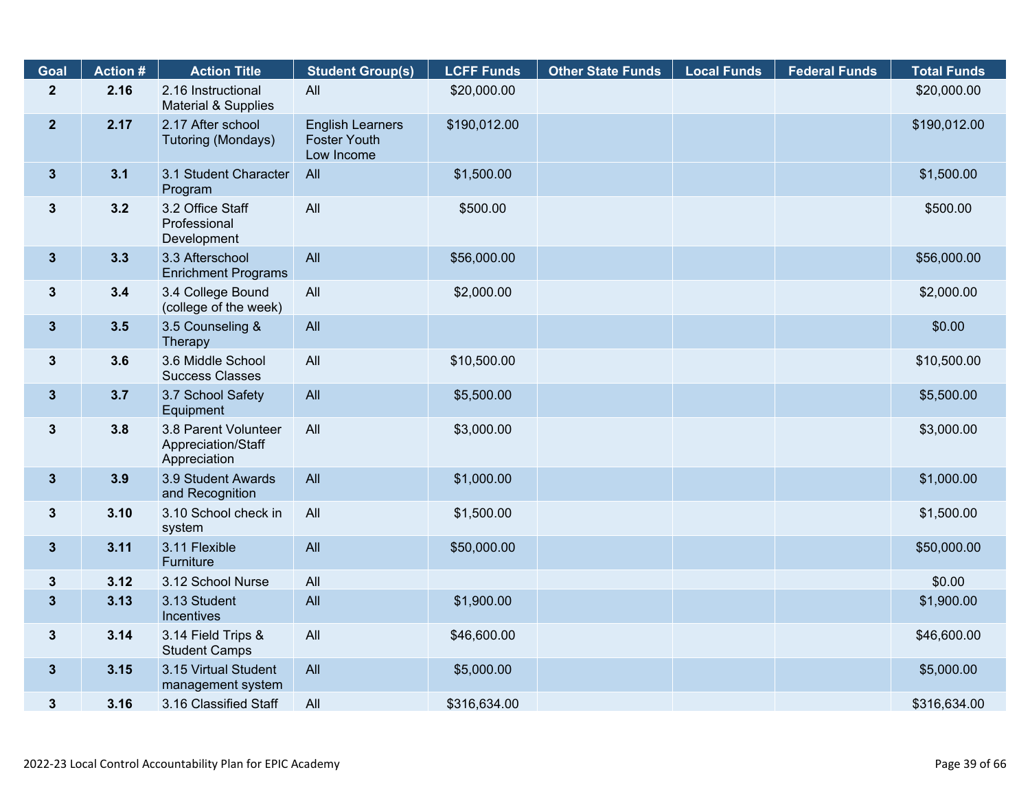| Goal | Action # | Action Title | Student Group(s) | LCFF Funds | Other State Funds | Local Funds | Federal Funds | Total Funds |
|---|---|---|---|---|---|---|---|---|
| 2 | 2.16 | 2.16 Instructional Material & Supplies | All | $20,000.00 | | | | $20,000.00 |
| 2 | 2.17 | 2.17 After school Tutoring (Mondays) | English Learners Foster Youth Low Income | $190,012.00 | | | | $190,012.00 |
| 3 | 3.1 | 3.1 Student Character Program | All | $1,500.00 | | | | $1,500.00 |
| 3 | 3.2 | 3.2 Office Staff Professional Development | All | $500.00 | | | | $500.00 |
| 3 | 3.3 | 3.3 Afterschool Enrichment Programs | All | $56,000.00 | | | | $56,000.00 |
| 3 | 3.4 | 3.4 College Bound (college of the week) | All | $2,000.00 | | | | $2,000.00 |
| 3 | 3.5 | 3.5 Counseling & Therapy | All | | | | | $0.00 |
| 3 | 3.6 | 3.6 Middle School Success Classes | All | $10,500.00 | | | | $10,500.00 |
| 3 | 3.7 | 3.7 School Safety Equipment | All | $5,500.00 | | | | $5,500.00 |
| 3 | 3.8 | 3.8 Parent Volunteer Appreciation/Staff Appreciation | All | $3,000.00 | | | | $3,000.00 |
| 3 | 3.9 | 3.9 Student Awards and Recognition | All | $1,000.00 | | | | $1,000.00 |
| 3 | 3.10 | 3.10 School check in system | All | $1,500.00 | | | | $1,500.00 |
| 3 | 3.11 | 3.11 Flexible Furniture | All | $50,000.00 | | | | $50,000.00 |
| 3 | 3.12 | 3.12 School Nurse | All | | | | | $0.00 |
| 3 | 3.13 | 3.13 Student Incentives | All | $1,900.00 | | | | $1,900.00 |
| 3 | 3.14 | 3.14 Field Trips & Student Camps | All | $46,600.00 | | | | $46,600.00 |
| 3 | 3.15 | 3.15 Virtual Student management system | All | $5,000.00 | | | | $5,000.00 |
| 3 | 3.16 | 3.16 Classified Staff | All | $316,634.00 | | | | $316,634.00 |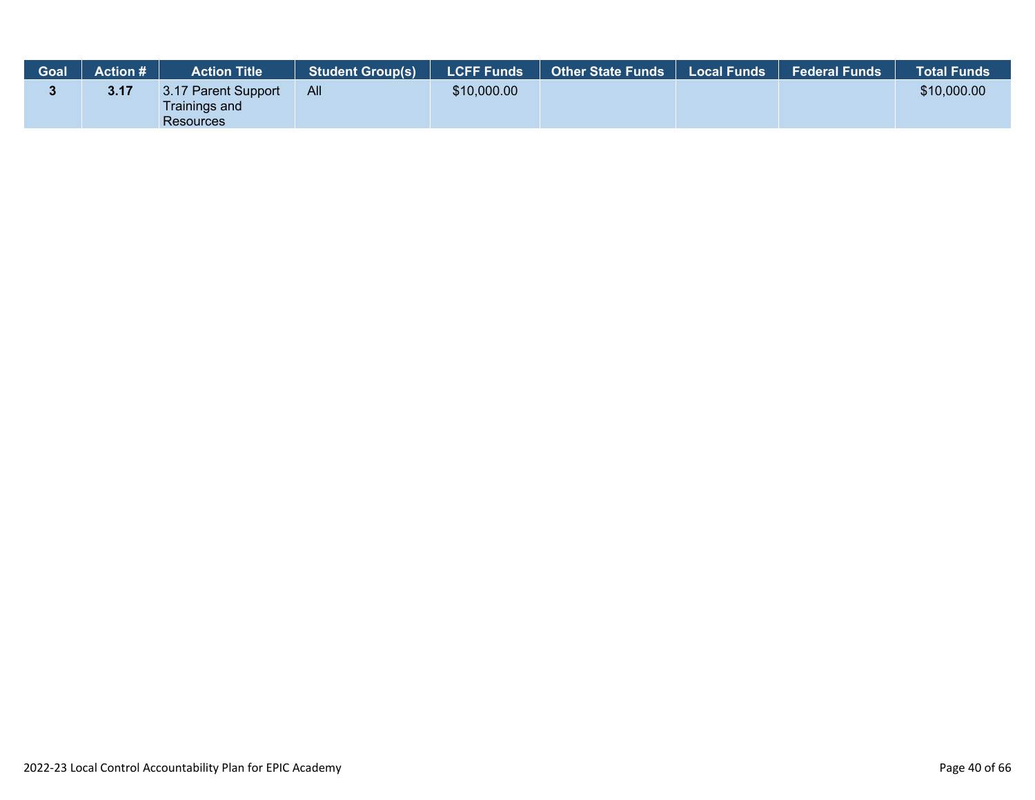| Goal | Action # | Action Title | Student Group(s) | LCFF Funds | Other State Funds | Local Funds | Federal Funds | Total Funds |
|---|---|---|---|---|---|---|---|---|
| 3 | 3.17 | 3.17 Parent Support Trainings and Resources | All | $10,000.00 | | | | $10,000.00 |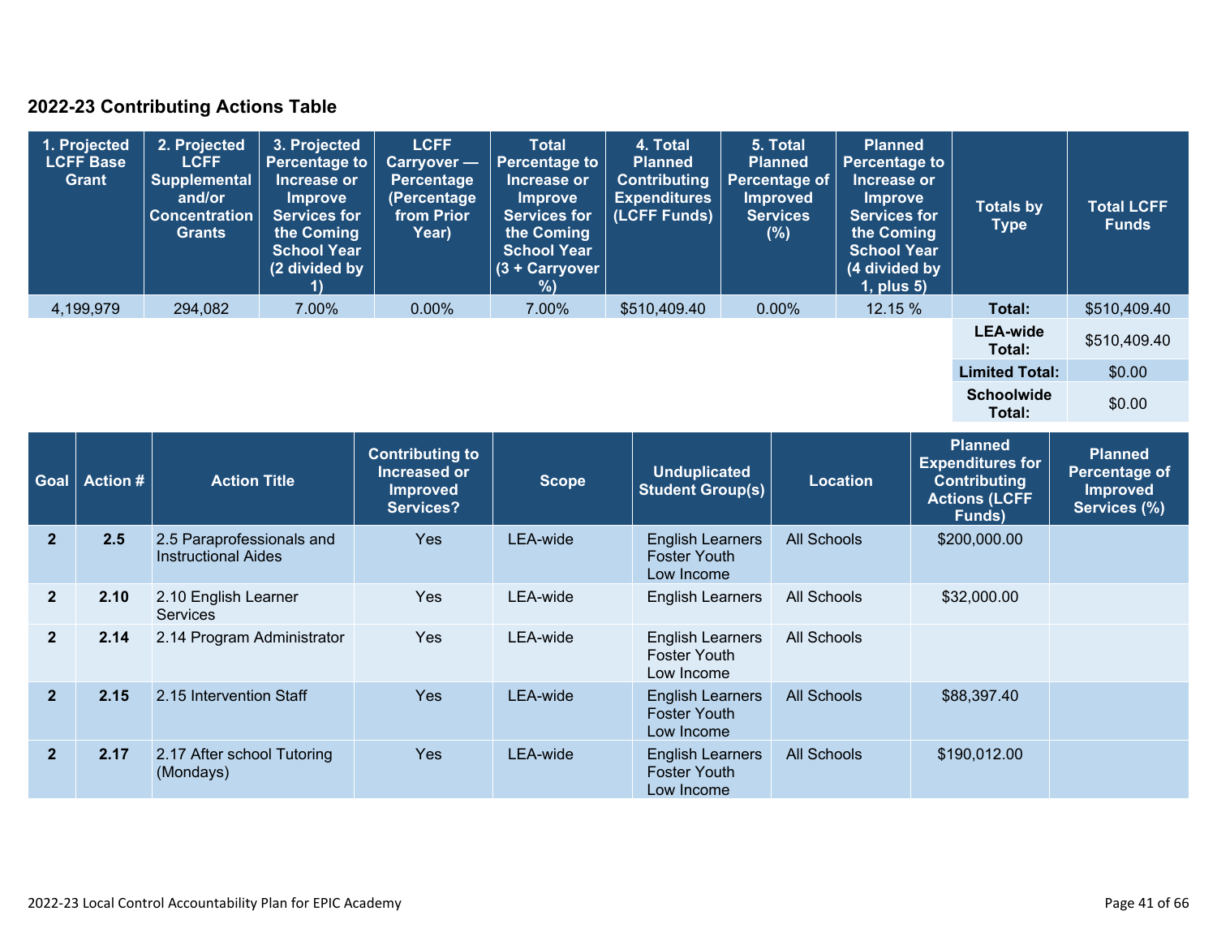## 2022-23 Contributing Actions Table

| 1. Projected LCFF Base Grant | 2. Projected LCFF Supplemental and/or Concentration Grants | 3. Projected Percentage to Increase or Improve Services for the Coming School Year (2 divided by 1) | LCFF Carryover — Percentage (Percentage from Prior Year) | Total Percentage to Increase or Improve Services for the Coming School Year (3 + Carryover %) | 4. Total Planned Contributing Expenditures (LCFF Funds) | 5. Total Planned Percentage of Improved Services (%) | Planned Percentage to Increase or Improve Services for the Coming School Year (4 divided by 1, plus 5) | Totals by Type | Total LCFF Funds |
|---|---|---|---|---|---|---|---|---|---|
| 4,199,979 | 294,082 | 7.00% | 0.00% | 7.00% | $510,409.40 | 0.00% | 12.15 % | **Total:** | $510,409.40 |
| | | | | | | | | **LEA-wide Total:** | $510,409.40 |
| | | | | | | | | **Limited Total:** | $0.00 |
| | | | | | | | | **Schoolwide Total:** | $0.00 |

| Goal | Action # | Action Title | Contributing to Increased or Improved Services? | Scope | Unduplicated Student Group(s) | Location | Planned Expenditures for Contributing Actions (LCFF Funds) | Planned Percentage of Improved Services (%) |
|---|---|---|---|---|---|---|---|---|
| 2 | 2.5 | 2.5 Paraprofessionals and Instructional Aides | Yes | LEA-wide | English Learners Foster Youth Low Income | All Schools | $200,000.00 | |
| 2 | 2.10 | 2.10 English Learner Services | Yes | LEA-wide | English Learners | All Schools | $32,000.00 | |
| 2 | 2.14 | 2.14 Program Administrator | Yes | LEA-wide | English Learners Foster Youth Low Income | All Schools | | |
| 2 | 2.15 | 2.15 Intervention Staff | Yes | LEA-wide | English Learners Foster Youth Low Income | All Schools | $88,397.40 | |
| 2 | 2.17 | 2.17 After school Tutoring (Mondays) | Yes | LEA-wide | English Learners Foster Youth Low Income | All Schools | $190,012.00 | |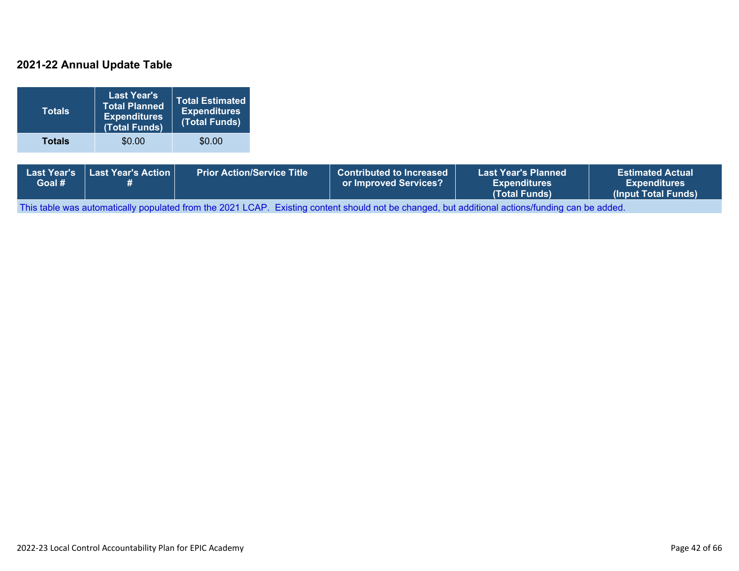## 2021-22 Annual Update Table

| Totals | Last Year's Total Planned Expenditures (Total Funds) | Total Estimated Expenditures (Total Funds) |
|---|---|---|
| **Totals** | $0.00 | $0.00 |

| Last Year's Goal # | Last Year's Action # | Prior Action/Service Title | Contributed to Increased or Improved Services? | Last Year's Planned Expenditures (Total Funds) | Estimated Actual Expenditures (Input Total Funds) |
|---|---|---|---|---|---|
| This table was automatically populated from the 2021 LCAP. Existing content should not be changed, but additional actions/funding can be added. | | | | | |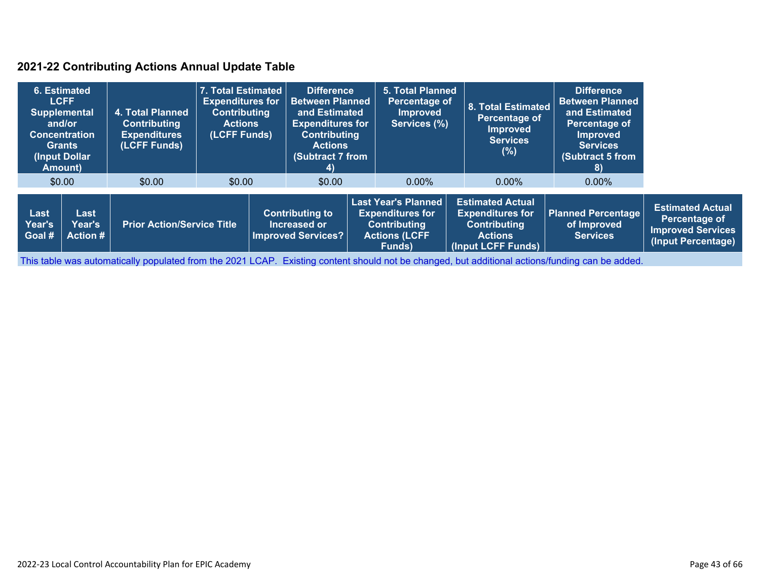## 2021-22 Contributing Actions Annual Update Table

| 6. Estimated LCFF Supplemental and/or Concentration Grants (Input Dollar Amount) | 4. Total Planned Contributing Expenditures (LCFF Funds) | 7. Total Estimated Expenditures for Contributing Actions (LCFF Funds) | Difference Between Planned and Estimated Expenditures for Contributing Actions (Subtract 7 from 4) | 5. Total Planned Percentage of Improved Services (%) | 8. Total Estimated Percentage of Improved Services (%) | Difference Between Planned and Estimated Percentage of Improved Services (Subtract 5 from 8) |
|---|---|---|---|---|---|---|
| $0.00 | $0.00 | $0.00 | $0.00 | 0.00% | 0.00% | 0.00% |

| Last Year's Goal # | Last Year's Action # | Prior Action/Service Title | Contributing to Increased or Improved Services? | Last Year's Planned Expenditures for Contributing Actions (LCFF Funds) | Estimated Actual Expenditures for Contributing Actions (Input LCFF Funds) | Planned Percentage of Improved Services | Estimated Actual Percentage of Improved Services (Input Percentage) |
|---|---|---|---|---|---|---|---|
| This table was automatically populated from the 2021 LCAP. Existing content should not be changed, but additional actions/funding can be added. | | | | | | | |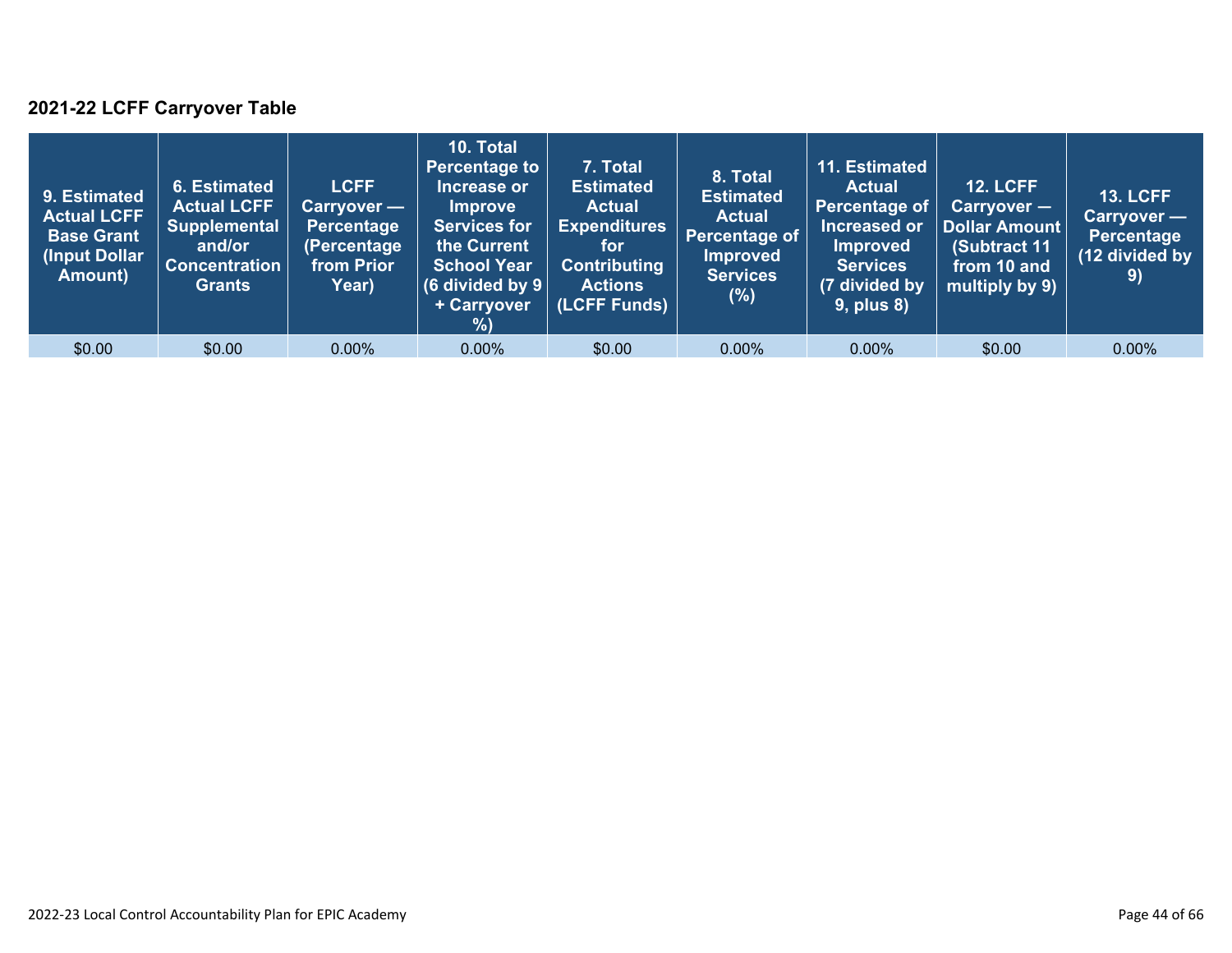### 2021-22 LCFF Carryover Table

| 9. Estimated Actual LCFF Base Grant (Input Dollar Amount) | 6. Estimated Actual LCFF Supplemental and/or Concentration Grants | LCFF Carryover — Percentage (Percentage from Prior Year) | 10. Total Percentage to Increase or Improve Services for the Current School Year (6 divided by 9 + Carryover %) | 7. Total Estimated Actual Expenditures for Contributing Actions (LCFF Funds) | 8. Total Estimated Actual Percentage of Improved Services (%) | 11. Estimated Actual Percentage of Increased or Improved Services (7 divided by 9, plus 8) | 12. LCFF Carryover — Dollar Amount (Subtract 11 from 10 and multiply by 9) | 13. LCFF Carryover — Percentage (12 divided by 9) |
|---|---|---|---|---|---|---|---|---|
| $0.00 | $0.00 | 0.00% | 0.00% | $0.00 | 0.00% | 0.00% | $0.00 | 0.00% |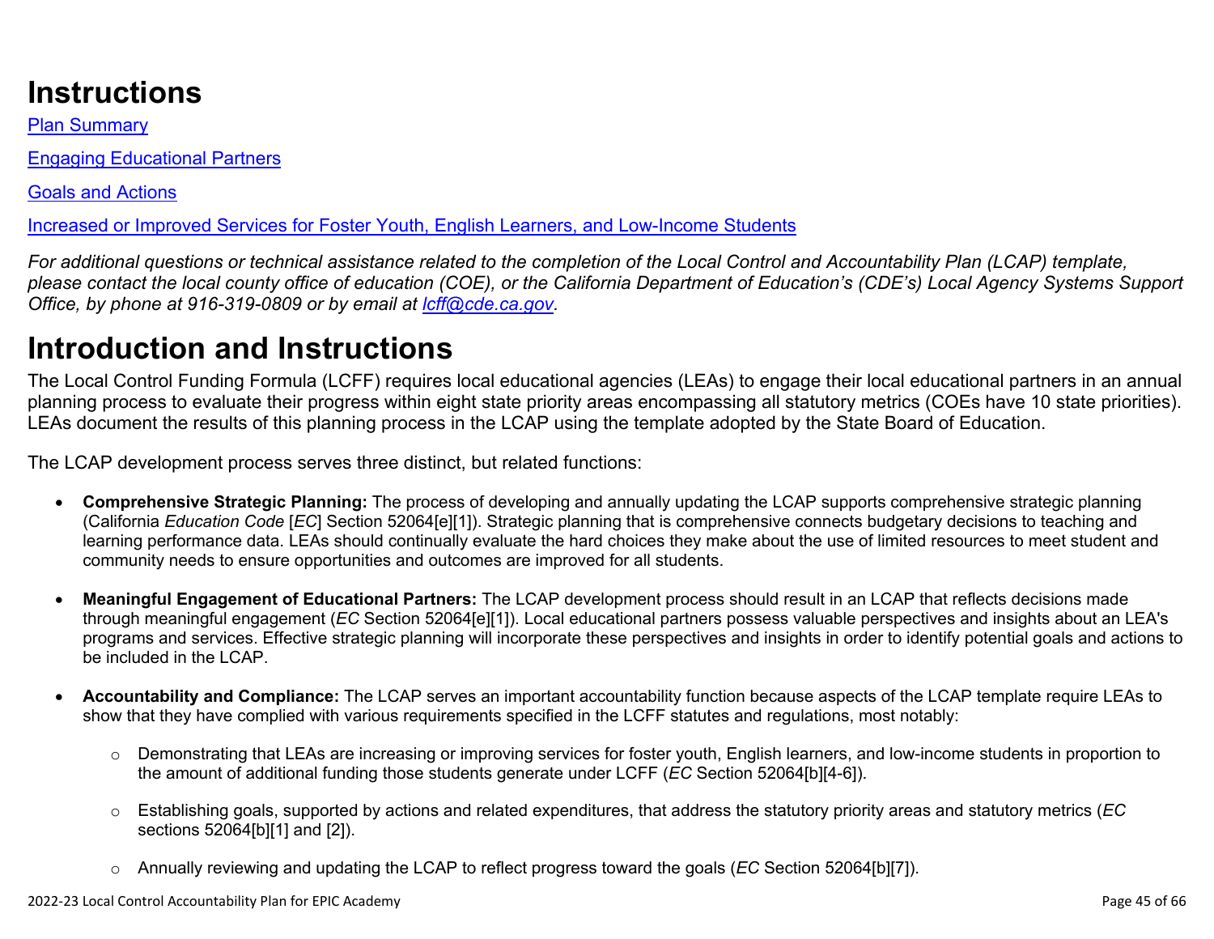# Instructions

[Plan Summary](#)

[Engaging Educational Partners](#)

[Goals and Actions](#)

[Increased or Improved Services for Foster Youth, English Learners, and Low-Income Students](#)

*For additional questions or technical assistance related to the completion of the Local Control and Accountability Plan (LCAP) template, please contact the local county office of education (COE), or the California Department of Education's (CDE's) Local Agency Systems Support Office, by phone at 916-319-0809 or by email at [lcff@cde.ca.gov](mailto:lcff@cde.ca.gov).*

# Introduction and Instructions

The Local Control Funding Formula (LCFF) requires local educational agencies (LEAs) to engage their local educational partners in an annual planning process to evaluate their progress within eight state priority areas encompassing all statutory metrics (COEs have 10 state priorities). LEAs document the results of this planning process in the LCAP using the template adopted by the State Board of Education.

The LCAP development process serves three distinct, but related functions:

- **Comprehensive Strategic Planning:** The process of developing and annually updating the LCAP supports comprehensive strategic planning (California *Education Code* [*EC*] Section 52064[e][1]). Strategic planning that is comprehensive connects budgetary decisions to teaching and learning performance data. LEAs should continually evaluate the hard choices they make about the use of limited resources to meet student and community needs to ensure opportunities and outcomes are improved for all students.

- **Meaningful Engagement of Educational Partners:** The LCAP development process should result in an LCAP that reflects decisions made through meaningful engagement (*EC* Section 52064[e][1]). Local educational partners possess valuable perspectives and insights about an LEA's programs and services. Effective strategic planning will incorporate these perspectives and insights in order to identify potential goals and actions to be included in the LCAP.

- **Accountability and Compliance:** The LCAP serves an important accountability function because aspects of the LCAP template require LEAs to show that they have complied with various requirements specified in the LCFF statutes and regulations, most notably:

  - Demonstrating that LEAs are increasing or improving services for foster youth, English learners, and low-income students in proportion to the amount of additional funding those students generate under LCFF (*EC* Section 52064[b][4-6]).

  - Establishing goals, supported by actions and related expenditures, that address the statutory priority areas and statutory metrics (*EC* sections 52064[b][1] and [2]).

  - Annually reviewing and updating the LCAP to reflect progress toward the goals (*EC* Section 52064[b][7]).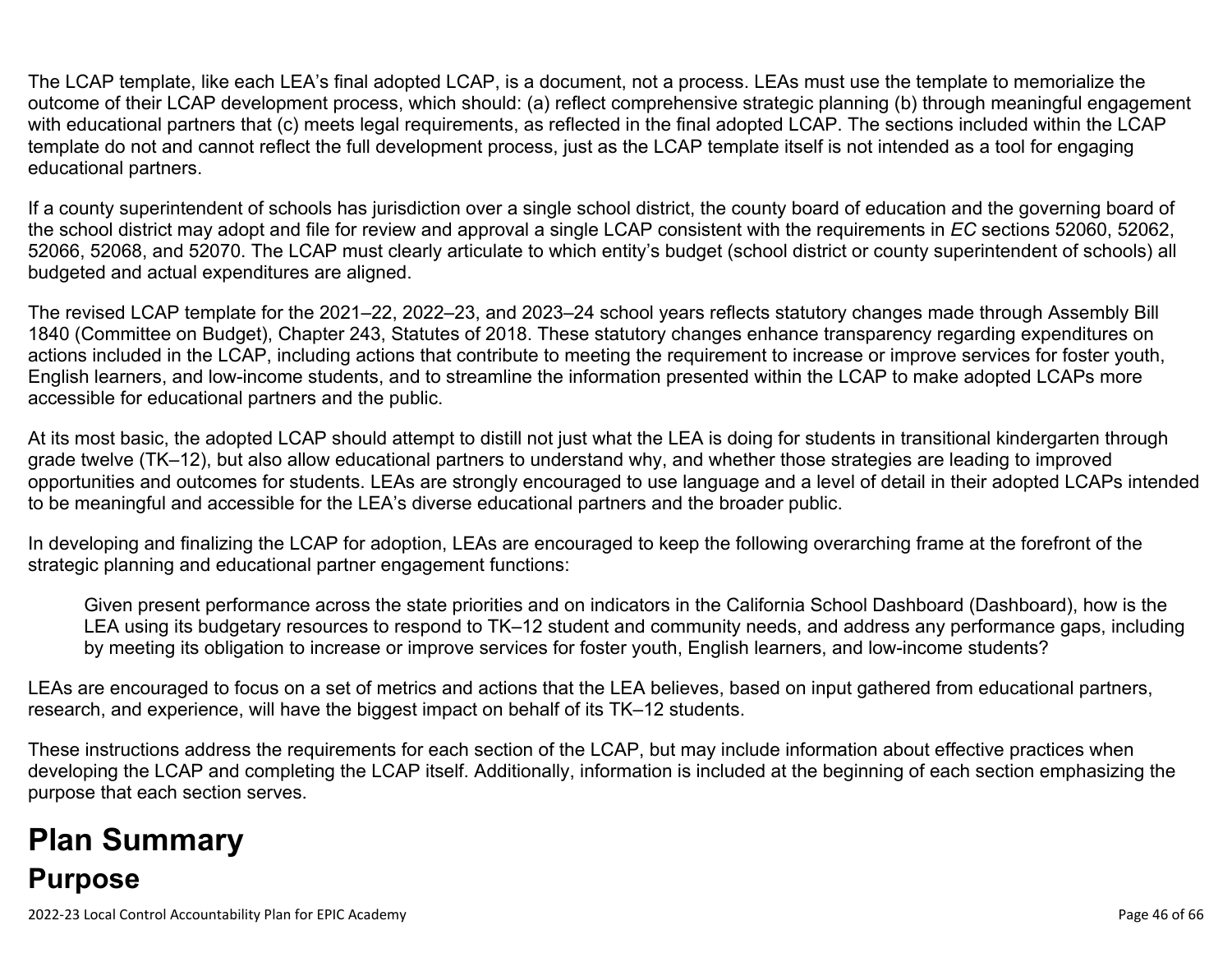The LCAP template, like each LEA's final adopted LCAP, is a document, not a process. LEAs must use the template to memorialize the outcome of their LCAP development process, which should: (a) reflect comprehensive strategic planning (b) through meaningful engagement with educational partners that (c) meets legal requirements, as reflected in the final adopted LCAP. The sections included within the LCAP template do not and cannot reflect the full development process, just as the LCAP template itself is not intended as a tool for engaging educational partners.

If a county superintendent of schools has jurisdiction over a single school district, the county board of education and the governing board of the school district may adopt and file for review and approval a single LCAP consistent with the requirements in *EC* sections 52060, 52062, 52066, 52068, and 52070. The LCAP must clearly articulate to which entity's budget (school district or county superintendent of schools) all budgeted and actual expenditures are aligned.

The revised LCAP template for the 2021–22, 2022–23, and 2023–24 school years reflects statutory changes made through Assembly Bill 1840 (Committee on Budget), Chapter 243, Statutes of 2018. These statutory changes enhance transparency regarding expenditures on actions included in the LCAP, including actions that contribute to meeting the requirement to increase or improve services for foster youth, English learners, and low-income students, and to streamline the information presented within the LCAP to make adopted LCAPs more accessible for educational partners and the public.

At its most basic, the adopted LCAP should attempt to distill not just what the LEA is doing for students in transitional kindergarten through grade twelve (TK–12), but also allow educational partners to understand why, and whether those strategies are leading to improved opportunities and outcomes for students. LEAs are strongly encouraged to use language and a level of detail in their adopted LCAPs intended to be meaningful and accessible for the LEA's diverse educational partners and the broader public.

In developing and finalizing the LCAP for adoption, LEAs are encouraged to keep the following overarching frame at the forefront of the strategic planning and educational partner engagement functions:

> Given present performance across the state priorities and on indicators in the California School Dashboard (Dashboard), how is the LEA using its budgetary resources to respond to TK–12 student and community needs, and address any performance gaps, including by meeting its obligation to increase or improve services for foster youth, English learners, and low-income students?

LEAs are encouraged to focus on a set of metrics and actions that the LEA believes, based on input gathered from educational partners, research, and experience, will have the biggest impact on behalf of its TK–12 students.

These instructions address the requirements for each section of the LCAP, but may include information about effective practices when developing the LCAP and completing the LCAP itself. Additionally, information is included at the beginning of each section emphasizing the purpose that each section serves.

# Plan Summary

## Purpose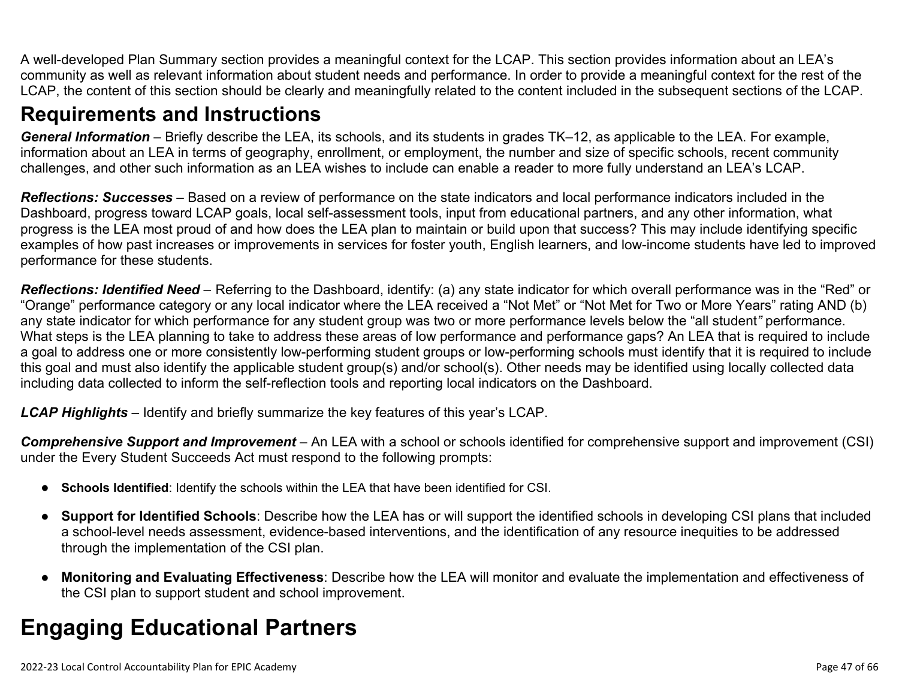A well-developed Plan Summary section provides a meaningful context for the LCAP. This section provides information about an LEA's community as well as relevant information about student needs and performance. In order to provide a meaningful context for the rest of the LCAP, the content of this section should be clearly and meaningfully related to the content included in the subsequent sections of the LCAP.

## Requirements and Instructions

***General Information*** – Briefly describe the LEA, its schools, and its students in grades TK–12, as applicable to the LEA. For example, information about an LEA in terms of geography, enrollment, or employment, the number and size of specific schools, recent community challenges, and other such information as an LEA wishes to include can enable a reader to more fully understand an LEA's LCAP.

***Reflections: Successes*** – Based on a review of performance on the state indicators and local performance indicators included in the Dashboard, progress toward LCAP goals, local self-assessment tools, input from educational partners, and any other information, what progress is the LEA most proud of and how does the LEA plan to maintain or build upon that success? This may include identifying specific examples of how past increases or improvements in services for foster youth, English learners, and low-income students have led to improved performance for these students.

***Reflections: Identified Need*** – Referring to the Dashboard, identify: (a) any state indicator for which overall performance was in the "Red" or "Orange" performance category or any local indicator where the LEA received a "Not Met" or "Not Met for Two or More Years" rating AND (b) any state indicator for which performance for any student group was two or more performance levels below the "all student" performance. What steps is the LEA planning to take to address these areas of low performance and performance gaps? An LEA that is required to include a goal to address one or more consistently low-performing student groups or low-performing schools must identify that it is required to include this goal and must also identify the applicable student group(s) and/or school(s). Other needs may be identified using locally collected data including data collected to inform the self-reflection tools and reporting local indicators on the Dashboard.

***LCAP Highlights*** – Identify and briefly summarize the key features of this year's LCAP.

***Comprehensive Support and Improvement*** – An LEA with a school or schools identified for comprehensive support and improvement (CSI) under the Every Student Succeeds Act must respond to the following prompts:

- **Schools Identified**: Identify the schools within the LEA that have been identified for CSI.
- **Support for Identified Schools**: Describe how the LEA has or will support the identified schools in developing CSI plans that included a school-level needs assessment, evidence-based interventions, and the identification of any resource inequities to be addressed through the implementation of the CSI plan.
- **Monitoring and Evaluating Effectiveness**: Describe how the LEA will monitor and evaluate the implementation and effectiveness of the CSI plan to support student and school improvement.

# Engaging Educational Partners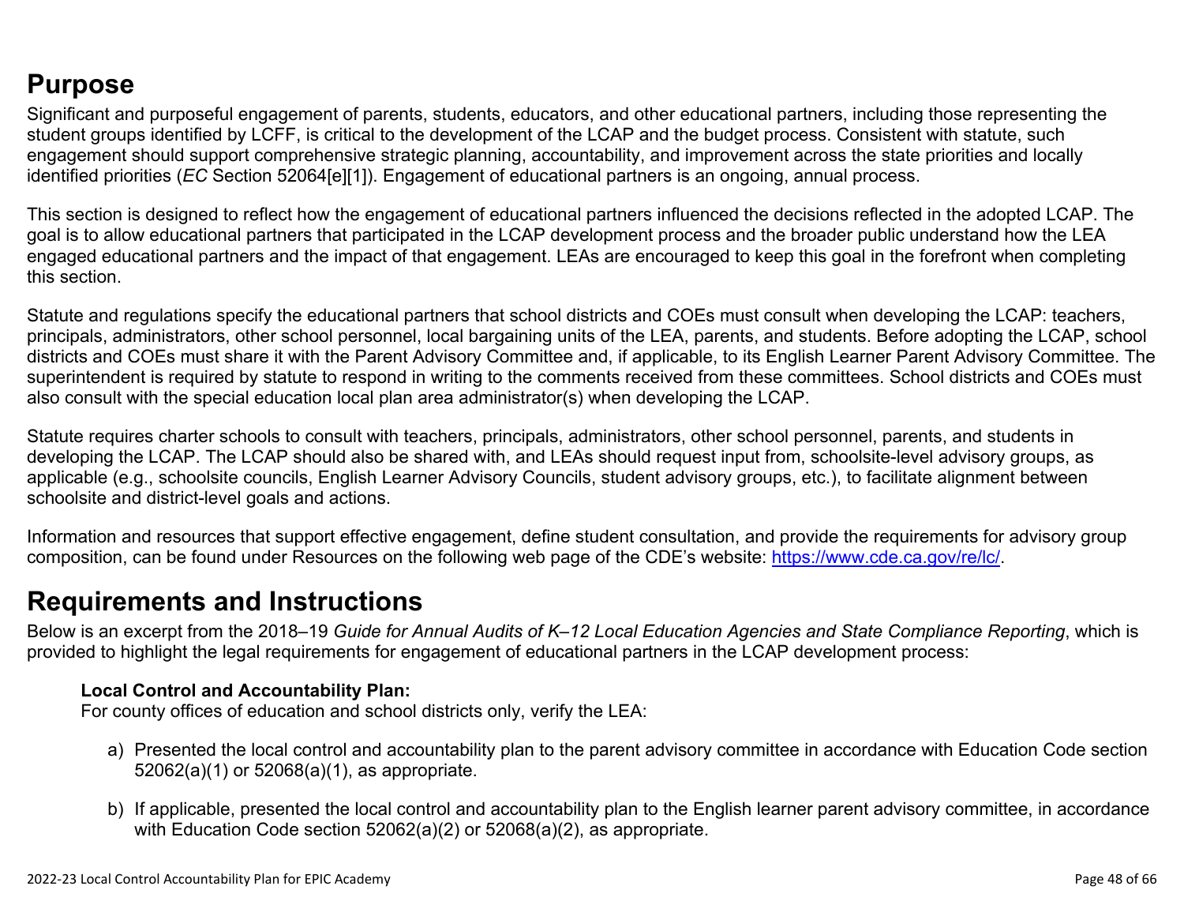## Purpose

Significant and purposeful engagement of parents, students, educators, and other educational partners, including those representing the student groups identified by LCFF, is critical to the development of the LCAP and the budget process. Consistent with statute, such engagement should support comprehensive strategic planning, accountability, and improvement across the state priorities and locally identified priorities (*EC* Section 52064[e][1]). Engagement of educational partners is an ongoing, annual process.

This section is designed to reflect how the engagement of educational partners influenced the decisions reflected in the adopted LCAP. The goal is to allow educational partners that participated in the LCAP development process and the broader public understand how the LEA engaged educational partners and the impact of that engagement. LEAs are encouraged to keep this goal in the forefront when completing this section.

Statute and regulations specify the educational partners that school districts and COEs must consult when developing the LCAP: teachers, principals, administrators, other school personnel, local bargaining units of the LEA, parents, and students. Before adopting the LCAP, school districts and COEs must share it with the Parent Advisory Committee and, if applicable, to its English Learner Parent Advisory Committee. The superintendent is required by statute to respond in writing to the comments received from these committees. School districts and COEs must also consult with the special education local plan area administrator(s) when developing the LCAP.

Statute requires charter schools to consult with teachers, principals, administrators, other school personnel, parents, and students in developing the LCAP. The LCAP should also be shared with, and LEAs should request input from, schoolsite-level advisory groups, as applicable (e.g., schoolsite councils, English Learner Advisory Councils, student advisory groups, etc.), to facilitate alignment between schoolsite and district-level goals and actions.

Information and resources that support effective engagement, define student consultation, and provide the requirements for advisory group composition, can be found under Resources on the following web page of the CDE's website: [https://www.cde.ca.gov/re/lc/](https://www.cde.ca.gov/re/lc/).

## Requirements and Instructions

Below is an excerpt from the 2018–19 *Guide for Annual Audits of K–12 Local Education Agencies and State Compliance Reporting*, which is provided to highlight the legal requirements for engagement of educational partners in the LCAP development process:

> **Local Control and Accountability Plan:**
> For county offices of education and school districts only, verify the LEA:
>
> a) Presented the local control and accountability plan to the parent advisory committee in accordance with Education Code section 52062(a)(1) or 52068(a)(1), as appropriate.
>
> b) If applicable, presented the local control and accountability plan to the English learner parent advisory committee, in accordance with Education Code section 52062(a)(2) or 52068(a)(2), as appropriate.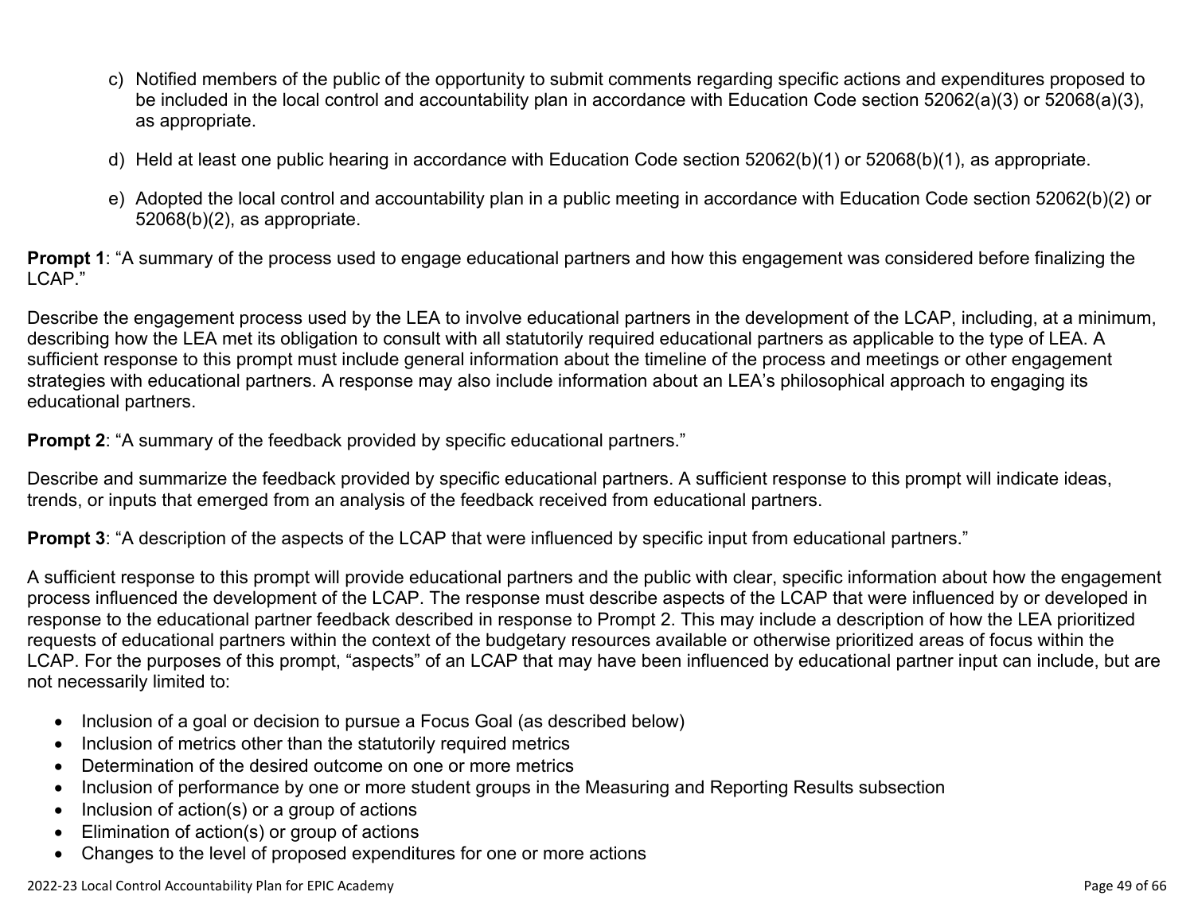c) Notified members of the public of the opportunity to submit comments regarding specific actions and expenditures proposed to be included in the local control and accountability plan in accordance with Education Code section 52062(a)(3) or 52068(a)(3), as appropriate.

d) Held at least one public hearing in accordance with Education Code section 52062(b)(1) or 52068(b)(1), as appropriate.

e) Adopted the local control and accountability plan in a public meeting in accordance with Education Code section 52062(b)(2) or 52068(b)(2), as appropriate.

**Prompt 1**: "A summary of the process used to engage educational partners and how this engagement was considered before finalizing the LCAP."

Describe the engagement process used by the LEA to involve educational partners in the development of the LCAP, including, at a minimum, describing how the LEA met its obligation to consult with all statutorily required educational partners as applicable to the type of LEA. A sufficient response to this prompt must include general information about the timeline of the process and meetings or other engagement strategies with educational partners. A response may also include information about an LEA's philosophical approach to engaging its educational partners.

**Prompt 2**: "A summary of the feedback provided by specific educational partners."

Describe and summarize the feedback provided by specific educational partners. A sufficient response to this prompt will indicate ideas, trends, or inputs that emerged from an analysis of the feedback received from educational partners.

**Prompt 3**: "A description of the aspects of the LCAP that were influenced by specific input from educational partners."

A sufficient response to this prompt will provide educational partners and the public with clear, specific information about how the engagement process influenced the development of the LCAP. The response must describe aspects of the LCAP that were influenced by or developed in response to the educational partner feedback described in response to Prompt 2. This may include a description of how the LEA prioritized requests of educational partners within the context of the budgetary resources available or otherwise prioritized areas of focus within the LCAP. For the purposes of this prompt, "aspects" of an LCAP that may have been influenced by educational partner input can include, but are not necessarily limited to:

- Inclusion of a goal or decision to pursue a Focus Goal (as described below)
- Inclusion of metrics other than the statutorily required metrics
- Determination of the desired outcome on one or more metrics
- Inclusion of performance by one or more student groups in the Measuring and Reporting Results subsection
- Inclusion of action(s) or a group of actions
- Elimination of action(s) or group of actions
- Changes to the level of proposed expenditures for one or more actions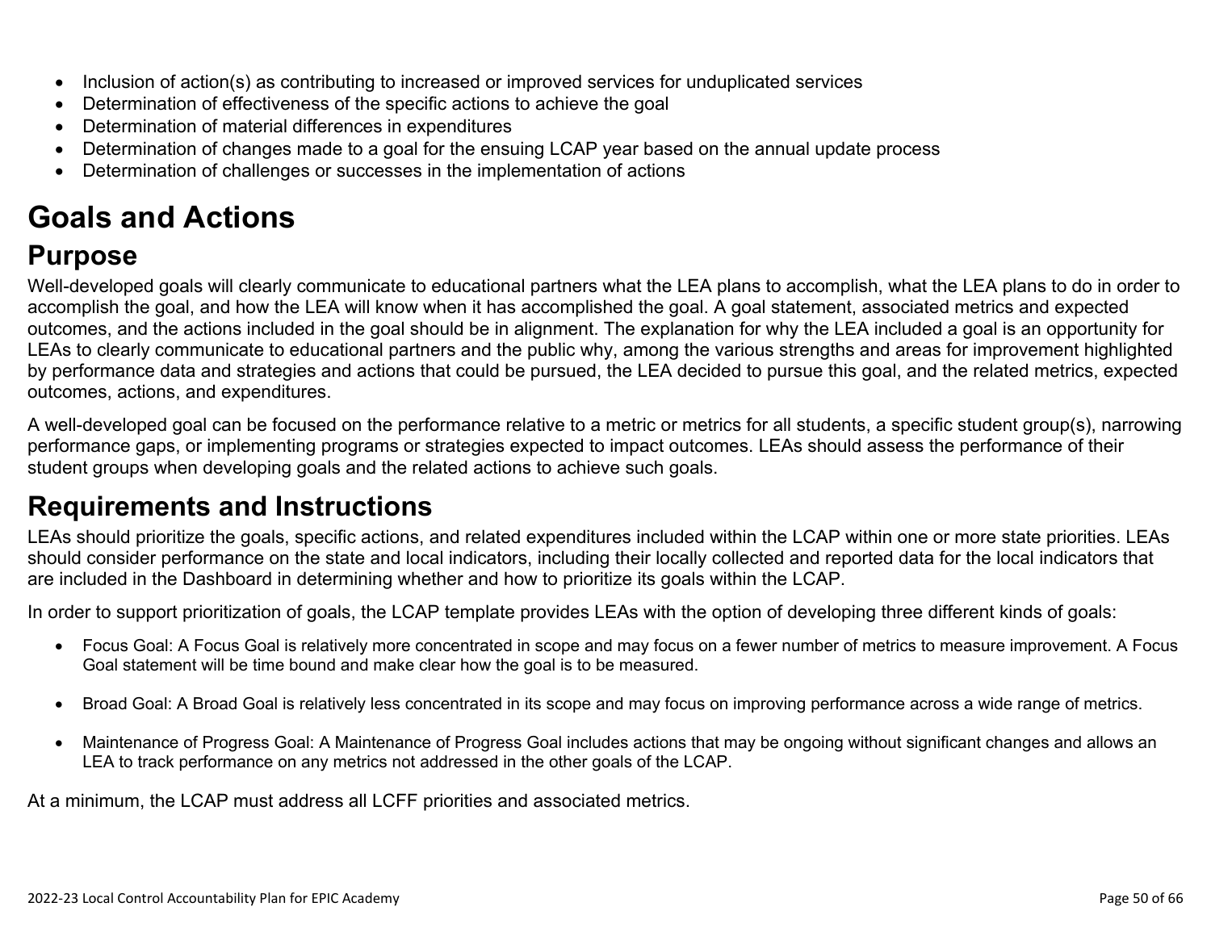- Inclusion of action(s) as contributing to increased or improved services for unduplicated services
- Determination of effectiveness of the specific actions to achieve the goal
- Determination of material differences in expenditures
- Determination of changes made to a goal for the ensuing LCAP year based on the annual update process
- Determination of challenges or successes in the implementation of actions

# Goals and Actions

## Purpose

Well-developed goals will clearly communicate to educational partners what the LEA plans to accomplish, what the LEA plans to do in order to accomplish the goal, and how the LEA will know when it has accomplished the goal. A goal statement, associated metrics and expected outcomes, and the actions included in the goal should be in alignment. The explanation for why the LEA included a goal is an opportunity for LEAs to clearly communicate to educational partners and the public why, among the various strengths and areas for improvement highlighted by performance data and strategies and actions that could be pursued, the LEA decided to pursue this goal, and the related metrics, expected outcomes, actions, and expenditures.

A well-developed goal can be focused on the performance relative to a metric or metrics for all students, a specific student group(s), narrowing performance gaps, or implementing programs or strategies expected to impact outcomes. LEAs should assess the performance of their student groups when developing goals and the related actions to achieve such goals.

## Requirements and Instructions

LEAs should prioritize the goals, specific actions, and related expenditures included within the LCAP within one or more state priorities. LEAs should consider performance on the state and local indicators, including their locally collected and reported data for the local indicators that are included in the Dashboard in determining whether and how to prioritize its goals within the LCAP.

In order to support prioritization of goals, the LCAP template provides LEAs with the option of developing three different kinds of goals:

- Focus Goal: A Focus Goal is relatively more concentrated in scope and may focus on a fewer number of metrics to measure improvement. A Focus Goal statement will be time bound and make clear how the goal is to be measured.

- Broad Goal: A Broad Goal is relatively less concentrated in its scope and may focus on improving performance across a wide range of metrics.

- Maintenance of Progress Goal: A Maintenance of Progress Goal includes actions that may be ongoing without significant changes and allows an LEA to track performance on any metrics not addressed in the other goals of the LCAP.

At a minimum, the LCAP must address all LCFF priorities and associated metrics.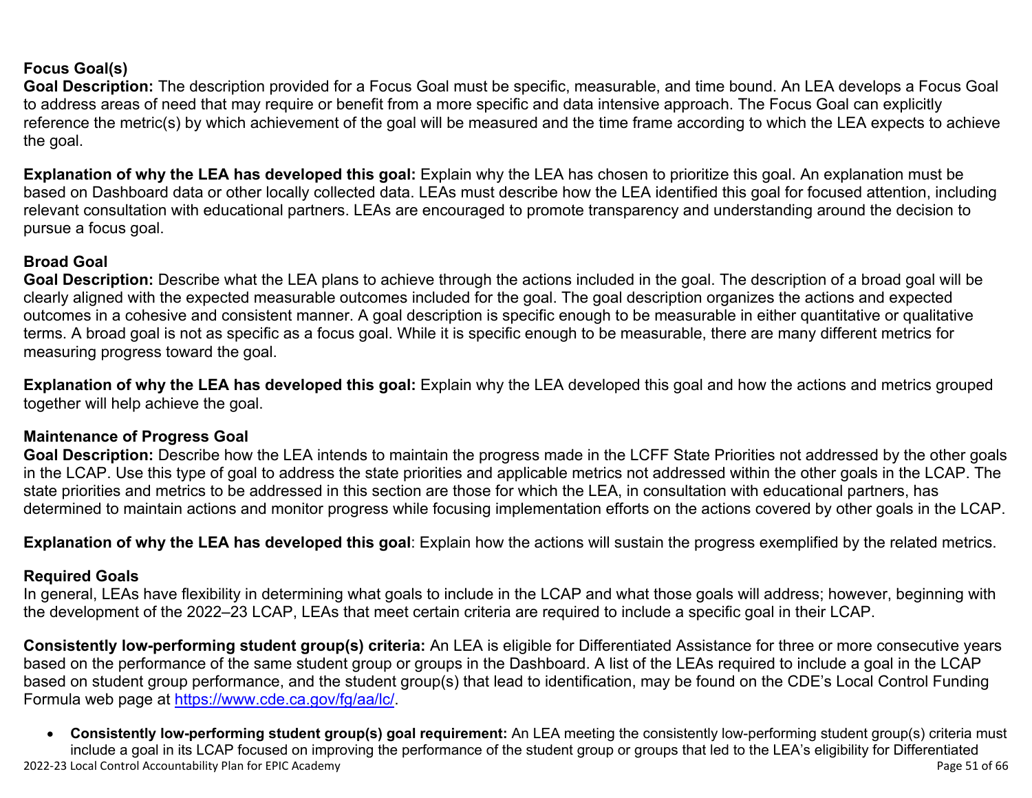### Focus Goal(s)

**Goal Description:** The description provided for a Focus Goal must be specific, measurable, and time bound. An LEA develops a Focus Goal to address areas of need that may require or benefit from a more specific and data intensive approach. The Focus Goal can explicitly reference the metric(s) by which achievement of the goal will be measured and the time frame according to which the LEA expects to achieve the goal.

**Explanation of why the LEA has developed this goal:** Explain why the LEA has chosen to prioritize this goal. An explanation must be based on Dashboard data or other locally collected data. LEAs must describe how the LEA identified this goal for focused attention, including relevant consultation with educational partners. LEAs are encouraged to promote transparency and understanding around the decision to pursue a focus goal.

### Broad Goal

**Goal Description:** Describe what the LEA plans to achieve through the actions included in the goal. The description of a broad goal will be clearly aligned with the expected measurable outcomes included for the goal. The goal description organizes the actions and expected outcomes in a cohesive and consistent manner. A goal description is specific enough to be measurable in either quantitative or qualitative terms. A broad goal is not as specific as a focus goal. While it is specific enough to be measurable, there are many different metrics for measuring progress toward the goal.

**Explanation of why the LEA has developed this goal:** Explain why the LEA developed this goal and how the actions and metrics grouped together will help achieve the goal.

### Maintenance of Progress Goal

**Goal Description:** Describe how the LEA intends to maintain the progress made in the LCFF State Priorities not addressed by the other goals in the LCAP. Use this type of goal to address the state priorities and applicable metrics not addressed within the other goals in the LCAP. The state priorities and metrics to be addressed in this section are those for which the LEA, in consultation with educational partners, has determined to maintain actions and monitor progress while focusing implementation efforts on the actions covered by other goals in the LCAP.

**Explanation of why the LEA has developed this goal**: Explain how the actions will sustain the progress exemplified by the related metrics.

### Required Goals

In general, LEAs have flexibility in determining what goals to include in the LCAP and what those goals will address; however, beginning with the development of the 2022–23 LCAP, LEAs that meet certain criteria are required to include a specific goal in their LCAP.

**Consistently low-performing student group(s) criteria:** An LEA is eligible for Differentiated Assistance for three or more consecutive years based on the performance of the same student group or groups in the Dashboard. A list of the LEAs required to include a goal in the LCAP based on student group performance, and the student group(s) that lead to identification, may be found on the CDE's Local Control Funding Formula web page at https://www.cde.ca.gov/fg/aa/lc/.

- **Consistently low-performing student group(s) goal requirement:** An LEA meeting the consistently low-performing student group(s) criteria must include a goal in its LCAP focused on improving the performance of the student group or groups that led to the LEA's eligibility for Differentiated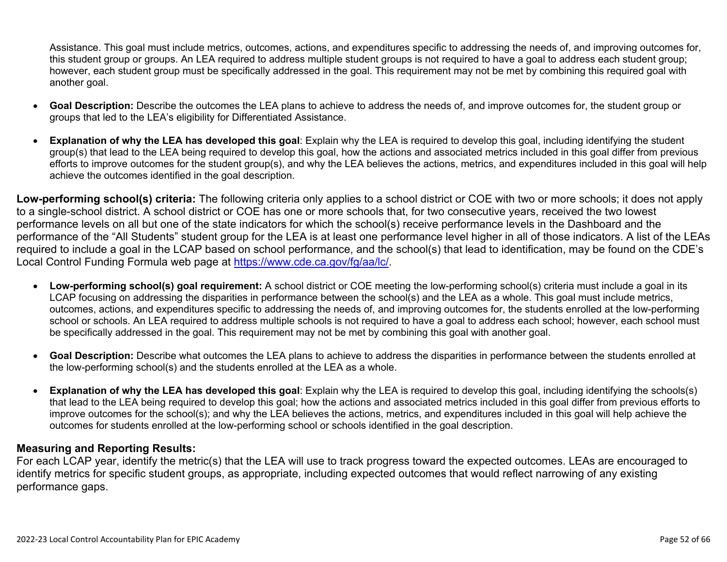Assistance. This goal must include metrics, outcomes, actions, and expenditures specific to addressing the needs of, and improving outcomes for, this student group or groups. An LEA required to address multiple student groups is not required to have a goal to address each student group; however, each student group must be specifically addressed in the goal. This requirement may not be met by combining this required goal with another goal.

- **Goal Description:** Describe the outcomes the LEA plans to achieve to address the needs of, and improve outcomes for, the student group or groups that led to the LEA's eligibility for Differentiated Assistance.
- **Explanation of why the LEA has developed this goal**: Explain why the LEA is required to develop this goal, including identifying the student group(s) that lead to the LEA being required to develop this goal, how the actions and associated metrics included in this goal differ from previous efforts to improve outcomes for the student group(s), and why the LEA believes the actions, metrics, and expenditures included in this goal will help achieve the outcomes identified in the goal description.

**Low-performing school(s) criteria:** The following criteria only applies to a school district or COE with two or more schools; it does not apply to a single-school district. A school district or COE has one or more schools that, for two consecutive years, received the two lowest performance levels on all but one of the state indicators for which the school(s) receive performance levels in the Dashboard and the performance of the "All Students" student group for the LEA is at least one performance level higher in all of those indicators. A list of the LEAs required to include a goal in the LCAP based on school performance, and the school(s) that lead to identification, may be found on the CDE's Local Control Funding Formula web page at [https://www.cde.ca.gov/fg/aa/lc/](https://www.cde.ca.gov/fg/aa/lc/).

- **Low-performing school(s) goal requirement:** A school district or COE meeting the low-performing school(s) criteria must include a goal in its LCAP focusing on addressing the disparities in performance between the school(s) and the LEA as a whole. This goal must include metrics, outcomes, actions, and expenditures specific to addressing the needs of, and improving outcomes for, the students enrolled at the low-performing school or schools. An LEA required to address multiple schools is not required to have a goal to address each school; however, each school must be specifically addressed in the goal. This requirement may not be met by combining this goal with another goal.
- **Goal Description:** Describe what outcomes the LEA plans to achieve to address the disparities in performance between the students enrolled at the low-performing school(s) and the students enrolled at the LEA as a whole.
- **Explanation of why the LEA has developed this goal**: Explain why the LEA is required to develop this goal, including identifying the schools(s) that lead to the LEA being required to develop this goal; how the actions and associated metrics included in this goal differ from previous efforts to improve outcomes for the school(s); and why the LEA believes the actions, metrics, and expenditures included in this goal will help achieve the outcomes for students enrolled at the low-performing school or schools identified in the goal description.

### Measuring and Reporting Results:

For each LCAP year, identify the metric(s) that the LEA will use to track progress toward the expected outcomes. LEAs are encouraged to identify metrics for specific student groups, as appropriate, including expected outcomes that would reflect narrowing of any existing performance gaps.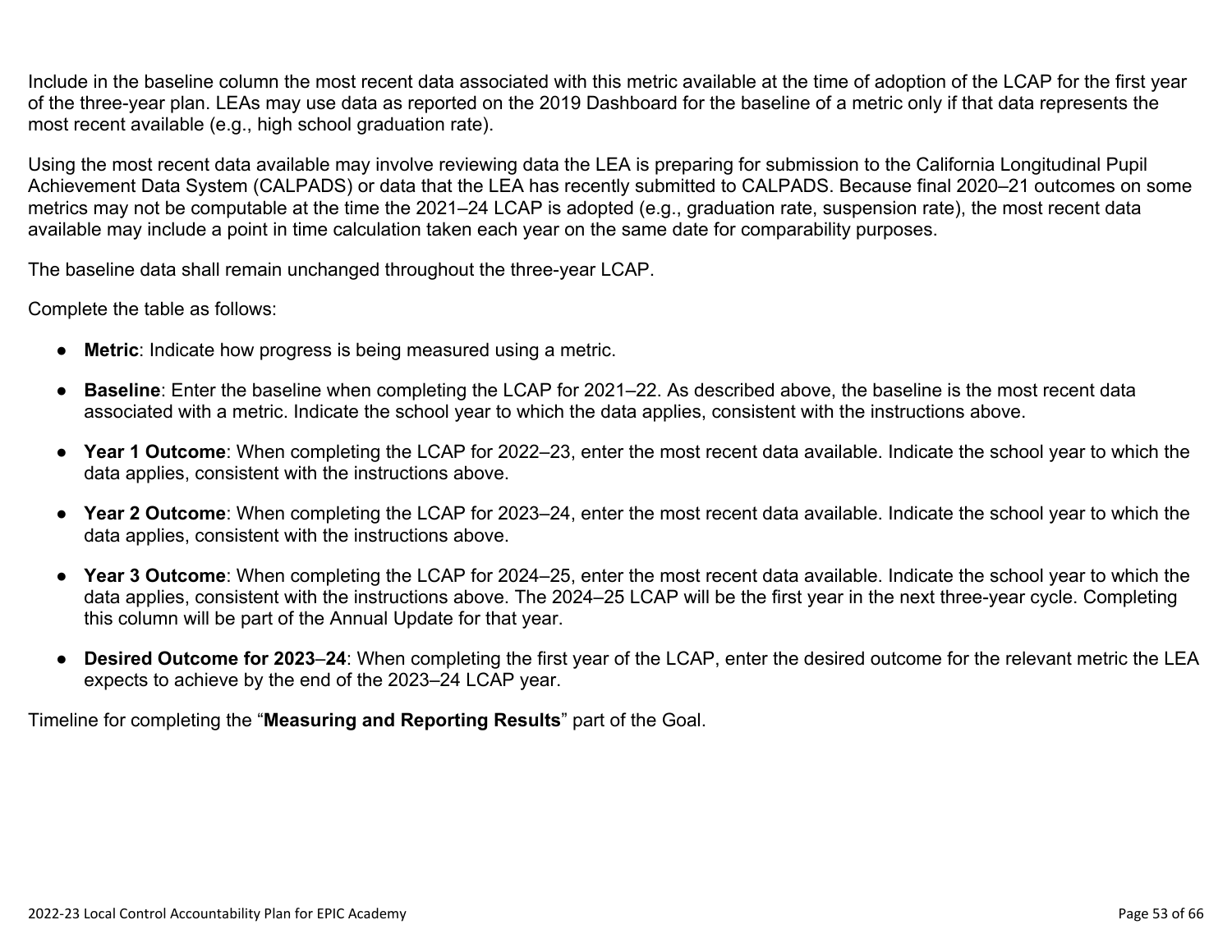Include in the baseline column the most recent data associated with this metric available at the time of adoption of the LCAP for the first year of the three-year plan. LEAs may use data as reported on the 2019 Dashboard for the baseline of a metric only if that data represents the most recent available (e.g., high school graduation rate).

Using the most recent data available may involve reviewing data the LEA is preparing for submission to the California Longitudinal Pupil Achievement Data System (CALPADS) or data that the LEA has recently submitted to CALPADS. Because final 2020–21 outcomes on some metrics may not be computable at the time the 2021–24 LCAP is adopted (e.g., graduation rate, suspension rate), the most recent data available may include a point in time calculation taken each year on the same date for comparability purposes.

The baseline data shall remain unchanged throughout the three-year LCAP.

Complete the table as follows:

- **Metric**: Indicate how progress is being measured using a metric.
- **Baseline**: Enter the baseline when completing the LCAP for 2021–22. As described above, the baseline is the most recent data associated with a metric. Indicate the school year to which the data applies, consistent with the instructions above.
- **Year 1 Outcome**: When completing the LCAP for 2022–23, enter the most recent data available. Indicate the school year to which the data applies, consistent with the instructions above.
- **Year 2 Outcome**: When completing the LCAP for 2023–24, enter the most recent data available. Indicate the school year to which the data applies, consistent with the instructions above.
- **Year 3 Outcome**: When completing the LCAP for 2024–25, enter the most recent data available. Indicate the school year to which the data applies, consistent with the instructions above. The 2024–25 LCAP will be the first year in the next three-year cycle. Completing this column will be part of the Annual Update for that year.
- **Desired Outcome for 2023–24**: When completing the first year of the LCAP, enter the desired outcome for the relevant metric the LEA expects to achieve by the end of the 2023–24 LCAP year.

Timeline for completing the "**Measuring and Reporting Results**" part of the Goal.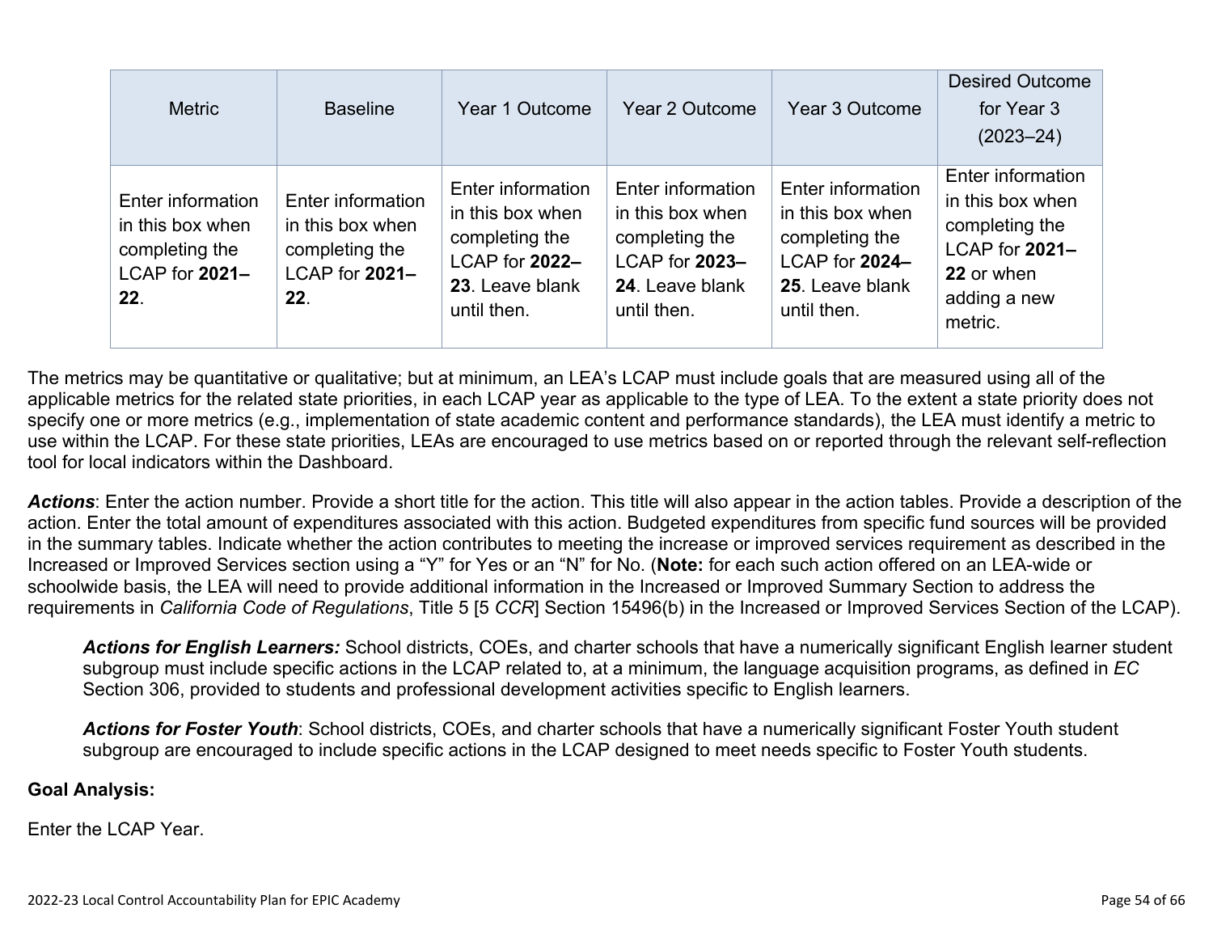| Metric | Baseline | Year 1 Outcome | Year 2 Outcome | Year 3 Outcome | Desired Outcome for Year 3 (2023–24) |
|---|---|---|---|---|---|
| Enter information in this box when completing the LCAP for **2021–22**. | Enter information in this box when completing the LCAP for **2021–22**. | Enter information in this box when completing the LCAP for **2022–23**. Leave blank until then. | Enter information in this box when completing the LCAP for **2023–24**. Leave blank until then. | Enter information in this box when completing the LCAP for **2024–25**. Leave blank until then. | Enter information in this box when completing the LCAP for **2021–22** or when adding a new metric. |

The metrics may be quantitative or qualitative; but at minimum, an LEA's LCAP must include goals that are measured using all of the applicable metrics for the related state priorities, in each LCAP year as applicable to the type of LEA. To the extent a state priority does not specify one or more metrics (e.g., implementation of state academic content and performance standards), the LEA must identify a metric to use within the LCAP. For these state priorities, LEAs are encouraged to use metrics based on or reported through the relevant self-reflection tool for local indicators within the Dashboard.

***Actions***: Enter the action number. Provide a short title for the action. This title will also appear in the action tables. Provide a description of the action. Enter the total amount of expenditures associated with this action. Budgeted expenditures from specific fund sources will be provided in the summary tables. Indicate whether the action contributes to meeting the increase or improved services requirement as described in the Increased or Improved Services section using a "Y" for Yes or an "N" for No. (**Note:** for each such action offered on an LEA-wide or schoolwide basis, the LEA will need to provide additional information in the Increased or Improved Summary Section to address the requirements in *California Code of Regulations*, Title 5 [5 *CCR*] Section 15496(b) in the Increased or Improved Services Section of the LCAP).

> ***Actions for English Learners:*** School districts, COEs, and charter schools that have a numerically significant English learner student subgroup must include specific actions in the LCAP related to, at a minimum, the language acquisition programs, as defined in *EC* Section 306, provided to students and professional development activities specific to English learners.
>
> ***Actions for Foster Youth***: School districts, COEs, and charter schools that have a numerically significant Foster Youth student subgroup are encouraged to include specific actions in the LCAP designed to meet needs specific to Foster Youth students.

**Goal Analysis:**

Enter the LCAP Year.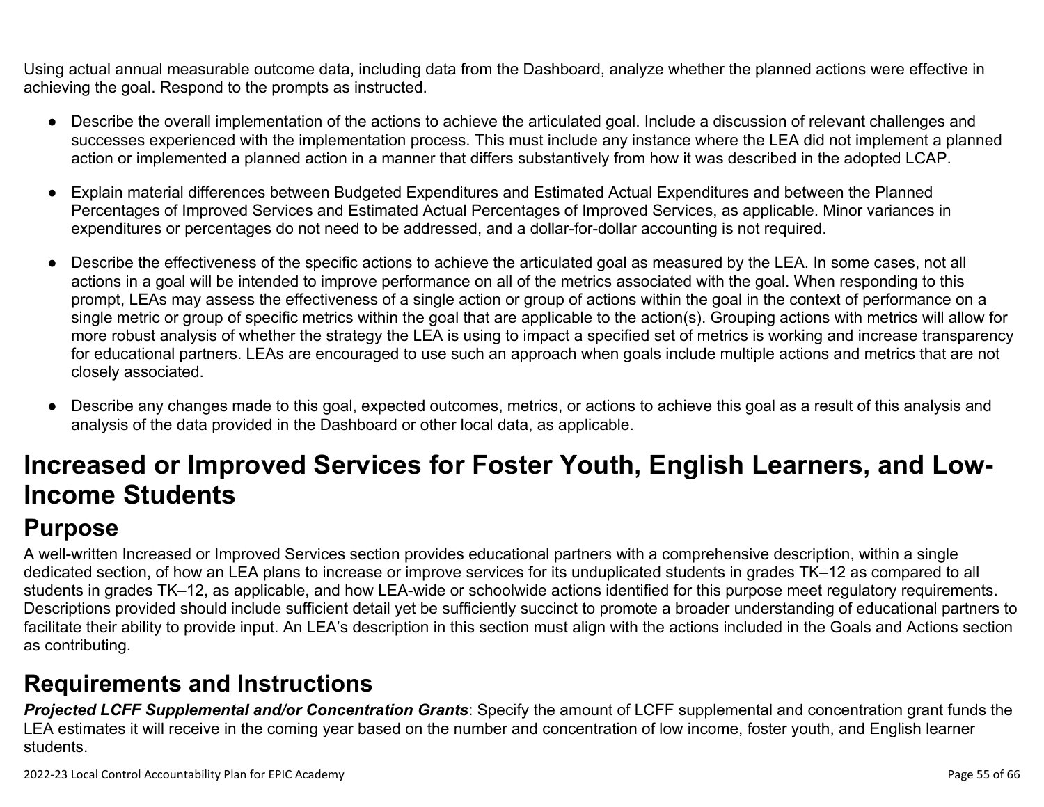Using actual annual measurable outcome data, including data from the Dashboard, analyze whether the planned actions were effective in achieving the goal. Respond to the prompts as instructed.

- Describe the overall implementation of the actions to achieve the articulated goal. Include a discussion of relevant challenges and successes experienced with the implementation process. This must include any instance where the LEA did not implement a planned action or implemented a planned action in a manner that differs substantively from how it was described in the adopted LCAP.
- Explain material differences between Budgeted Expenditures and Estimated Actual Expenditures and between the Planned Percentages of Improved Services and Estimated Actual Percentages of Improved Services, as applicable. Minor variances in expenditures or percentages do not need to be addressed, and a dollar-for-dollar accounting is not required.
- Describe the effectiveness of the specific actions to achieve the articulated goal as measured by the LEA. In some cases, not all actions in a goal will be intended to improve performance on all of the metrics associated with the goal. When responding to this prompt, LEAs may assess the effectiveness of a single action or group of actions within the goal in the context of performance on a single metric or group of specific metrics within the goal that are applicable to the action(s). Grouping actions with metrics will allow for more robust analysis of whether the strategy the LEA is using to impact a specified set of metrics is working and increase transparency for educational partners. LEAs are encouraged to use such an approach when goals include multiple actions and metrics that are not closely associated.
- Describe any changes made to this goal, expected outcomes, metrics, or actions to achieve this goal as a result of this analysis and analysis of the data provided in the Dashboard or other local data, as applicable.

# Increased or Improved Services for Foster Youth, English Learners, and Low-Income Students

## Purpose

A well-written Increased or Improved Services section provides educational partners with a comprehensive description, within a single dedicated section, of how an LEA plans to increase or improve services for its unduplicated students in grades TK–12 as compared to all students in grades TK–12, as applicable, and how LEA-wide or schoolwide actions identified for this purpose meet regulatory requirements. Descriptions provided should include sufficient detail yet be sufficiently succinct to promote a broader understanding of educational partners to facilitate their ability to provide input. An LEA's description in this section must align with the actions included in the Goals and Actions section as contributing.

## Requirements and Instructions

***Projected LCFF Supplemental and/or Concentration Grants***: Specify the amount of LCFF supplemental and concentration grant funds the LEA estimates it will receive in the coming year based on the number and concentration of low income, foster youth, and English learner students.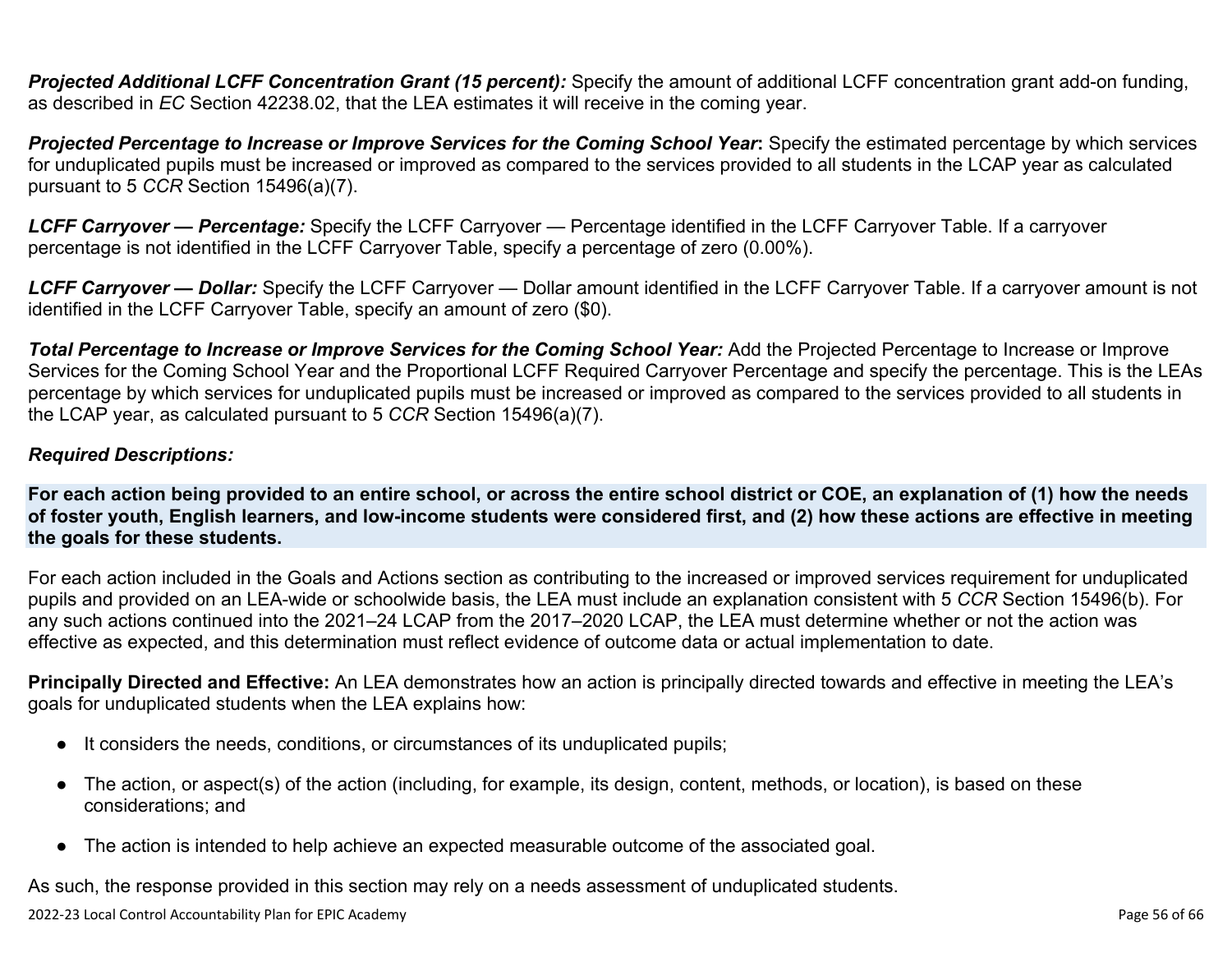***Projected Additional LCFF Concentration Grant (15 percent):*** Specify the amount of additional LCFF concentration grant add-on funding, as described in *EC* Section 42238.02, that the LEA estimates it will receive in the coming year.

***Projected Percentage to Increase or Improve Services for the Coming School Year*:** Specify the estimated percentage by which services for unduplicated pupils must be increased or improved as compared to the services provided to all students in the LCAP year as calculated pursuant to 5 *CCR* Section 15496(a)(7).

***LCFF Carryover — Percentage:*** Specify the LCFF Carryover — Percentage identified in the LCFF Carryover Table. If a carryover percentage is not identified in the LCFF Carryover Table, specify a percentage of zero (0.00%).

***LCFF Carryover — Dollar:*** Specify the LCFF Carryover — Dollar amount identified in the LCFF Carryover Table. If a carryover amount is not identified in the LCFF Carryover Table, specify an amount of zero ($0).

***Total Percentage to Increase or Improve Services for the Coming School Year:*** Add the Projected Percentage to Increase or Improve Services for the Coming School Year and the Proportional LCFF Required Carryover Percentage and specify the percentage. This is the LEAs percentage by which services for unduplicated pupils must be increased or improved as compared to the services provided to all students in the LCAP year, as calculated pursuant to 5 *CCR* Section 15496(a)(7).

***Required Descriptions:***

**For each action being provided to an entire school, or across the entire school district or COE, an explanation of (1) how the needs of foster youth, English learners, and low-income students were considered first, and (2) how these actions are effective in meeting the goals for these students.**

For each action included in the Goals and Actions section as contributing to the increased or improved services requirement for unduplicated pupils and provided on an LEA-wide or schoolwide basis, the LEA must include an explanation consistent with 5 *CCR* Section 15496(b). For any such actions continued into the 2021–24 LCAP from the 2017–2020 LCAP, the LEA must determine whether or not the action was effective as expected, and this determination must reflect evidence of outcome data or actual implementation to date.

**Principally Directed and Effective:** An LEA demonstrates how an action is principally directed towards and effective in meeting the LEA's goals for unduplicated students when the LEA explains how:

- It considers the needs, conditions, or circumstances of its unduplicated pupils;
- The action, or aspect(s) of the action (including, for example, its design, content, methods, or location), is based on these considerations; and
- The action is intended to help achieve an expected measurable outcome of the associated goal.

As such, the response provided in this section may rely on a needs assessment of unduplicated students.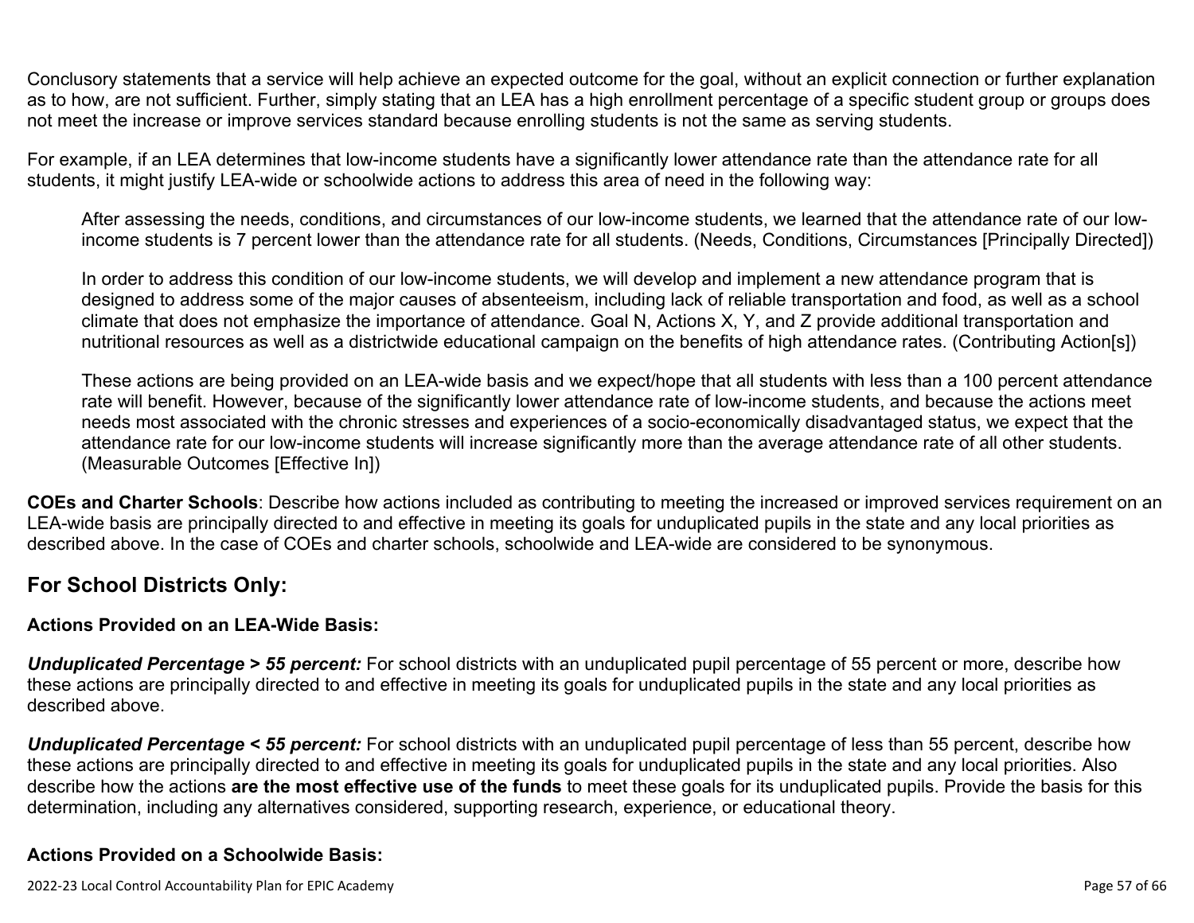Conclusory statements that a service will help achieve an expected outcome for the goal, without an explicit connection or further explanation as to how, are not sufficient. Further, simply stating that an LEA has a high enrollment percentage of a specific student group or groups does not meet the increase or improve services standard because enrolling students is not the same as serving students.

For example, if an LEA determines that low-income students have a significantly lower attendance rate than the attendance rate for all students, it might justify LEA-wide or schoolwide actions to address this area of need in the following way:

> After assessing the needs, conditions, and circumstances of our low-income students, we learned that the attendance rate of our low-income students is 7 percent lower than the attendance rate for all students. (Needs, Conditions, Circumstances [Principally Directed])
>
> In order to address this condition of our low-income students, we will develop and implement a new attendance program that is designed to address some of the major causes of absenteeism, including lack of reliable transportation and food, as well as a school climate that does not emphasize the importance of attendance. Goal N, Actions X, Y, and Z provide additional transportation and nutritional resources as well as a districtwide educational campaign on the benefits of high attendance rates. (Contributing Action[s])
>
> These actions are being provided on an LEA-wide basis and we expect/hope that all students with less than a 100 percent attendance rate will benefit. However, because of the significantly lower attendance rate of low-income students, and because the actions meet needs most associated with the chronic stresses and experiences of a socio-economically disadvantaged status, we expect that the attendance rate for our low-income students will increase significantly more than the average attendance rate of all other students. (Measurable Outcomes [Effective In])

**COEs and Charter Schools**: Describe how actions included as contributing to meeting the increased or improved services requirement on an LEA-wide basis are principally directed to and effective in meeting its goals for unduplicated pupils in the state and any local priorities as described above. In the case of COEs and charter schools, schoolwide and LEA-wide are considered to be synonymous.

## For School Districts Only:

### Actions Provided on an LEA-Wide Basis:

***Unduplicated Percentage > 55 percent:*** For school districts with an unduplicated pupil percentage of 55 percent or more, describe how these actions are principally directed to and effective in meeting its goals for unduplicated pupils in the state and any local priorities as described above.

***Unduplicated Percentage < 55 percent:*** For school districts with an unduplicated pupil percentage of less than 55 percent, describe how these actions are principally directed to and effective in meeting its goals for unduplicated pupils in the state and any local priorities. Also describe how the actions **are the most effective use of the funds** to meet these goals for its unduplicated pupils. Provide the basis for this determination, including any alternatives considered, supporting research, experience, or educational theory.

### Actions Provided on a Schoolwide Basis: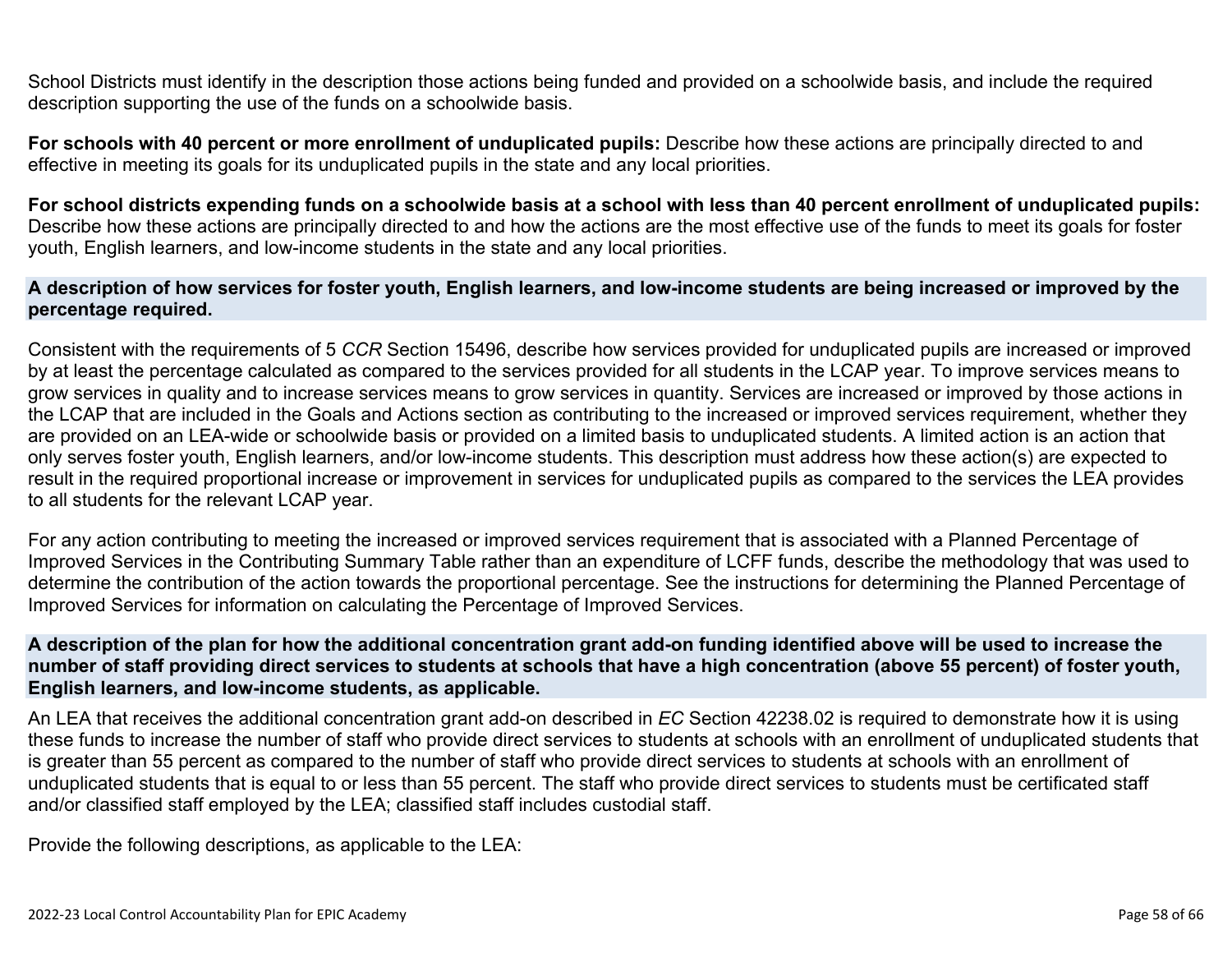School Districts must identify in the description those actions being funded and provided on a schoolwide basis, and include the required description supporting the use of the funds on a schoolwide basis.

**For schools with 40 percent or more enrollment of unduplicated pupils:** Describe how these actions are principally directed to and effective in meeting its goals for its unduplicated pupils in the state and any local priorities.

**For school districts expending funds on a schoolwide basis at a school with less than 40 percent enrollment of unduplicated pupils:** Describe how these actions are principally directed to and how the actions are the most effective use of the funds to meet its goals for foster youth, English learners, and low-income students in the state and any local priorities.

### A description of how services for foster youth, English learners, and low-income students are being increased or improved by the percentage required.

Consistent with the requirements of 5 *CCR* Section 15496, describe how services provided for unduplicated pupils are increased or improved by at least the percentage calculated as compared to the services provided for all students in the LCAP year. To improve services means to grow services in quality and to increase services means to grow services in quantity. Services are increased or improved by those actions in the LCAP that are included in the Goals and Actions section as contributing to the increased or improved services requirement, whether they are provided on an LEA-wide or schoolwide basis or provided on a limited basis to unduplicated students. A limited action is an action that only serves foster youth, English learners, and/or low-income students. This description must address how these action(s) are expected to result in the required proportional increase or improvement in services for unduplicated pupils as compared to the services the LEA provides to all students for the relevant LCAP year.

For any action contributing to meeting the increased or improved services requirement that is associated with a Planned Percentage of Improved Services in the Contributing Summary Table rather than an expenditure of LCFF funds, describe the methodology that was used to determine the contribution of the action towards the proportional percentage. See the instructions for determining the Planned Percentage of Improved Services for information on calculating the Percentage of Improved Services.

### A description of the plan for how the additional concentration grant add-on funding identified above will be used to increase the number of staff providing direct services to students at schools that have a high concentration (above 55 percent) of foster youth, English learners, and low-income students, as applicable.

An LEA that receives the additional concentration grant add-on described in *EC* Section 42238.02 is required to demonstrate how it is using these funds to increase the number of staff who provide direct services to students at schools with an enrollment of unduplicated students that is greater than 55 percent as compared to the number of staff who provide direct services to students at schools with an enrollment of unduplicated students that is equal to or less than 55 percent. The staff who provide direct services to students must be certificated staff and/or classified staff employed by the LEA; classified staff includes custodial staff.

Provide the following descriptions, as applicable to the LEA: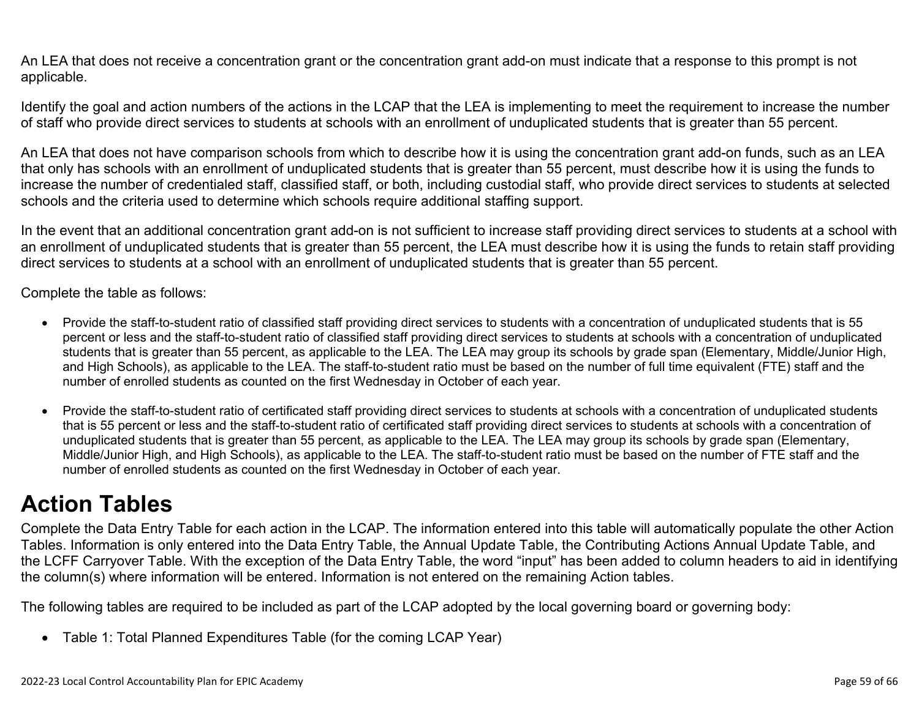An LEA that does not receive a concentration grant or the concentration grant add-on must indicate that a response to this prompt is not applicable.

Identify the goal and action numbers of the actions in the LCAP that the LEA is implementing to meet the requirement to increase the number of staff who provide direct services to students at schools with an enrollment of unduplicated students that is greater than 55 percent.

An LEA that does not have comparison schools from which to describe how it is using the concentration grant add-on funds, such as an LEA that only has schools with an enrollment of unduplicated students that is greater than 55 percent, must describe how it is using the funds to increase the number of credentialed staff, classified staff, or both, including custodial staff, who provide direct services to students at selected schools and the criteria used to determine which schools require additional staffing support.

In the event that an additional concentration grant add-on is not sufficient to increase staff providing direct services to students at a school with an enrollment of unduplicated students that is greater than 55 percent, the LEA must describe how it is using the funds to retain staff providing direct services to students at a school with an enrollment of unduplicated students that is greater than 55 percent.

Complete the table as follows:

- Provide the staff-to-student ratio of classified staff providing direct services to students with a concentration of unduplicated students that is 55 percent or less and the staff-to-student ratio of classified staff providing direct services to students at schools with a concentration of unduplicated students that is greater than 55 percent, as applicable to the LEA. The LEA may group its schools by grade span (Elementary, Middle/Junior High, and High Schools), as applicable to the LEA. The staff-to-student ratio must be based on the number of full time equivalent (FTE) staff and the number of enrolled students as counted on the first Wednesday in October of each year.

- Provide the staff-to-student ratio of certificated staff providing direct services to students at schools with a concentration of unduplicated students that is 55 percent or less and the staff-to-student ratio of certificated staff providing direct services to students at schools with a concentration of unduplicated students that is greater than 55 percent, as applicable to the LEA. The LEA may group its schools by grade span (Elementary, Middle/Junior High, and High Schools), as applicable to the LEA. The staff-to-student ratio must be based on the number of FTE staff and the number of enrolled students as counted on the first Wednesday in October of each year.

# Action Tables

Complete the Data Entry Table for each action in the LCAP. The information entered into this table will automatically populate the other Action Tables. Information is only entered into the Data Entry Table, the Annual Update Table, the Contributing Actions Annual Update Table, and the LCFF Carryover Table. With the exception of the Data Entry Table, the word "input" has been added to column headers to aid in identifying the column(s) where information will be entered. Information is not entered on the remaining Action tables.

The following tables are required to be included as part of the LCAP adopted by the local governing board or governing body:

- Table 1: Total Planned Expenditures Table (for the coming LCAP Year)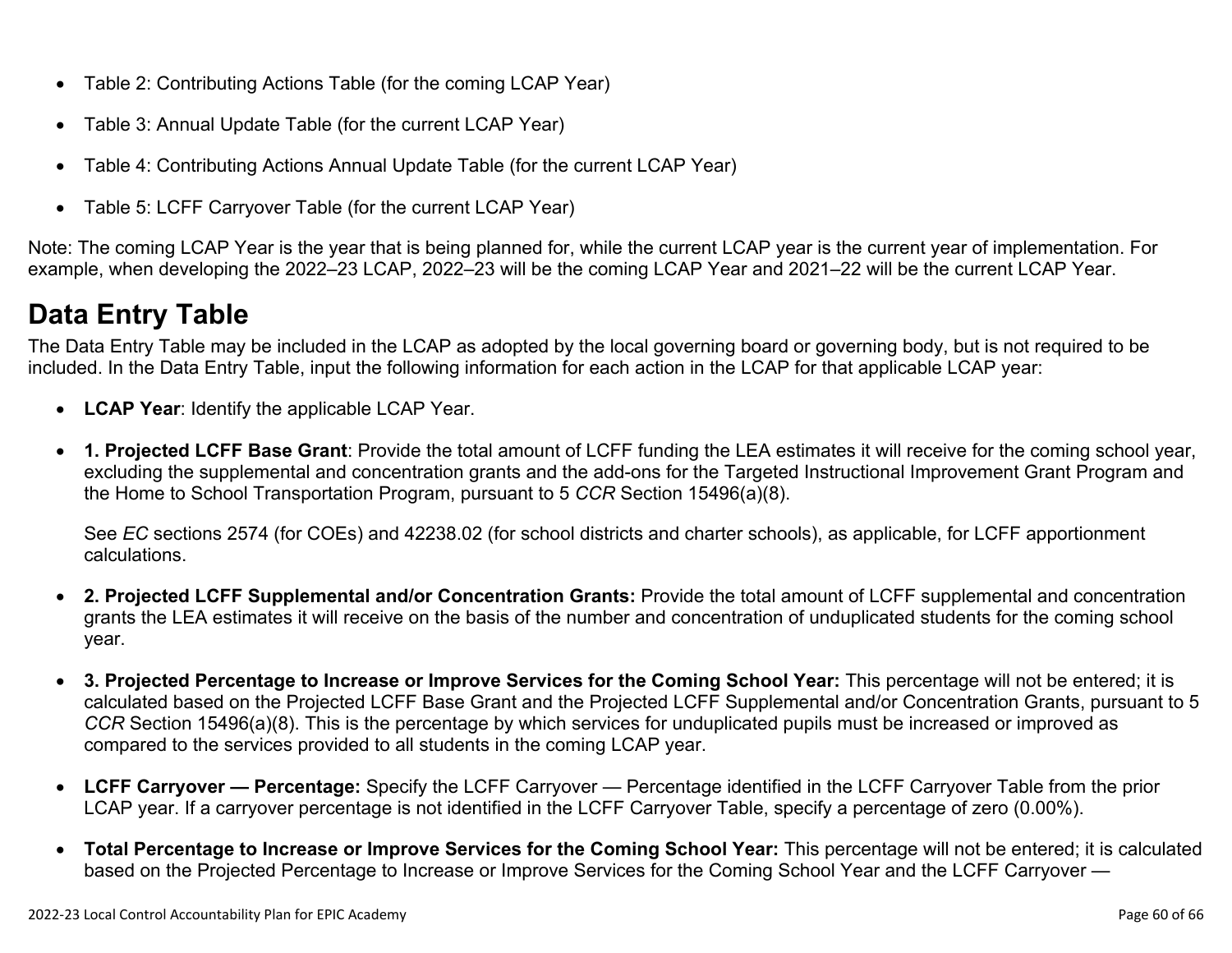- Table 2: Contributing Actions Table (for the coming LCAP Year)
- Table 3: Annual Update Table (for the current LCAP Year)
- Table 4: Contributing Actions Annual Update Table (for the current LCAP Year)
- Table 5: LCFF Carryover Table (for the current LCAP Year)

Note: The coming LCAP Year is the year that is being planned for, while the current LCAP year is the current year of implementation. For example, when developing the 2022–23 LCAP, 2022–23 will be the coming LCAP Year and 2021–22 will be the current LCAP Year.

# Data Entry Table

The Data Entry Table may be included in the LCAP as adopted by the local governing board or governing body, but is not required to be included. In the Data Entry Table, input the following information for each action in the LCAP for that applicable LCAP year:

- **LCAP Year**: Identify the applicable LCAP Year.
- **1. Projected LCFF Base Grant**: Provide the total amount of LCFF funding the LEA estimates it will receive for the coming school year, excluding the supplemental and concentration grants and the add-ons for the Targeted Instructional Improvement Grant Program and the Home to School Transportation Program, pursuant to 5 *CCR* Section 15496(a)(8).

  See *EC* sections 2574 (for COEs) and 42238.02 (for school districts and charter schools), as applicable, for LCFF apportionment calculations.

- **2. Projected LCFF Supplemental and/or Concentration Grants:** Provide the total amount of LCFF supplemental and concentration grants the LEA estimates it will receive on the basis of the number and concentration of unduplicated students for the coming school year.
- **3. Projected Percentage to Increase or Improve Services for the Coming School Year:** This percentage will not be entered; it is calculated based on the Projected LCFF Base Grant and the Projected LCFF Supplemental and/or Concentration Grants, pursuant to 5 *CCR* Section 15496(a)(8). This is the percentage by which services for unduplicated pupils must be increased or improved as compared to the services provided to all students in the coming LCAP year.
- **LCFF Carryover — Percentage:** Specify the LCFF Carryover — Percentage identified in the LCFF Carryover Table from the prior LCAP year. If a carryover percentage is not identified in the LCFF Carryover Table, specify a percentage of zero (0.00%).
- **Total Percentage to Increase or Improve Services for the Coming School Year:** This percentage will not be entered; it is calculated based on the Projected Percentage to Increase or Improve Services for the Coming School Year and the LCFF Carryover —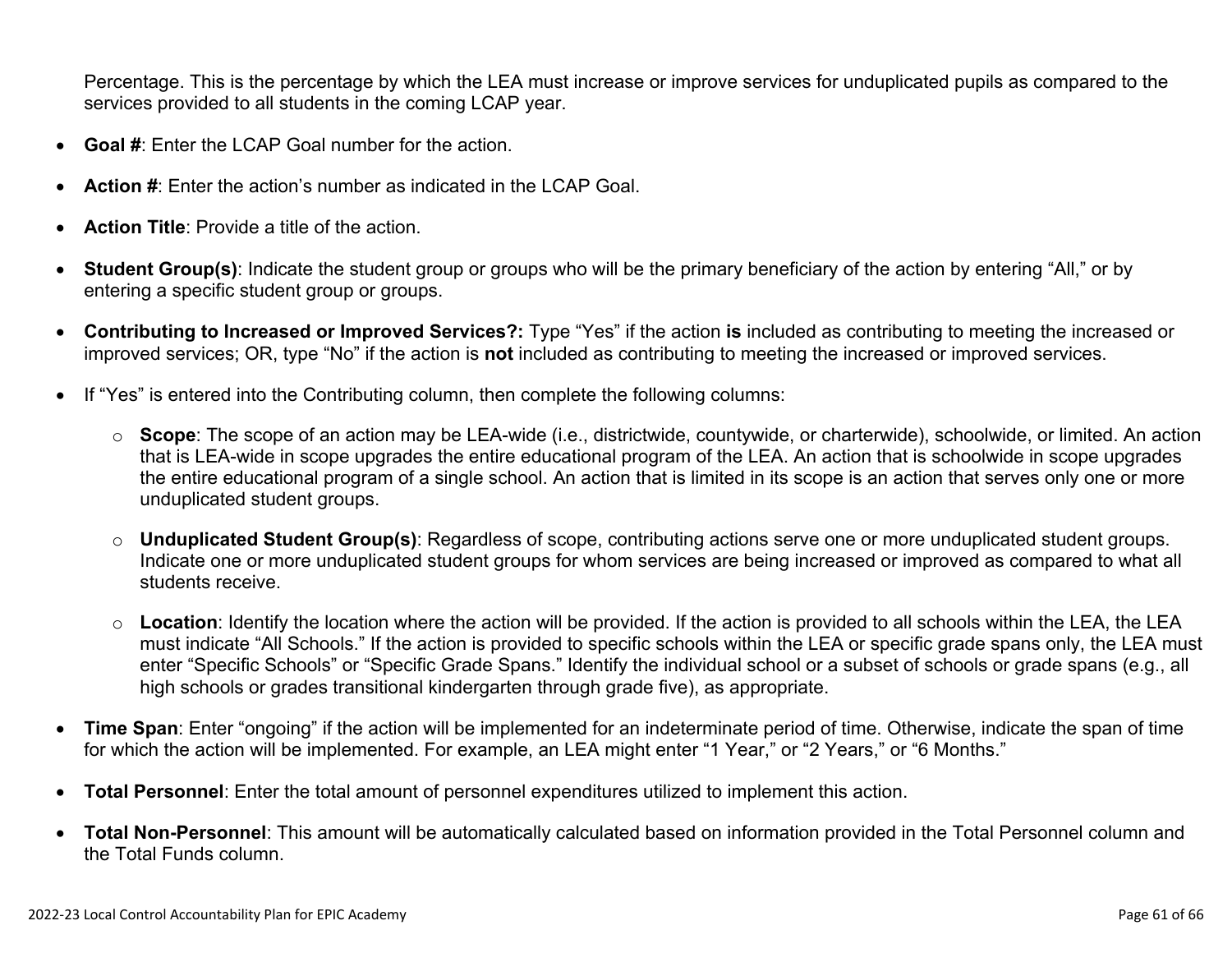Percentage. This is the percentage by which the LEA must increase or improve services for unduplicated pupils as compared to the services provided to all students in the coming LCAP year.

- **Goal #**: Enter the LCAP Goal number for the action.
- **Action #**: Enter the action's number as indicated in the LCAP Goal.
- **Action Title**: Provide a title of the action.
- **Student Group(s)**: Indicate the student group or groups who will be the primary beneficiary of the action by entering "All," or by entering a specific student group or groups.
- **Contributing to Increased or Improved Services?:** Type "Yes" if the action **is** included as contributing to meeting the increased or improved services; OR, type "No" if the action is **not** included as contributing to meeting the increased or improved services.
- If "Yes" is entered into the Contributing column, then complete the following columns:
  - **Scope**: The scope of an action may be LEA-wide (i.e., districtwide, countywide, or charterwide), schoolwide, or limited. An action that is LEA-wide in scope upgrades the entire educational program of the LEA. An action that is schoolwide in scope upgrades the entire educational program of a single school. An action that is limited in its scope is an action that serves only one or more unduplicated student groups.
  - **Unduplicated Student Group(s)**: Regardless of scope, contributing actions serve one or more unduplicated student groups. Indicate one or more unduplicated student groups for whom services are being increased or improved as compared to what all students receive.
  - **Location**: Identify the location where the action will be provided. If the action is provided to all schools within the LEA, the LEA must indicate "All Schools." If the action is provided to specific schools within the LEA or specific grade spans only, the LEA must enter "Specific Schools" or "Specific Grade Spans." Identify the individual school or a subset of schools or grade spans (e.g., all high schools or grades transitional kindergarten through grade five), as appropriate.
- **Time Span**: Enter "ongoing" if the action will be implemented for an indeterminate period of time. Otherwise, indicate the span of time for which the action will be implemented. For example, an LEA might enter "1 Year," or "2 Years," or "6 Months."
- **Total Personnel**: Enter the total amount of personnel expenditures utilized to implement this action.
- **Total Non-Personnel**: This amount will be automatically calculated based on information provided in the Total Personnel column and the Total Funds column.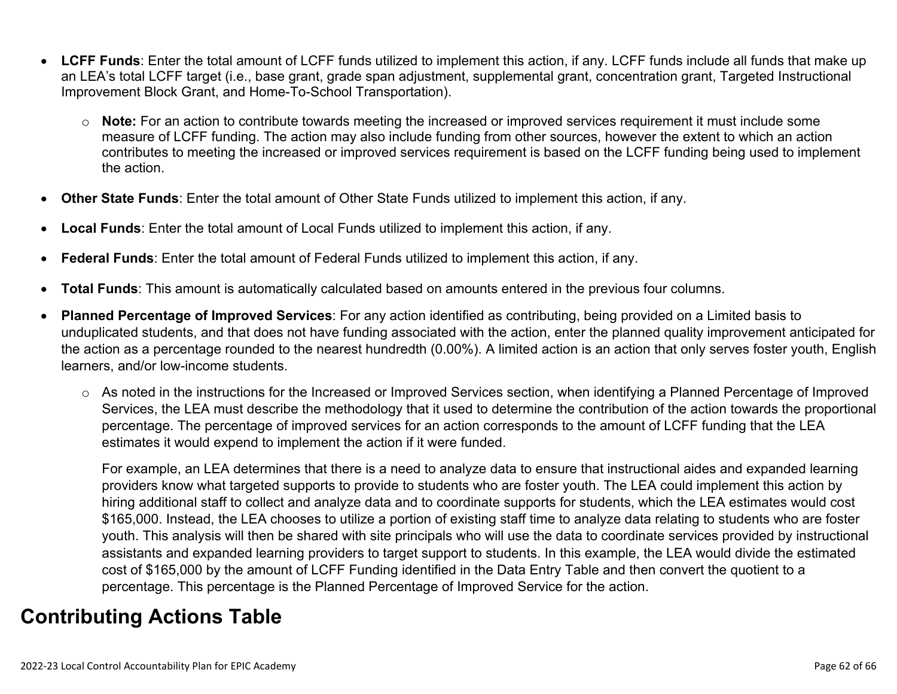- **LCFF Funds**: Enter the total amount of LCFF funds utilized to implement this action, if any. LCFF funds include all funds that make up an LEA's total LCFF target (i.e., base grant, grade span adjustment, supplemental grant, concentration grant, Targeted Instructional Improvement Block Grant, and Home-To-School Transportation).
  - **Note:** For an action to contribute towards meeting the increased or improved services requirement it must include some measure of LCFF funding. The action may also include funding from other sources, however the extent to which an action contributes to meeting the increased or improved services requirement is based on the LCFF funding being used to implement the action.
- **Other State Funds**: Enter the total amount of Other State Funds utilized to implement this action, if any.
- **Local Funds**: Enter the total amount of Local Funds utilized to implement this action, if any.
- **Federal Funds**: Enter the total amount of Federal Funds utilized to implement this action, if any.
- **Total Funds**: This amount is automatically calculated based on amounts entered in the previous four columns.
- **Planned Percentage of Improved Services**: For any action identified as contributing, being provided on a Limited basis to unduplicated students, and that does not have funding associated with the action, enter the planned quality improvement anticipated for the action as a percentage rounded to the nearest hundredth (0.00%). A limited action is an action that only serves foster youth, English learners, and/or low-income students.
  - As noted in the instructions for the Increased or Improved Services section, when identifying a Planned Percentage of Improved Services, the LEA must describe the methodology that it used to determine the contribution of the action towards the proportional percentage. The percentage of improved services for an action corresponds to the amount of LCFF funding that the LEA estimates it would expend to implement the action if it were funded.

    For example, an LEA determines that there is a need to analyze data to ensure that instructional aides and expanded learning providers know what targeted supports to provide to students who are foster youth. The LEA could implement this action by hiring additional staff to collect and analyze data and to coordinate supports for students, which the LEA estimates would cost $165,000. Instead, the LEA chooses to utilize a portion of existing staff time to analyze data relating to students who are foster youth. This analysis will then be shared with site principals who will use the data to coordinate services provided by instructional assistants and expanded learning providers to target support to students. In this example, the LEA would divide the estimated cost of $165,000 by the amount of LCFF Funding identified in the Data Entry Table and then convert the quotient to a percentage. This percentage is the Planned Percentage of Improved Service for the action.

# Contributing Actions Table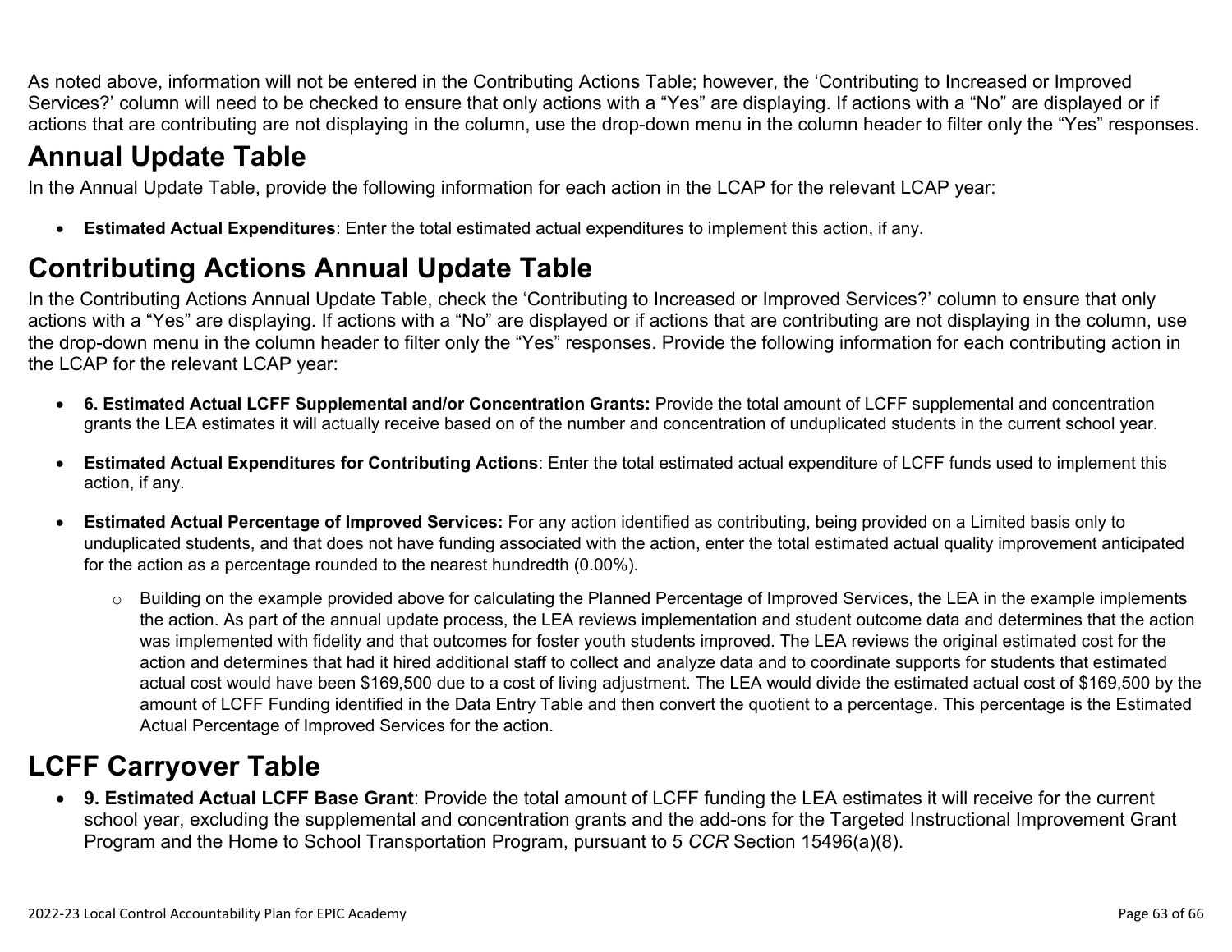As noted above, information will not be entered in the Contributing Actions Table; however, the 'Contributing to Increased or Improved Services?' column will need to be checked to ensure that only actions with a "Yes" are displaying. If actions with a "No" are displayed or if actions that are contributing are not displaying in the column, use the drop-down menu in the column header to filter only the "Yes" responses.

# Annual Update Table

In the Annual Update Table, provide the following information for each action in the LCAP for the relevant LCAP year:

- **Estimated Actual Expenditures**: Enter the total estimated actual expenditures to implement this action, if any.

# Contributing Actions Annual Update Table

In the Contributing Actions Annual Update Table, check the 'Contributing to Increased or Improved Services?' column to ensure that only actions with a "Yes" are displaying. If actions with a "No" are displayed or if actions that are contributing are not displaying in the column, use the drop-down menu in the column header to filter only the "Yes" responses. Provide the following information for each contributing action in the LCAP for the relevant LCAP year:

- **6. Estimated Actual LCFF Supplemental and/or Concentration Grants:** Provide the total amount of LCFF supplemental and concentration grants the LEA estimates it will actually receive based on of the number and concentration of unduplicated students in the current school year.
- **Estimated Actual Expenditures for Contributing Actions**: Enter the total estimated actual expenditure of LCFF funds used to implement this action, if any.
- **Estimated Actual Percentage of Improved Services:** For any action identified as contributing, being provided on a Limited basis only to unduplicated students, and that does not have funding associated with the action, enter the total estimated actual quality improvement anticipated for the action as a percentage rounded to the nearest hundredth (0.00%).
    - Building on the example provided above for calculating the Planned Percentage of Improved Services, the LEA in the example implements the action. As part of the annual update process, the LEA reviews implementation and student outcome data and determines that the action was implemented with fidelity and that outcomes for foster youth students improved. The LEA reviews the original estimated cost for the action and determines that had it hired additional staff to collect and analyze data and to coordinate supports for students that estimated actual cost would have been $169,500 due to a cost of living adjustment. The LEA would divide the estimated actual cost of $169,500 by the amount of LCFF Funding identified in the Data Entry Table and then convert the quotient to a percentage. This percentage is the Estimated Actual Percentage of Improved Services for the action.

# LCFF Carryover Table

- **9. Estimated Actual LCFF Base Grant**: Provide the total amount of LCFF funding the LEA estimates it will receive for the current school year, excluding the supplemental and concentration grants and the add-ons for the Targeted Instructional Improvement Grant Program and the Home to School Transportation Program, pursuant to 5 *CCR* Section 15496(a)(8).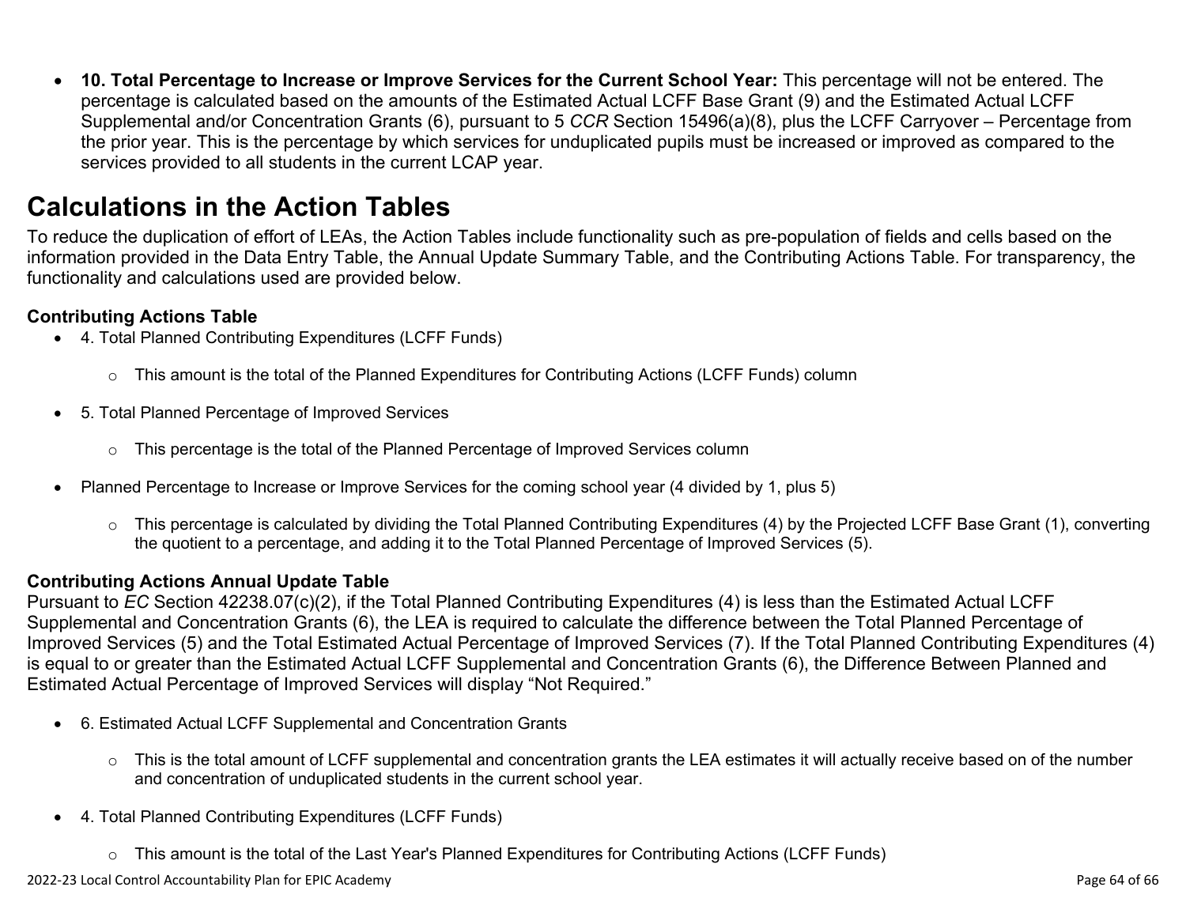- **10. Total Percentage to Increase or Improve Services for the Current School Year:** This percentage will not be entered. The percentage is calculated based on the amounts of the Estimated Actual LCFF Base Grant (9) and the Estimated Actual LCFF Supplemental and/or Concentration Grants (6), pursuant to 5 *CCR* Section 15496(a)(8), plus the LCFF Carryover – Percentage from the prior year. This is the percentage by which services for unduplicated pupils must be increased or improved as compared to the services provided to all students in the current LCAP year.

# Calculations in the Action Tables

To reduce the duplication of effort of LEAs, the Action Tables include functionality such as pre-population of fields and cells based on the information provided in the Data Entry Table, the Annual Update Summary Table, and the Contributing Actions Table. For transparency, the functionality and calculations used are provided below.

### Contributing Actions Table

- 4. Total Planned Contributing Expenditures (LCFF Funds)
    - This amount is the total of the Planned Expenditures for Contributing Actions (LCFF Funds) column
- 5. Total Planned Percentage of Improved Services
    - This percentage is the total of the Planned Percentage of Improved Services column
- Planned Percentage to Increase or Improve Services for the coming school year (4 divided by 1, plus 5)
    - This percentage is calculated by dividing the Total Planned Contributing Expenditures (4) by the Projected LCFF Base Grant (1), converting the quotient to a percentage, and adding it to the Total Planned Percentage of Improved Services (5).

### Contributing Actions Annual Update Table

Pursuant to *EC* Section 42238.07(c)(2), if the Total Planned Contributing Expenditures (4) is less than the Estimated Actual LCFF Supplemental and Concentration Grants (6), the LEA is required to calculate the difference between the Total Planned Percentage of Improved Services (5) and the Total Estimated Actual Percentage of Improved Services (7). If the Total Planned Contributing Expenditures (4) is equal to or greater than the Estimated Actual LCFF Supplemental and Concentration Grants (6), the Difference Between Planned and Estimated Actual Percentage of Improved Services will display "Not Required."

- 6. Estimated Actual LCFF Supplemental and Concentration Grants
    - This is the total amount of LCFF supplemental and concentration grants the LEA estimates it will actually receive based on of the number and concentration of unduplicated students in the current school year.
- 4. Total Planned Contributing Expenditures (LCFF Funds)
    - This amount is the total of the Last Year's Planned Expenditures for Contributing Actions (LCFF Funds)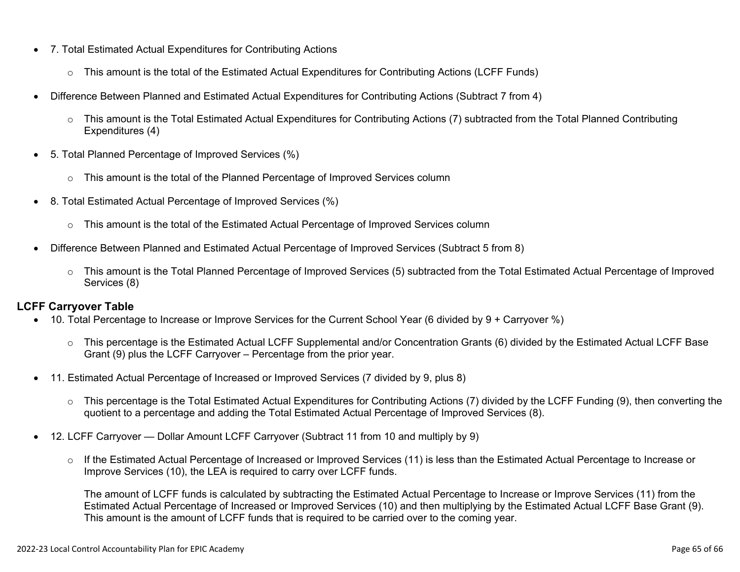- 7. Total Estimated Actual Expenditures for Contributing Actions
  - This amount is the total of the Estimated Actual Expenditures for Contributing Actions (LCFF Funds)
- Difference Between Planned and Estimated Actual Expenditures for Contributing Actions (Subtract 7 from 4)
  - This amount is the Total Estimated Actual Expenditures for Contributing Actions (7) subtracted from the Total Planned Contributing Expenditures (4)
- 5. Total Planned Percentage of Improved Services (%)
  - This amount is the total of the Planned Percentage of Improved Services column
- 8. Total Estimated Actual Percentage of Improved Services (%)
  - This amount is the total of the Estimated Actual Percentage of Improved Services column
- Difference Between Planned and Estimated Actual Percentage of Improved Services (Subtract 5 from 8)
  - This amount is the Total Planned Percentage of Improved Services (5) subtracted from the Total Estimated Actual Percentage of Improved Services (8)

**LCFF Carryover Table**

- 10. Total Percentage to Increase or Improve Services for the Current School Year (6 divided by 9 + Carryover %)
  - This percentage is the Estimated Actual LCFF Supplemental and/or Concentration Grants (6) divided by the Estimated Actual LCFF Base Grant (9) plus the LCFF Carryover – Percentage from the prior year.
- 11. Estimated Actual Percentage of Increased or Improved Services (7 divided by 9, plus 8)
  - This percentage is the Total Estimated Actual Expenditures for Contributing Actions (7) divided by the LCFF Funding (9), then converting the quotient to a percentage and adding the Total Estimated Actual Percentage of Improved Services (8).
- 12. LCFF Carryover — Dollar Amount LCFF Carryover (Subtract 11 from 10 and multiply by 9)
  - If the Estimated Actual Percentage of Increased or Improved Services (11) is less than the Estimated Actual Percentage to Increase or Improve Services (10), the LEA is required to carry over LCFF funds.

    The amount of LCFF funds is calculated by subtracting the Estimated Actual Percentage to Increase or Improve Services (11) from the Estimated Actual Percentage of Increased or Improved Services (10) and then multiplying by the Estimated Actual LCFF Base Grant (9). This amount is the amount of LCFF funds that is required to be carried over to the coming year.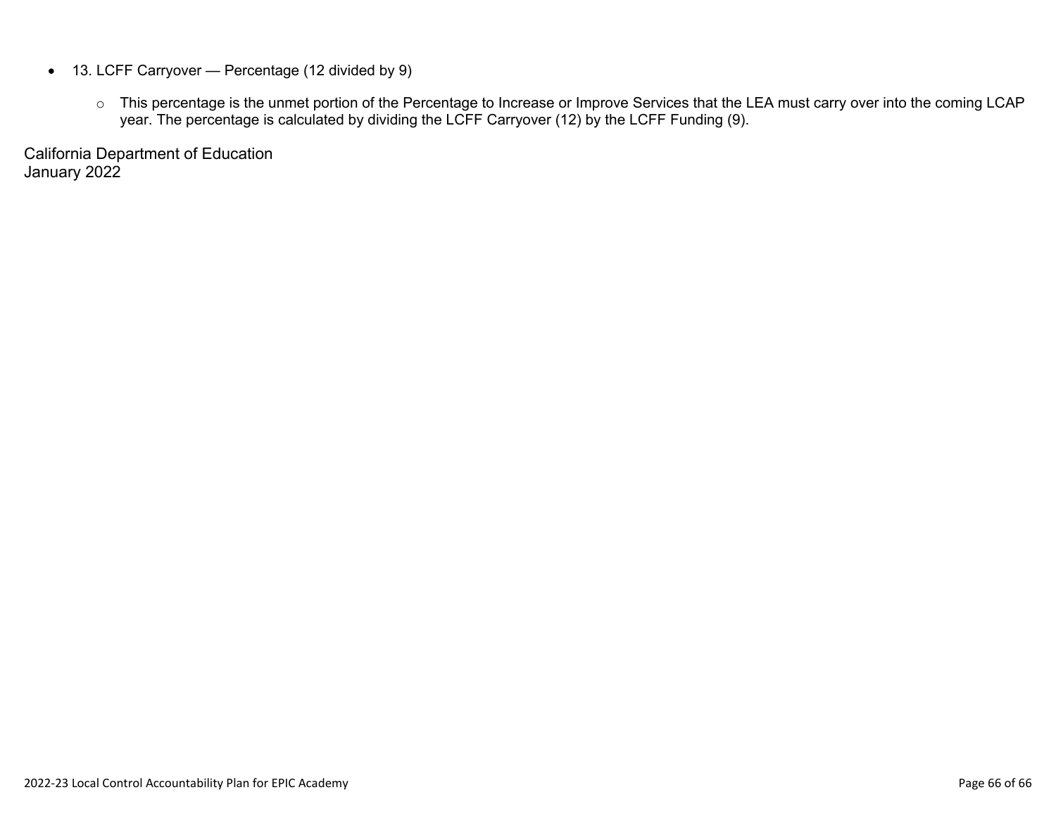- 13. LCFF Carryover — Percentage (12 divided by 9)
  - This percentage is the unmet portion of the Percentage to Increase or Improve Services that the LEA must carry over into the coming LCAP year. The percentage is calculated by dividing the LCFF Carryover (12) by the LCFF Funding (9).

California Department of Education
January 2022